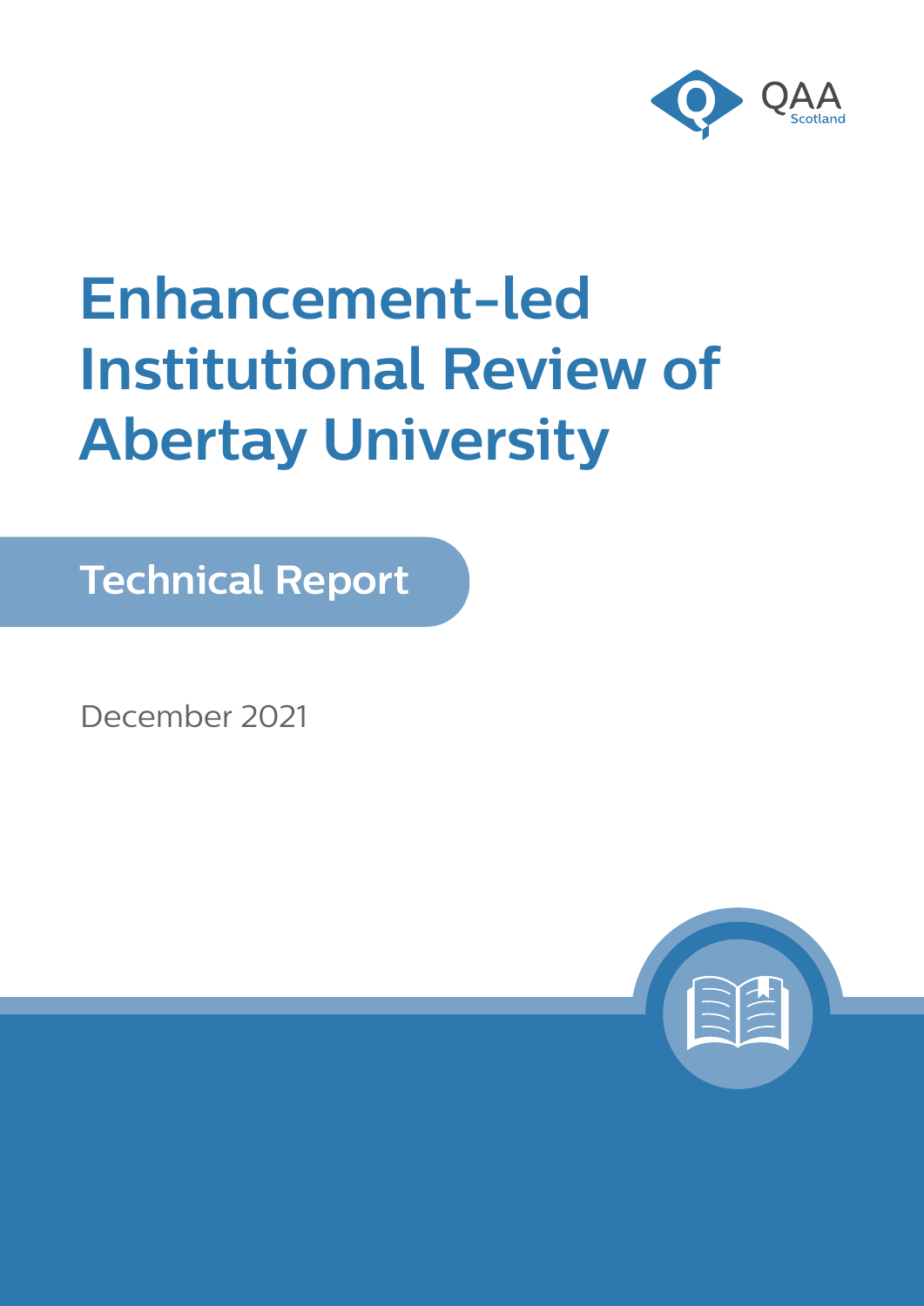QAA Scotland

# Enhancement-led Institutional Review of Abertay University

## Technical Report

December 2021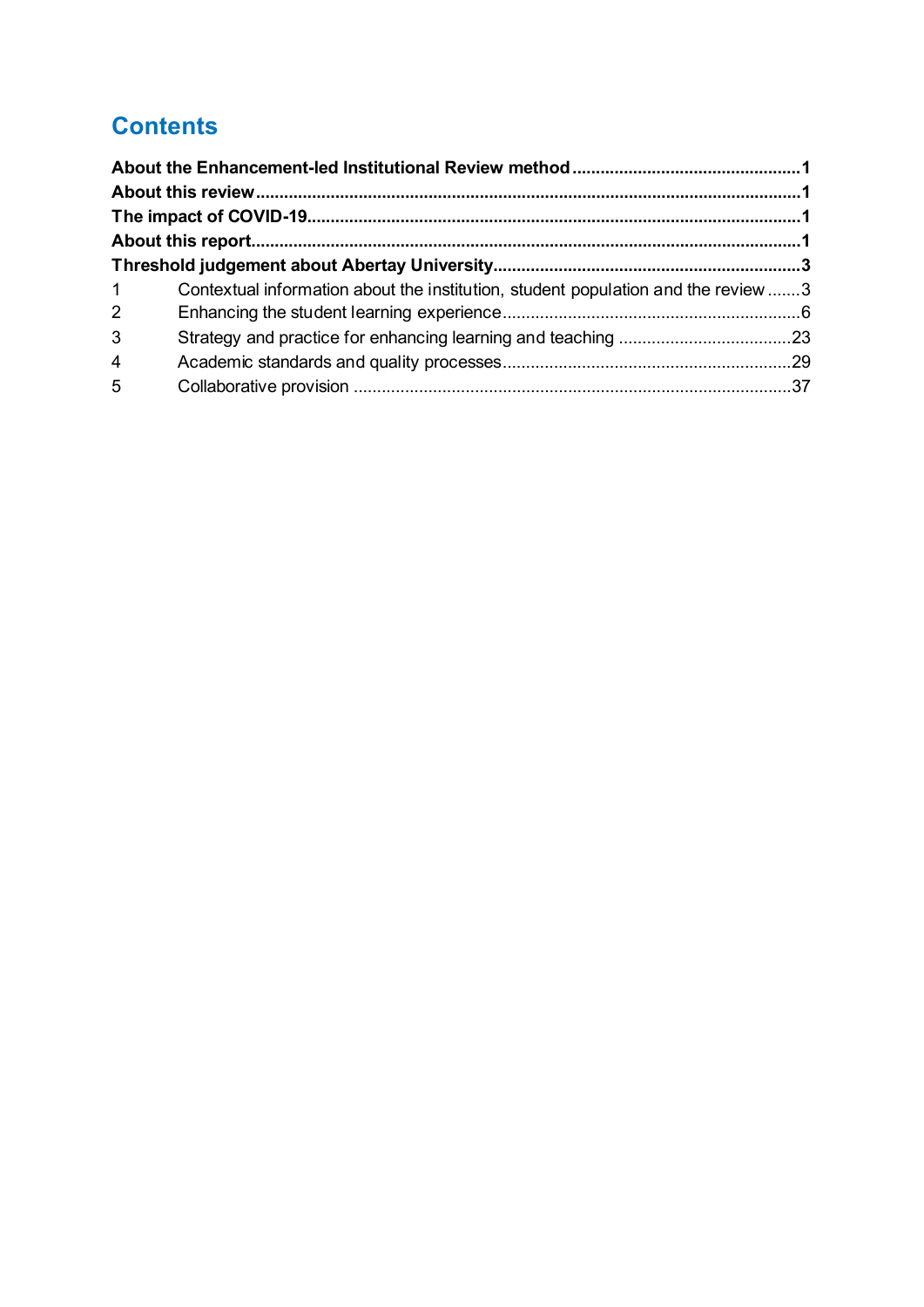# Contents

**About the Enhancement-led Institutional Review method ........................................ 1**
**About this review ........................................................................................................ 1**
**The impact of COVID-19............................................................................................. 1**
**About this report........................................................................................................... 1**
**Threshold judgement about Abertay University............................................................. 3**

1 Contextual information about the institution, student population and the review ....... 3
2 Enhancing the student learning experience ................................................................. 6
3 Strategy and practice for enhancing learning and teaching ....................................... 23
4 Academic standards and quality processes ............................................................... 29
5 Collaborative provision .............................................................................................. 37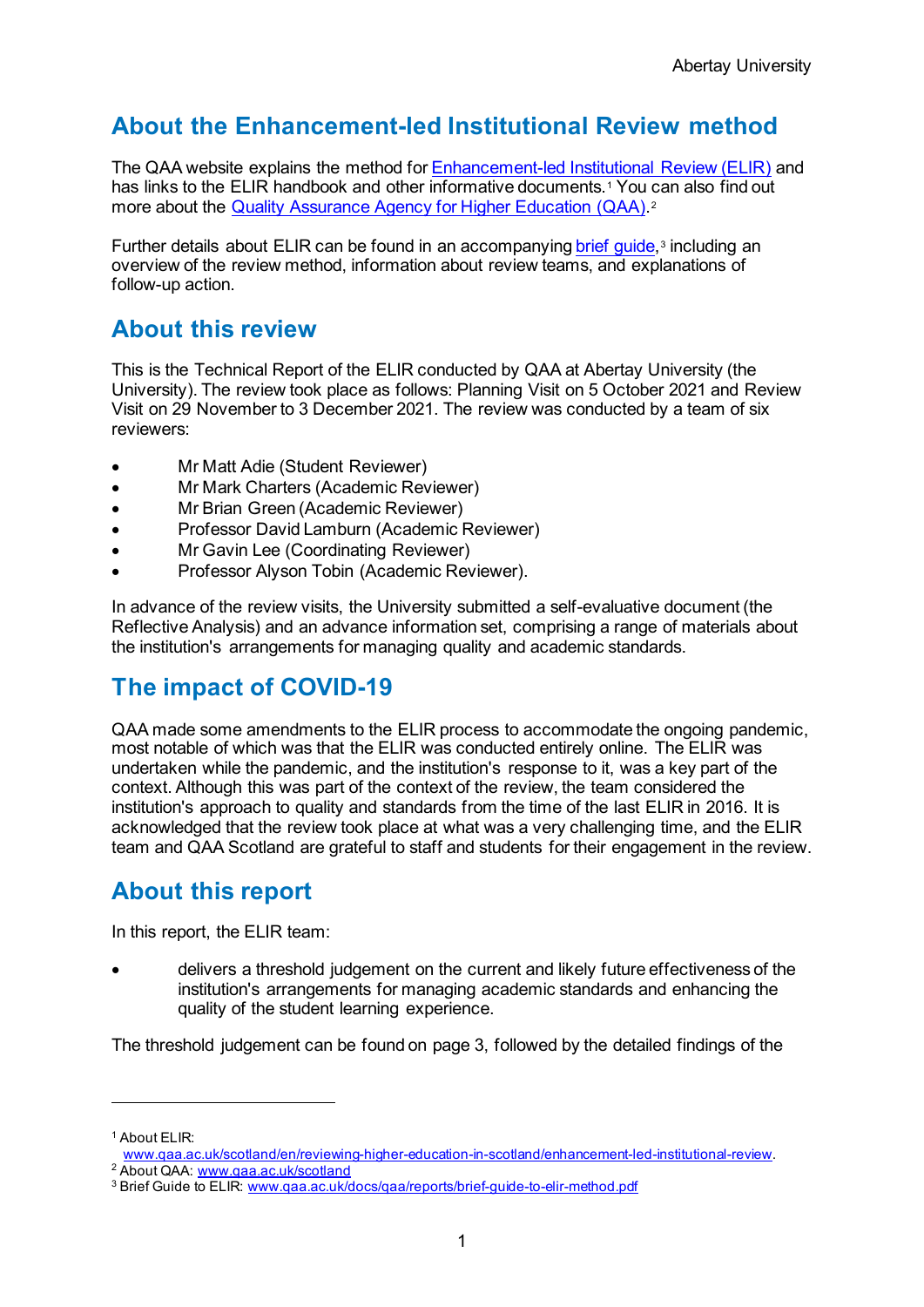## About the Enhancement-led Institutional Review method

The QAA website explains the method for Enhancement-led Institutional Review (ELIR) and has links to the ELIR handbook and other informative documents.[1] You can also find out more about the Quality Assurance Agency for Higher Education (QAA).[2]

Further details about ELIR can be found in an accompanying brief guide,[3] including an overview of the review method, information about review teams, and explanations of follow-up action.

## About this review

This is the Technical Report of the ELIR conducted by QAA at Abertay University (the University). The review took place as follows: Planning Visit on 5 October 2021 and Review Visit on 29 November to 3 December 2021. The review was conducted by a team of six reviewers:

- Mr Matt Adie (Student Reviewer)
- Mr Mark Charters (Academic Reviewer)
- Mr Brian Green (Academic Reviewer)
- Professor David Lamburn (Academic Reviewer)
- Mr Gavin Lee (Coordinating Reviewer)
- Professor Alyson Tobin (Academic Reviewer).

In advance of the review visits, the University submitted a self-evaluative document (the Reflective Analysis) and an advance information set, comprising a range of materials about the institution's arrangements for managing quality and academic standards.

## The impact of COVID-19

QAA made some amendments to the ELIR process to accommodate the ongoing pandemic, most notable of which was that the ELIR was conducted entirely online. The ELIR was undertaken while the pandemic, and the institution's response to it, was a key part of the context. Although this was part of the context of the review, the team considered the institution's approach to quality and standards from the time of the last ELIR in 2016. It is acknowledged that the review took place at what was a very challenging time, and the ELIR team and QAA Scotland are grateful to staff and students for their engagement in the review.

## About this report

In this report, the ELIR team:

- delivers a threshold judgement on the current and likely future effectiveness of the institution's arrangements for managing academic standards and enhancing the quality of the student learning experience.

The threshold judgement can be found on page 3, followed by the detailed findings of the

---

[1] About ELIR: www.qaa.ac.uk/scotland/en/reviewing-higher-education-in-scotland/enhancement-led-institutional-review.

[2] About QAA: www.qaa.ac.uk/scotland

[3] Brief Guide to ELIR: www.qaa.ac.uk/docs/qaa/reports/brief-guide-to-elir-method.pdf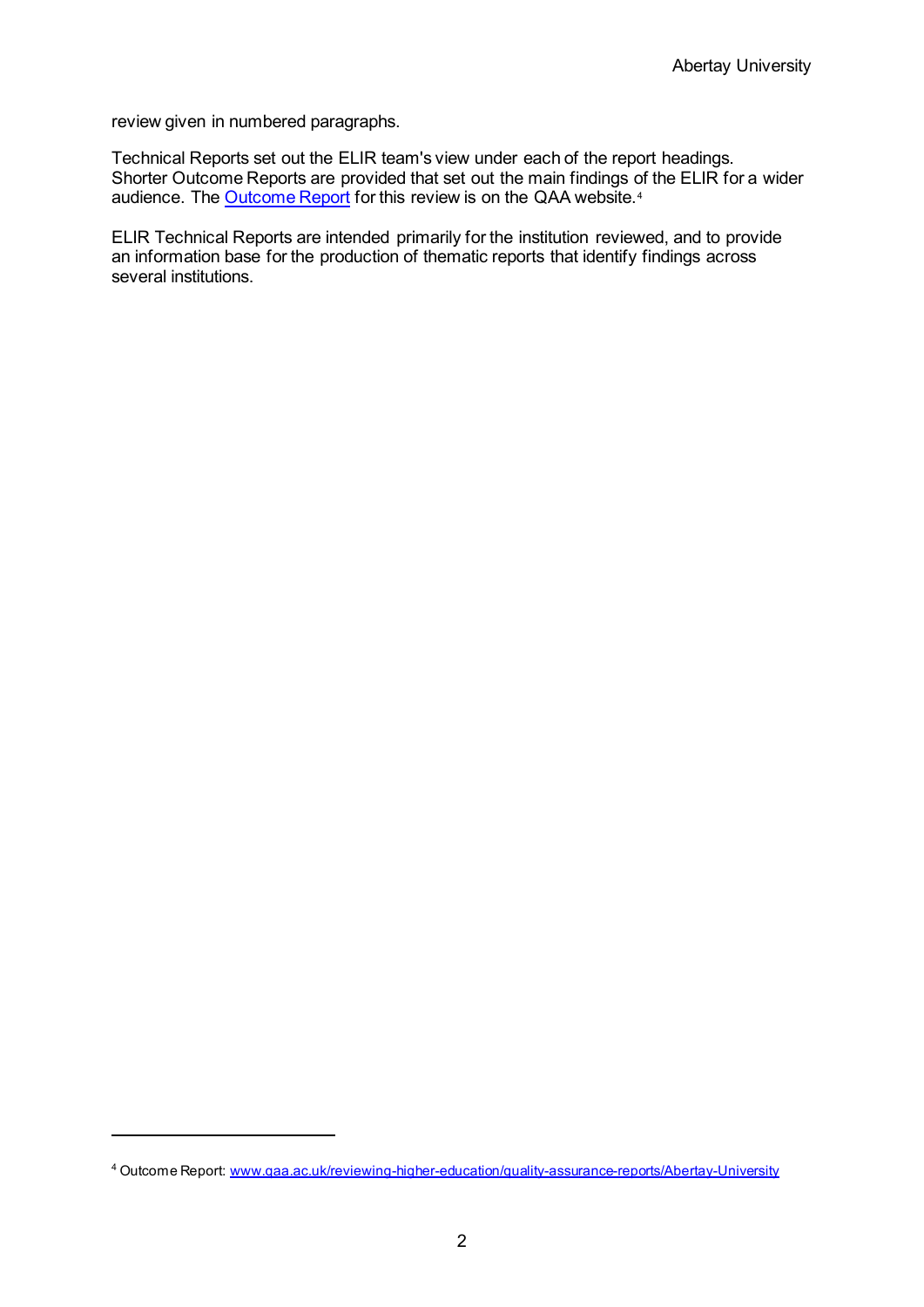review given in numbered paragraphs.

Technical Reports set out the ELIR team's view under each of the report headings. Shorter Outcome Reports are provided that set out the main findings of the ELIR for a wider audience. The Outcome Report for this review is on the QAA website.[4]

ELIR Technical Reports are intended primarily for the institution reviewed, and to provide an information base for the production of thematic reports that identify findings across several institutions.

---

[4] Outcome Report: www.qaa.ac.uk/reviewing-higher-education/quality-assurance-reports/Abertay-University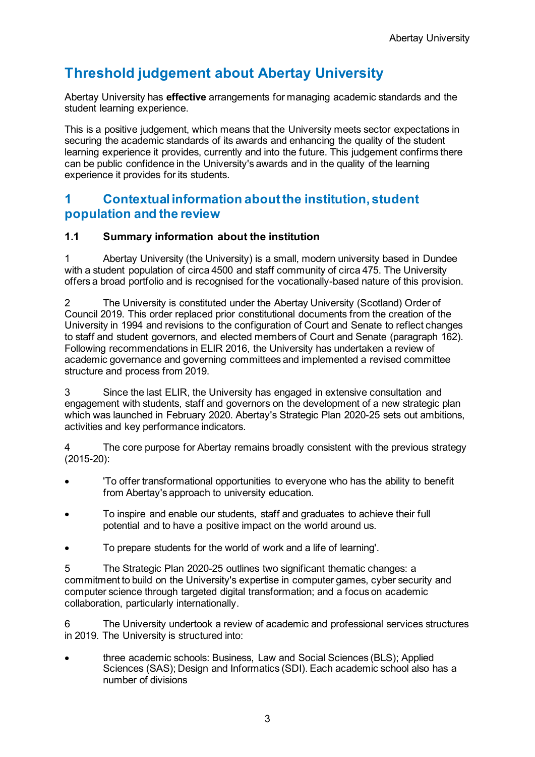# Threshold judgement about Abertay University

Abertay University has **effective** arrangements for managing academic standards and the student learning experience.

This is a positive judgement, which means that the University meets sector expectations in securing the academic standards of its awards and enhancing the quality of the student learning experience it provides, currently and into the future. This judgement confirms there can be public confidence in the University's awards and in the quality of the learning experience it provides for its students.

## 1 Contextual information about the institution, student population and the review

### 1.1 Summary information about the institution

1 Abertay University (the University) is a small, modern university based in Dundee with a student population of circa 4500 and staff community of circa 475. The University offers a broad portfolio and is recognised for the vocationally-based nature of this provision.

2 The University is constituted under the Abertay University (Scotland) Order of Council 2019. This order replaced prior constitutional documents from the creation of the University in 1994 and revisions to the configuration of Court and Senate to reflect changes to staff and student governors, and elected members of Court and Senate (paragraph 162). Following recommendations in ELIR 2016, the University has undertaken a review of academic governance and governing committees and implemented a revised committee structure and process from 2019.

3 Since the last ELIR, the University has engaged in extensive consultation and engagement with students, staff and governors on the development of a new strategic plan which was launched in February 2020. Abertay's Strategic Plan 2020-25 sets out ambitions, activities and key performance indicators.

4 The core purpose for Abertay remains broadly consistent with the previous strategy (2015-20):

- 'To offer transformational opportunities to everyone who has the ability to benefit from Abertay's approach to university education.
- To inspire and enable our students, staff and graduates to achieve their full potential and to have a positive impact on the world around us.
- To prepare students for the world of work and a life of learning'.

5 The Strategic Plan 2020-25 outlines two significant thematic changes: a commitment to build on the University's expertise in computer games, cyber security and computer science through targeted digital transformation; and a focus on academic collaboration, particularly internationally.

6 The University undertook a review of academic and professional services structures in 2019. The University is structured into:

- three academic schools: Business, Law and Social Sciences (BLS); Applied Sciences (SAS); Design and Informatics (SDI). Each academic school also has a number of divisions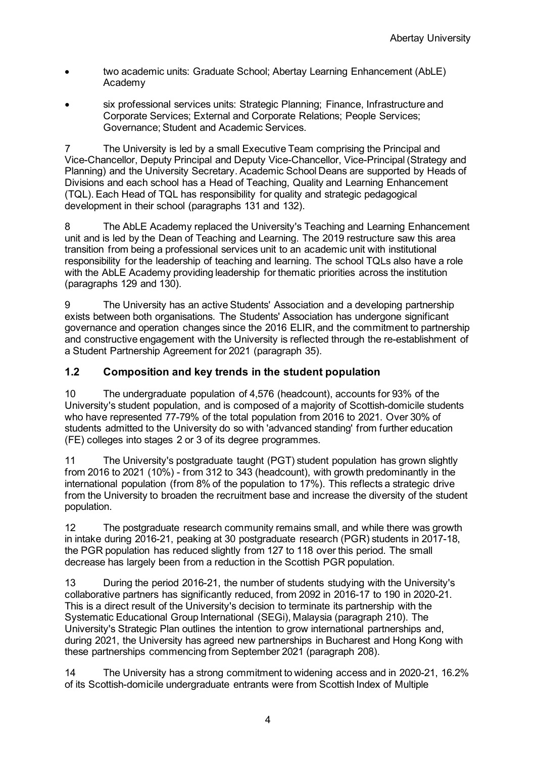- two academic units: Graduate School; Abertay Learning Enhancement (AbLE) Academy
- six professional services units: Strategic Planning; Finance, Infrastructure and Corporate Services; External and Corporate Relations; People Services; Governance; Student and Academic Services.

7 The University is led by a small Executive Team comprising the Principal and Vice-Chancellor, Deputy Principal and Deputy Vice-Chancellor, Vice-Principal (Strategy and Planning) and the University Secretary. Academic School Deans are supported by Heads of Divisions and each school has a Head of Teaching, Quality and Learning Enhancement (TQL). Each Head of TQL has responsibility for quality and strategic pedagogical development in their school (paragraphs 131 and 132).

8 The AbLE Academy replaced the University's Teaching and Learning Enhancement unit and is led by the Dean of Teaching and Learning. The 2019 restructure saw this area transition from being a professional services unit to an academic unit with institutional responsibility for the leadership of teaching and learning. The school TQLs also have a role with the AbLE Academy providing leadership for thematic priorities across the institution (paragraphs 129 and 130).

9 The University has an active Students' Association and a developing partnership exists between both organisations. The Students' Association has undergone significant governance and operation changes since the 2016 ELIR, and the commitment to partnership and constructive engagement with the University is reflected through the re-establishment of a Student Partnership Agreement for 2021 (paragraph 35).

## 1.2 Composition and key trends in the student population

10 The undergraduate population of 4,576 (headcount), accounts for 93% of the University's student population, and is composed of a majority of Scottish-domicile students who have represented 77-79% of the total population from 2016 to 2021. Over 30% of students admitted to the University do so with 'advanced standing' from further education (FE) colleges into stages 2 or 3 of its degree programmes.

11 The University's postgraduate taught (PGT) student population has grown slightly from 2016 to 2021 (10%) - from 312 to 343 (headcount), with growth predominantly in the international population (from 8% of the population to 17%). This reflects a strategic drive from the University to broaden the recruitment base and increase the diversity of the student population.

12 The postgraduate research community remains small, and while there was growth in intake during 2016-21, peaking at 30 postgraduate research (PGR) students in 2017-18, the PGR population has reduced slightly from 127 to 118 over this period. The small decrease has largely been from a reduction in the Scottish PGR population.

13 During the period 2016-21, the number of students studying with the University's collaborative partners has significantly reduced, from 2092 in 2016-17 to 190 in 2020-21. This is a direct result of the University's decision to terminate its partnership with the Systematic Educational Group International (SEGi), Malaysia (paragraph 210). The University's Strategic Plan outlines the intention to grow international partnerships and, during 2021, the University has agreed new partnerships in Bucharest and Hong Kong with these partnerships commencing from September 2021 (paragraph 208).

14 The University has a strong commitment to widening access and in 2020-21, 16.2% of its Scottish-domicile undergraduate entrants were from Scottish Index of Multiple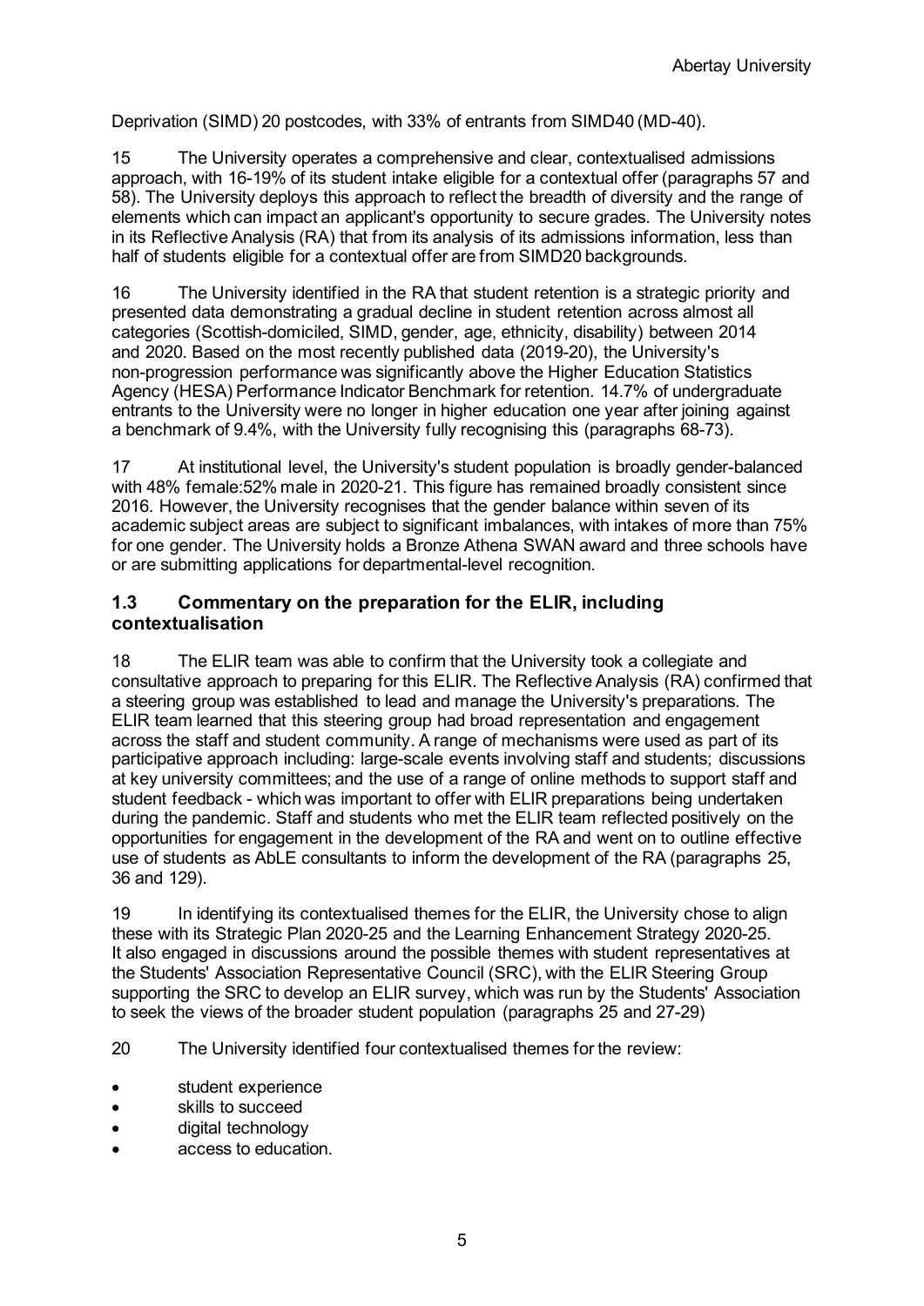Deprivation (SIMD) 20 postcodes, with 33% of entrants from SIMD40 (MD-40).

15 The University operates a comprehensive and clear, contextualised admissions approach, with 16-19% of its student intake eligible for a contextual offer (paragraphs 57 and 58). The University deploys this approach to reflect the breadth of diversity and the range of elements which can impact an applicant's opportunity to secure grades. The University notes in its Reflective Analysis (RA) that from its analysis of its admissions information, less than half of students eligible for a contextual offer are from SIMD20 backgrounds.

16 The University identified in the RA that student retention is a strategic priority and presented data demonstrating a gradual decline in student retention across almost all categories (Scottish-domiciled, SIMD, gender, age, ethnicity, disability) between 2014 and 2020. Based on the most recently published data (2019-20), the University's non-progression performance was significantly above the Higher Education Statistics Agency (HESA) Performance Indicator Benchmark for retention. 14.7% of undergraduate entrants to the University were no longer in higher education one year after joining against a benchmark of 9.4%, with the University fully recognising this (paragraphs 68-73).

17 At institutional level, the University's student population is broadly gender-balanced with 48% female:52% male in 2020-21. This figure has remained broadly consistent since 2016. However, the University recognises that the gender balance within seven of its academic subject areas are subject to significant imbalances, with intakes of more than 75% for one gender. The University holds a Bronze Athena SWAN award and three schools have or are submitting applications for departmental-level recognition.

### 1.3 Commentary on the preparation for the ELIR, including contextualisation

18 The ELIR team was able to confirm that the University took a collegiate and consultative approach to preparing for this ELIR. The Reflective Analysis (RA) confirmed that a steering group was established to lead and manage the University's preparations. The ELIR team learned that this steering group had broad representation and engagement across the staff and student community. A range of mechanisms were used as part of its participative approach including: large-scale events involving staff and students; discussions at key university committees; and the use of a range of online methods to support staff and student feedback - which was important to offer with ELIR preparations being undertaken during the pandemic. Staff and students who met the ELIR team reflected positively on the opportunities for engagement in the development of the RA and went on to outline effective use of students as AbLE consultants to inform the development of the RA (paragraphs 25, 36 and 129).

19 In identifying its contextualised themes for the ELIR, the University chose to align these with its Strategic Plan 2020-25 and the Learning Enhancement Strategy 2020-25. It also engaged in discussions around the possible themes with student representatives at the Students' Association Representative Council (SRC), with the ELIR Steering Group supporting the SRC to develop an ELIR survey, which was run by the Students' Association to seek the views of the broader student population (paragraphs 25 and 27-29)

20 The University identified four contextualised themes for the review:

- student experience
- skills to succeed
- digital technology
- access to education.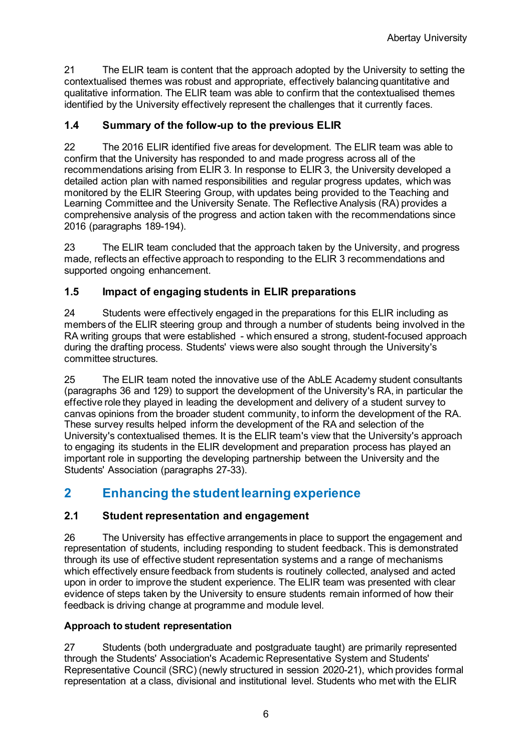21 The ELIR team is content that the approach adopted by the University to setting the contextualised themes was robust and appropriate, effectively balancing quantitative and qualitative information. The ELIR team was able to confirm that the contextualised themes identified by the University effectively represent the challenges that it currently faces.

### 1.4 Summary of the follow-up to the previous ELIR

22 The 2016 ELIR identified five areas for development. The ELIR team was able to confirm that the University has responded to and made progress across all of the recommendations arising from ELIR 3. In response to ELIR 3, the University developed a detailed action plan with named responsibilities and regular progress updates, which was monitored by the ELIR Steering Group, with updates being provided to the Teaching and Learning Committee and the University Senate. The Reflective Analysis (RA) provides a comprehensive analysis of the progress and action taken with the recommendations since 2016 (paragraphs 189-194).

23 The ELIR team concluded that the approach taken by the University, and progress made, reflects an effective approach to responding to the ELIR 3 recommendations and supported ongoing enhancement.

### 1.5 Impact of engaging students in ELIR preparations

24 Students were effectively engaged in the preparations for this ELIR including as members of the ELIR steering group and through a number of students being involved in the RA writing groups that were established - which ensured a strong, student-focused approach during the drafting process. Students' views were also sought through the University's committee structures.

25 The ELIR team noted the innovative use of the AbLE Academy student consultants (paragraphs 36 and 129) to support the development of the University's RA, in particular the effective role they played in leading the development and delivery of a student survey to canvas opinions from the broader student community, to inform the development of the RA. These survey results helped inform the development of the RA and selection of the University's contextualised themes. It is the ELIR team's view that the University's approach to engaging its students in the ELIR development and preparation process has played an important role in supporting the developing partnership between the University and the Students' Association (paragraphs 27-33).

## 2 Enhancing the student learning experience

### 2.1 Student representation and engagement

26 The University has effective arrangements in place to support the engagement and representation of students, including responding to student feedback. This is demonstrated through its use of effective student representation systems and a range of mechanisms which effectively ensure feedback from students is routinely collected, analysed and acted upon in order to improve the student experience. The ELIR team was presented with clear evidence of steps taken by the University to ensure students remain informed of how their feedback is driving change at programme and module level.

**Approach to student representation**

27 Students (both undergraduate and postgraduate taught) are primarily represented through the Students' Association's Academic Representative System and Students' Representative Council (SRC) (newly structured in session 2020-21), which provides formal representation at a class, divisional and institutional level. Students who met with the ELIR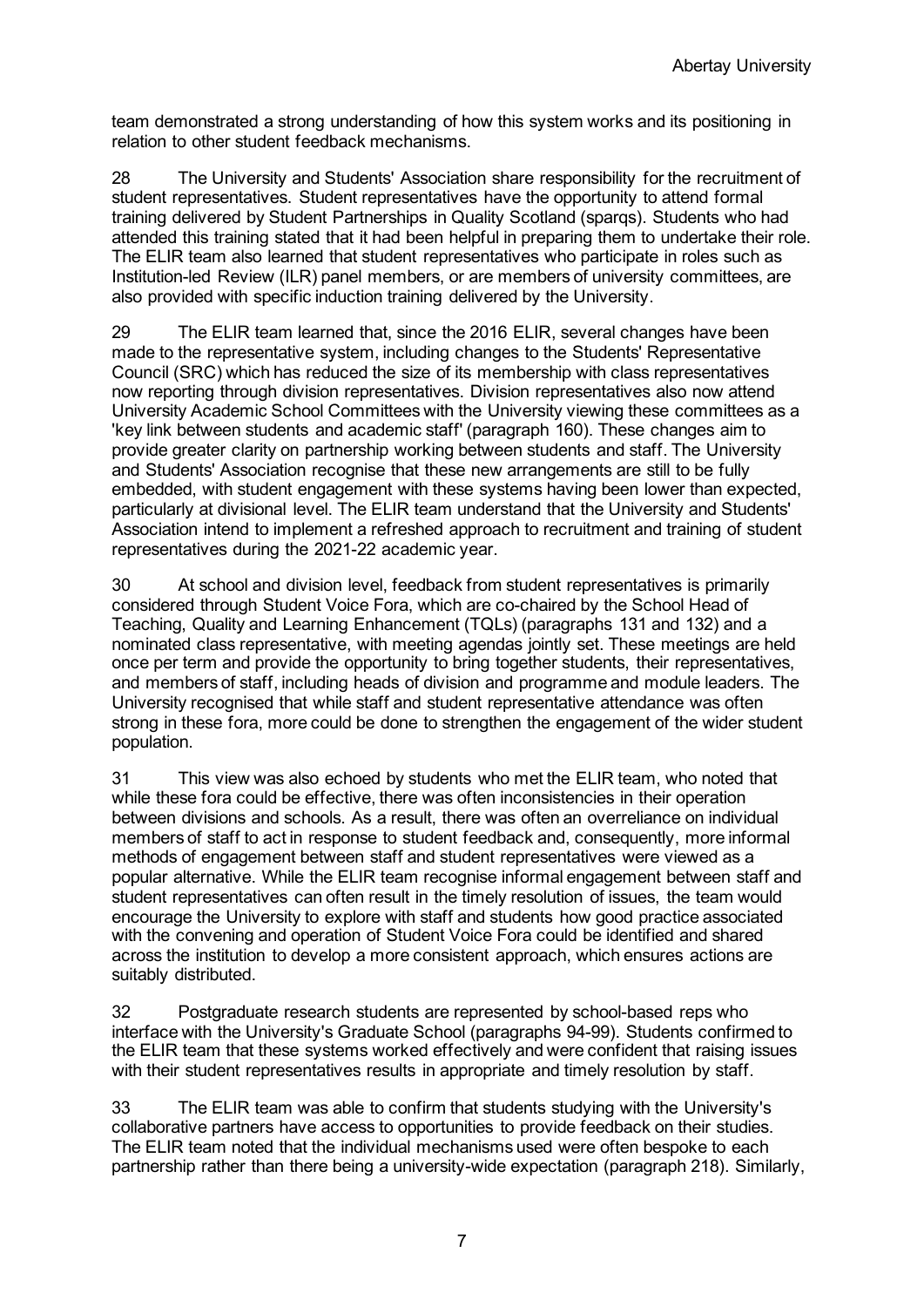team demonstrated a strong understanding of how this system works and its positioning in relation to other student feedback mechanisms.

28 The University and Students' Association share responsibility for the recruitment of student representatives. Student representatives have the opportunity to attend formal training delivered by Student Partnerships in Quality Scotland (sparqs). Students who had attended this training stated that it had been helpful in preparing them to undertake their role. The ELIR team also learned that student representatives who participate in roles such as Institution-led Review (ILR) panel members, or are members of university committees, are also provided with specific induction training delivered by the University.

29 The ELIR team learned that, since the 2016 ELIR, several changes have been made to the representative system, including changes to the Students' Representative Council (SRC) which has reduced the size of its membership with class representatives now reporting through division representatives. Division representatives also now attend University Academic School Committees with the University viewing these committees as a 'key link between students and academic staff' (paragraph 160). These changes aim to provide greater clarity on partnership working between students and staff. The University and Students' Association recognise that these new arrangements are still to be fully embedded, with student engagement with these systems having been lower than expected, particularly at divisional level. The ELIR team understand that the University and Students' Association intend to implement a refreshed approach to recruitment and training of student representatives during the 2021-22 academic year.

30 At school and division level, feedback from student representatives is primarily considered through Student Voice Fora, which are co-chaired by the School Head of Teaching, Quality and Learning Enhancement (TQLs) (paragraphs 131 and 132) and a nominated class representative, with meeting agendas jointly set. These meetings are held once per term and provide the opportunity to bring together students, their representatives, and members of staff, including heads of division and programme and module leaders. The University recognised that while staff and student representative attendance was often strong in these fora, more could be done to strengthen the engagement of the wider student population.

31 This view was also echoed by students who met the ELIR team, who noted that while these fora could be effective, there was often inconsistencies in their operation between divisions and schools. As a result, there was often an overreliance on individual members of staff to act in response to student feedback and, consequently, more informal methods of engagement between staff and student representatives were viewed as a popular alternative. While the ELIR team recognise informal engagement between staff and student representatives can often result in the timely resolution of issues, the team would encourage the University to explore with staff and students how good practice associated with the convening and operation of Student Voice Fora could be identified and shared across the institution to develop a more consistent approach, which ensures actions are suitably distributed.

32 Postgraduate research students are represented by school-based reps who interface with the University's Graduate School (paragraphs 94-99). Students confirmed to the ELIR team that these systems worked effectively and were confident that raising issues with their student representatives results in appropriate and timely resolution by staff.

33 The ELIR team was able to confirm that students studying with the University's collaborative partners have access to opportunities to provide feedback on their studies. The ELIR team noted that the individual mechanisms used were often bespoke to each partnership rather than there being a university-wide expectation (paragraph 218). Similarly,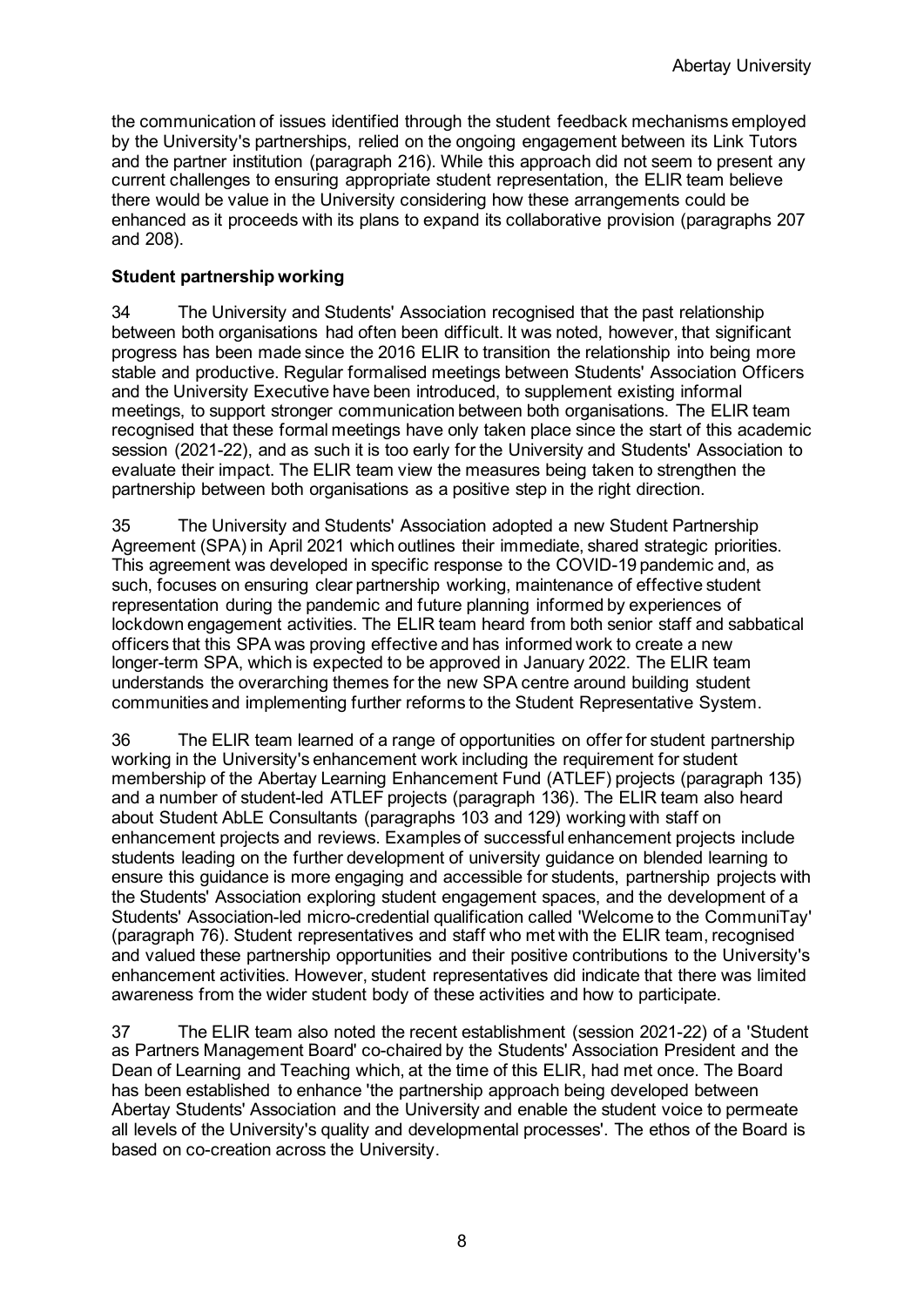the communication of issues identified through the student feedback mechanisms employed by the University's partnerships, relied on the ongoing engagement between its Link Tutors and the partner institution (paragraph 216). While this approach did not seem to present any current challenges to ensuring appropriate student representation, the ELIR team believe there would be value in the University considering how these arrangements could be enhanced as it proceeds with its plans to expand its collaborative provision (paragraphs 207 and 208).

**Student partnership working**

34 The University and Students' Association recognised that the past relationship between both organisations had often been difficult. It was noted, however, that significant progress has been made since the 2016 ELIR to transition the relationship into being more stable and productive. Regular formalised meetings between Students' Association Officers and the University Executive have been introduced, to supplement existing informal meetings, to support stronger communication between both organisations. The ELIR team recognised that these formal meetings have only taken place since the start of this academic session (2021-22), and as such it is too early for the University and Students' Association to evaluate their impact. The ELIR team view the measures being taken to strengthen the partnership between both organisations as a positive step in the right direction.

35 The University and Students' Association adopted a new Student Partnership Agreement (SPA) in April 2021 which outlines their immediate, shared strategic priorities. This agreement was developed in specific response to the COVID-19 pandemic and, as such, focuses on ensuring clear partnership working, maintenance of effective student representation during the pandemic and future planning informed by experiences of lockdown engagement activities. The ELIR team heard from both senior staff and sabbatical officers that this SPA was proving effective and has informed work to create a new longer-term SPA, which is expected to be approved in January 2022. The ELIR team understands the overarching themes for the new SPA centre around building student communities and implementing further reforms to the Student Representative System.

36 The ELIR team learned of a range of opportunities on offer for student partnership working in the University's enhancement work including the requirement for student membership of the Abertay Learning Enhancement Fund (ATLEF) projects (paragraph 135) and a number of student-led ATLEF projects (paragraph 136). The ELIR team also heard about Student AbLE Consultants (paragraphs 103 and 129) working with staff on enhancement projects and reviews. Examples of successful enhancement projects include students leading on the further development of university guidance on blended learning to ensure this guidance is more engaging and accessible for students, partnership projects with the Students' Association exploring student engagement spaces, and the development of a Students' Association-led micro-credential qualification called 'Welcome to the CommuniTay' (paragraph 76). Student representatives and staff who met with the ELIR team, recognised and valued these partnership opportunities and their positive contributions to the University's enhancement activities. However, student representatives did indicate that there was limited awareness from the wider student body of these activities and how to participate.

37 The ELIR team also noted the recent establishment (session 2021-22) of a 'Student as Partners Management Board' co-chaired by the Students' Association President and the Dean of Learning and Teaching which, at the time of this ELIR, had met once. The Board has been established to enhance 'the partnership approach being developed between Abertay Students' Association and the University and enable the student voice to permeate all levels of the University's quality and developmental processes'. The ethos of the Board is based on co-creation across the University.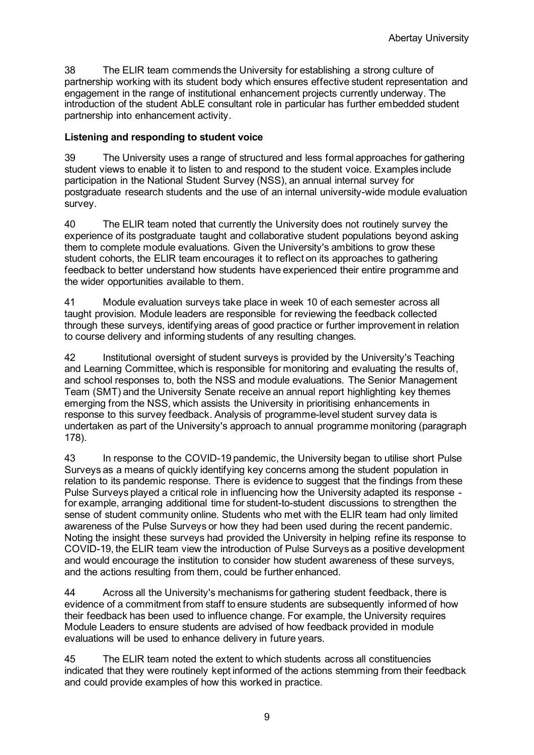38 The ELIR team commends the University for establishing a strong culture of partnership working with its student body which ensures effective student representation and engagement in the range of institutional enhancement projects currently underway. The introduction of the student AbLE consultant role in particular has further embedded student partnership into enhancement activity.

**Listening and responding to student voice**

39 The University uses a range of structured and less formal approaches for gathering student views to enable it to listen to and respond to the student voice. Examples include participation in the National Student Survey (NSS), an annual internal survey for postgraduate research students and the use of an internal university-wide module evaluation survey.

40 The ELIR team noted that currently the University does not routinely survey the experience of its postgraduate taught and collaborative student populations beyond asking them to complete module evaluations. Given the University's ambitions to grow these student cohorts, the ELIR team encourages it to reflect on its approaches to gathering feedback to better understand how students have experienced their entire programme and the wider opportunities available to them.

41 Module evaluation surveys take place in week 10 of each semester across all taught provision. Module leaders are responsible for reviewing the feedback collected through these surveys, identifying areas of good practice or further improvement in relation to course delivery and informing students of any resulting changes.

42 Institutional oversight of student surveys is provided by the University's Teaching and Learning Committee, which is responsible for monitoring and evaluating the results of, and school responses to, both the NSS and module evaluations. The Senior Management Team (SMT) and the University Senate receive an annual report highlighting key themes emerging from the NSS, which assists the University in prioritising enhancements in response to this survey feedback. Analysis of programme-level student survey data is undertaken as part of the University's approach to annual programme monitoring (paragraph 178).

43 In response to the COVID-19 pandemic, the University began to utilise short Pulse Surveys as a means of quickly identifying key concerns among the student population in relation to its pandemic response. There is evidence to suggest that the findings from these Pulse Surveys played a critical role in influencing how the University adapted its response - for example, arranging additional time for student-to-student discussions to strengthen the sense of student community online. Students who met with the ELIR team had only limited awareness of the Pulse Surveys or how they had been used during the recent pandemic. Noting the insight these surveys had provided the University in helping refine its response to COVID-19, the ELIR team view the introduction of Pulse Surveys as a positive development and would encourage the institution to consider how student awareness of these surveys, and the actions resulting from them, could be further enhanced.

44 Across all the University's mechanisms for gathering student feedback, there is evidence of a commitment from staff to ensure students are subsequently informed of how their feedback has been used to influence change. For example, the University requires Module Leaders to ensure students are advised of how feedback provided in module evaluations will be used to enhance delivery in future years.

45 The ELIR team noted the extent to which students across all constituencies indicated that they were routinely kept informed of the actions stemming from their feedback and could provide examples of how this worked in practice.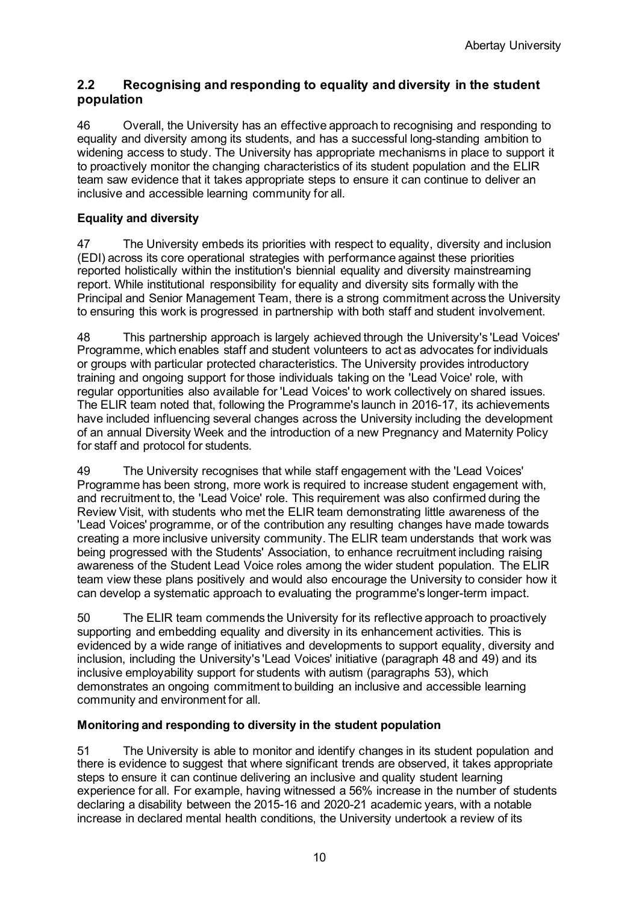## 2.2 Recognising and responding to equality and diversity in the student population

46 Overall, the University has an effective approach to recognising and responding to equality and diversity among its students, and has a successful long-standing ambition to widening access to study. The University has appropriate mechanisms in place to support it to proactively monitor the changing characteristics of its student population and the ELIR team saw evidence that it takes appropriate steps to ensure it can continue to deliver an inclusive and accessible learning community for all.

### Equality and diversity

47 The University embeds its priorities with respect to equality, diversity and inclusion (EDI) across its core operational strategies with performance against these priorities reported holistically within the institution's biennial equality and diversity mainstreaming report. While institutional responsibility for equality and diversity sits formally with the Principal and Senior Management Team, there is a strong commitment across the University to ensuring this work is progressed in partnership with both staff and student involvement.

48 This partnership approach is largely achieved through the University's 'Lead Voices' Programme, which enables staff and student volunteers to act as advocates for individuals or groups with particular protected characteristics. The University provides introductory training and ongoing support for those individuals taking on the 'Lead Voice' role, with regular opportunities also available for 'Lead Voices' to work collectively on shared issues. The ELIR team noted that, following the Programme's launch in 2016-17, its achievements have included influencing several changes across the University including the development of an annual Diversity Week and the introduction of a new Pregnancy and Maternity Policy for staff and protocol for students.

49 The University recognises that while staff engagement with the 'Lead Voices' Programme has been strong, more work is required to increase student engagement with, and recruitment to, the 'Lead Voice' role. This requirement was also confirmed during the Review Visit, with students who met the ELIR team demonstrating little awareness of the 'Lead Voices' programme, or of the contribution any resulting changes have made towards creating a more inclusive university community. The ELIR team understands that work was being progressed with the Students' Association, to enhance recruitment including raising awareness of the Student Lead Voice roles among the wider student population. The ELIR team view these plans positively and would also encourage the University to consider how it can develop a systematic approach to evaluating the programme's longer-term impact.

50 The ELIR team commends the University for its reflective approach to proactively supporting and embedding equality and diversity in its enhancement activities. This is evidenced by a wide range of initiatives and developments to support equality, diversity and inclusion, including the University's 'Lead Voices' initiative (paragraph 48 and 49) and its inclusive employability support for students with autism (paragraphs 53), which demonstrates an ongoing commitment to building an inclusive and accessible learning community and environment for all.

### Monitoring and responding to diversity in the student population

51 The University is able to monitor and identify changes in its student population and there is evidence to suggest that where significant trends are observed, it takes appropriate steps to ensure it can continue delivering an inclusive and quality student learning experience for all. For example, having witnessed a 56% increase in the number of students declaring a disability between the 2015-16 and 2020-21 academic years, with a notable increase in declared mental health conditions, the University undertook a review of its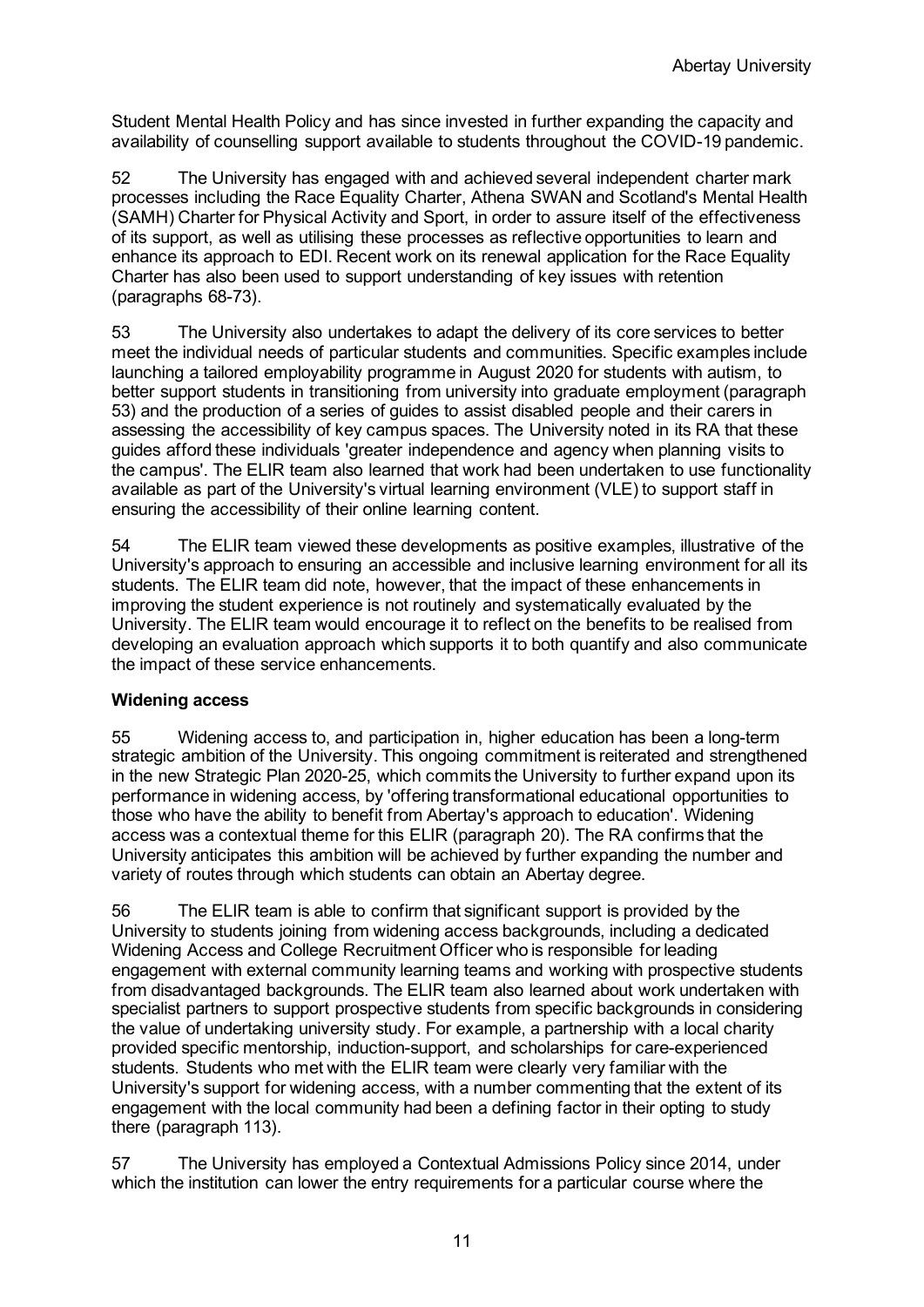Student Mental Health Policy and has since invested in further expanding the capacity and availability of counselling support available to students throughout the COVID-19 pandemic.

52 The University has engaged with and achieved several independent charter mark processes including the Race Equality Charter, Athena SWAN and Scotland's Mental Health (SAMH) Charter for Physical Activity and Sport, in order to assure itself of the effectiveness of its support, as well as utilising these processes as reflective opportunities to learn and enhance its approach to EDI. Recent work on its renewal application for the Race Equality Charter has also been used to support understanding of key issues with retention (paragraphs 68-73).

53 The University also undertakes to adapt the delivery of its core services to better meet the individual needs of particular students and communities. Specific examples include launching a tailored employability programme in August 2020 for students with autism, to better support students in transitioning from university into graduate employment (paragraph 53) and the production of a series of guides to assist disabled people and their carers in assessing the accessibility of key campus spaces. The University noted in its RA that these guides afford these individuals 'greater independence and agency when planning visits to the campus'. The ELIR team also learned that work had been undertaken to use functionality available as part of the University's virtual learning environment (VLE) to support staff in ensuring the accessibility of their online learning content.

54 The ELIR team viewed these developments as positive examples, illustrative of the University's approach to ensuring an accessible and inclusive learning environment for all its students. The ELIR team did note, however, that the impact of these enhancements in improving the student experience is not routinely and systematically evaluated by the University. The ELIR team would encourage it to reflect on the benefits to be realised from developing an evaluation approach which supports it to both quantify and also communicate the impact of these service enhancements.

**Widening access**

55 Widening access to, and participation in, higher education has been a long-term strategic ambition of the University. This ongoing commitment is reiterated and strengthened in the new Strategic Plan 2020-25, which commits the University to further expand upon its performance in widening access, by 'offering transformational educational opportunities to those who have the ability to benefit from Abertay's approach to education'. Widening access was a contextual theme for this ELIR (paragraph 20). The RA confirms that the University anticipates this ambition will be achieved by further expanding the number and variety of routes through which students can obtain an Abertay degree.

56 The ELIR team is able to confirm that significant support is provided by the University to students joining from widening access backgrounds, including a dedicated Widening Access and College Recruitment Officer who is responsible for leading engagement with external community learning teams and working with prospective students from disadvantaged backgrounds. The ELIR team also learned about work undertaken with specialist partners to support prospective students from specific backgrounds in considering the value of undertaking university study. For example, a partnership with a local charity provided specific mentorship, induction-support, and scholarships for care-experienced students. Students who met with the ELIR team were clearly very familiar with the University's support for widening access, with a number commenting that the extent of its engagement with the local community had been a defining factor in their opting to study there (paragraph 113).

57 The University has employed a Contextual Admissions Policy since 2014, under which the institution can lower the entry requirements for a particular course where the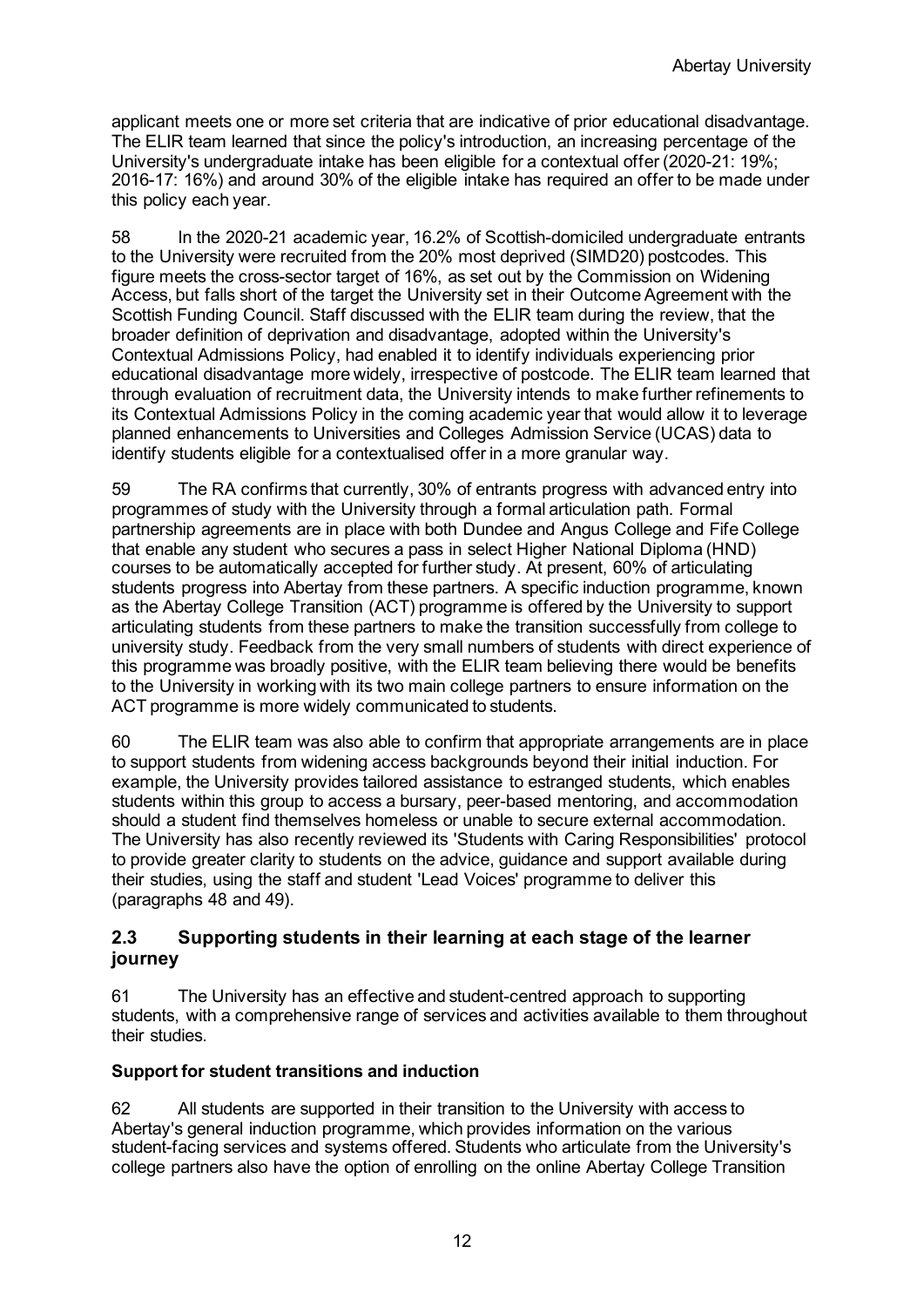applicant meets one or more set criteria that are indicative of prior educational disadvantage. The ELIR team learned that since the policy's introduction, an increasing percentage of the University's undergraduate intake has been eligible for a contextual offer (2020-21: 19%; 2016-17: 16%) and around 30% of the eligible intake has required an offer to be made under this policy each year.

58 In the 2020-21 academic year, 16.2% of Scottish-domiciled undergraduate entrants to the University were recruited from the 20% most deprived (SIMD20) postcodes. This figure meets the cross-sector target of 16%, as set out by the Commission on Widening Access, but falls short of the target the University set in their Outcome Agreement with the Scottish Funding Council. Staff discussed with the ELIR team during the review, that the broader definition of deprivation and disadvantage, adopted within the University's Contextual Admissions Policy, had enabled it to identify individuals experiencing prior educational disadvantage more widely, irrespective of postcode. The ELIR team learned that through evaluation of recruitment data, the University intends to make further refinements to its Contextual Admissions Policy in the coming academic year that would allow it to leverage planned enhancements to Universities and Colleges Admission Service (UCAS) data to identify students eligible for a contextualised offer in a more granular way.

59 The RA confirms that currently, 30% of entrants progress with advanced entry into programmes of study with the University through a formal articulation path. Formal partnership agreements are in place with both Dundee and Angus College and Fife College that enable any student who secures a pass in select Higher National Diploma (HND) courses to be automatically accepted for further study. At present, 60% of articulating students progress into Abertay from these partners. A specific induction programme, known as the Abertay College Transition (ACT) programme is offered by the University to support articulating students from these partners to make the transition successfully from college to university study. Feedback from the very small numbers of students with direct experience of this programme was broadly positive, with the ELIR team believing there would be benefits to the University in working with its two main college partners to ensure information on the ACT programme is more widely communicated to students.

60 The ELIR team was also able to confirm that appropriate arrangements are in place to support students from widening access backgrounds beyond their initial induction. For example, the University provides tailored assistance to estranged students, which enables students within this group to access a bursary, peer-based mentoring, and accommodation should a student find themselves homeless or unable to secure external accommodation. The University has also recently reviewed its 'Students with Caring Responsibilities' protocol to provide greater clarity to students on the advice, guidance and support available during their studies, using the staff and student 'Lead Voices' programme to deliver this (paragraphs 48 and 49).

## 2.3 Supporting students in their learning at each stage of the learner journey

61 The University has an effective and student-centred approach to supporting students, with a comprehensive range of services and activities available to them throughout their studies.

**Support for student transitions and induction**

62 All students are supported in their transition to the University with access to Abertay's general induction programme, which provides information on the various student-facing services and systems offered. Students who articulate from the University's college partners also have the option of enrolling on the online Abertay College Transition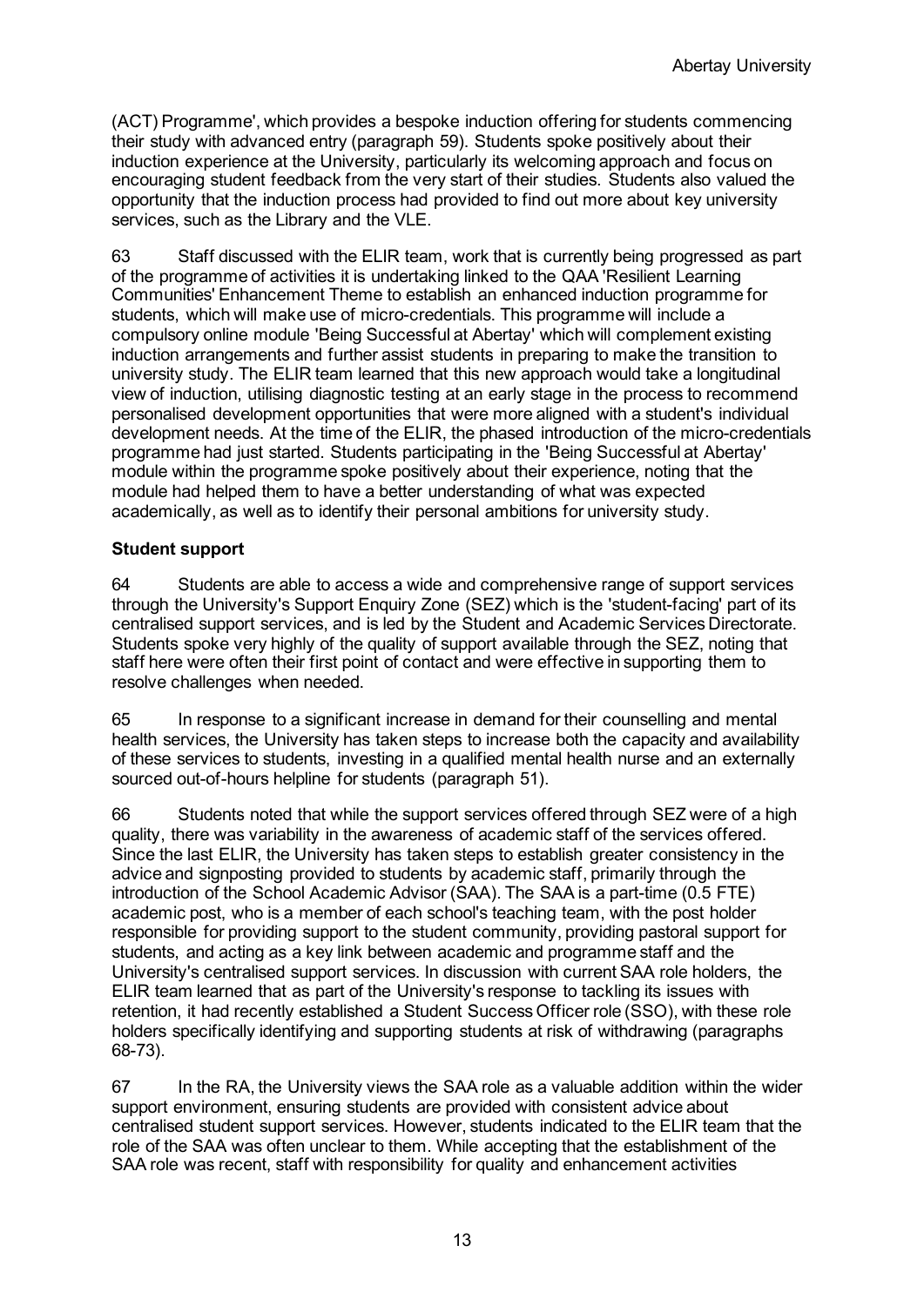(ACT) Programme', which provides a bespoke induction offering for students commencing their study with advanced entry (paragraph 59). Students spoke positively about their induction experience at the University, particularly its welcoming approach and focus on encouraging student feedback from the very start of their studies. Students also valued the opportunity that the induction process had provided to find out more about key university services, such as the Library and the VLE.

63 Staff discussed with the ELIR team, work that is currently being progressed as part of the programme of activities it is undertaking linked to the QAA 'Resilient Learning Communities' Enhancement Theme to establish an enhanced induction programme for students, which will make use of micro-credentials. This programme will include a compulsory online module 'Being Successful at Abertay' which will complement existing induction arrangements and further assist students in preparing to make the transition to university study. The ELIR team learned that this new approach would take a longitudinal view of induction, utilising diagnostic testing at an early stage in the process to recommend personalised development opportunities that were more aligned with a student's individual development needs. At the time of the ELIR, the phased introduction of the micro-credentials programme had just started. Students participating in the 'Being Successful at Abertay' module within the programme spoke positively about their experience, noting that the module had helped them to have a better understanding of what was expected academically, as well as to identify their personal ambitions for university study.

**Student support**

64 Students are able to access a wide and comprehensive range of support services through the University's Support Enquiry Zone (SEZ) which is the 'student-facing' part of its centralised support services, and is led by the Student and Academic Services Directorate. Students spoke very highly of the quality of support available through the SEZ, noting that staff here were often their first point of contact and were effective in supporting them to resolve challenges when needed.

65 In response to a significant increase in demand for their counselling and mental health services, the University has taken steps to increase both the capacity and availability of these services to students, investing in a qualified mental health nurse and an externally sourced out-of-hours helpline for students (paragraph 51).

66 Students noted that while the support services offered through SEZ were of a high quality, there was variability in the awareness of academic staff of the services offered. Since the last ELIR, the University has taken steps to establish greater consistency in the advice and signposting provided to students by academic staff, primarily through the introduction of the School Academic Advisor (SAA). The SAA is a part-time (0.5 FTE) academic post, who is a member of each school's teaching team, with the post holder responsible for providing support to the student community, providing pastoral support for students, and acting as a key link between academic and programme staff and the University's centralised support services. In discussion with current SAA role holders, the ELIR team learned that as part of the University's response to tackling its issues with retention, it had recently established a Student Success Officer role (SSO), with these role holders specifically identifying and supporting students at risk of withdrawing (paragraphs 68-73).

67 In the RA, the University views the SAA role as a valuable addition within the wider support environment, ensuring students are provided with consistent advice about centralised student support services. However, students indicated to the ELIR team that the role of the SAA was often unclear to them. While accepting that the establishment of the SAA role was recent, staff with responsibility for quality and enhancement activities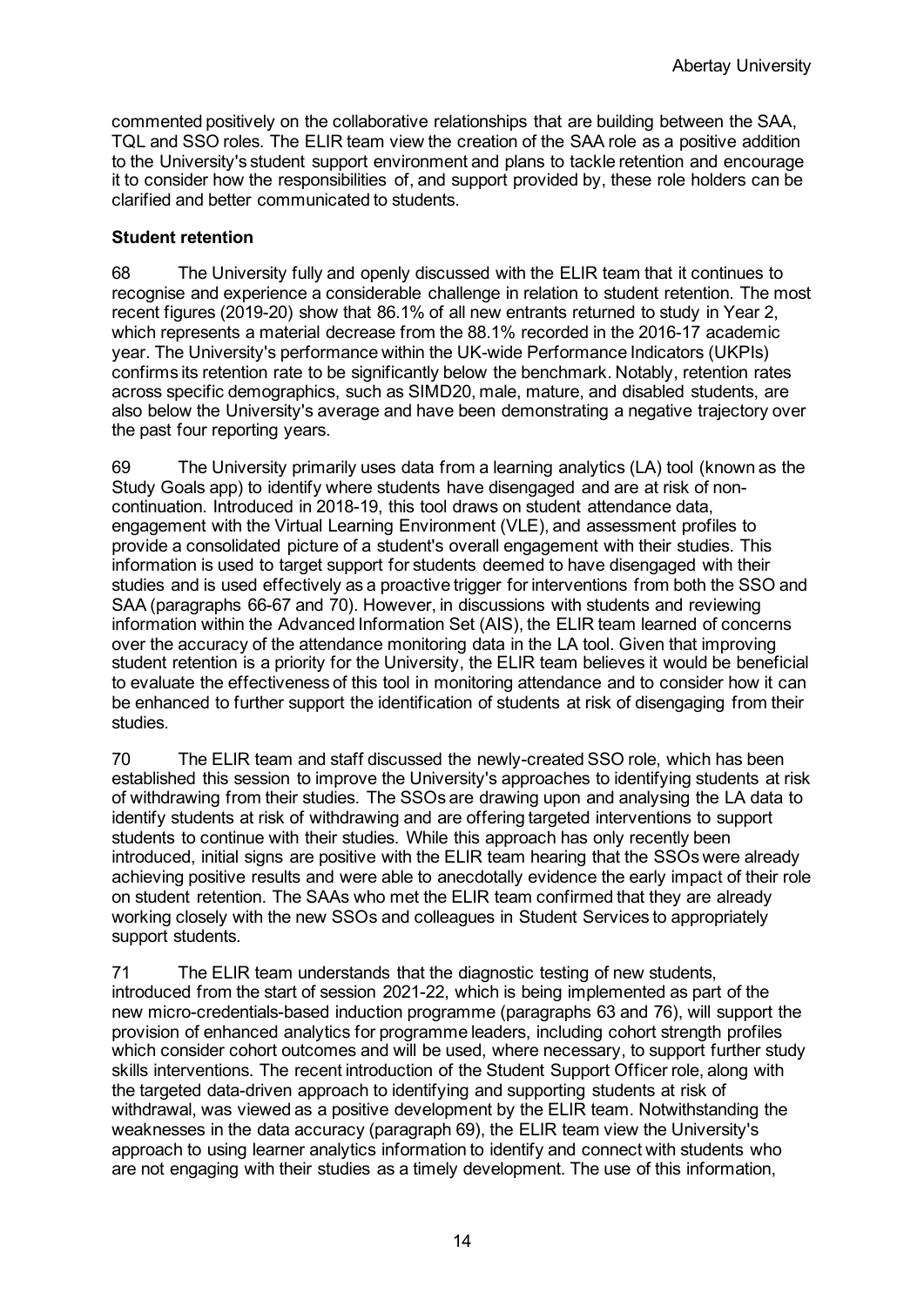commented positively on the collaborative relationships that are building between the SAA, TQL and SSO roles. The ELIR team view the creation of the SAA role as a positive addition to the University's student support environment and plans to tackle retention and encourage it to consider how the responsibilities of, and support provided by, these role holders can be clarified and better communicated to students.

**Student retention**

68 The University fully and openly discussed with the ELIR team that it continues to recognise and experience a considerable challenge in relation to student retention. The most recent figures (2019-20) show that 86.1% of all new entrants returned to study in Year 2, which represents a material decrease from the 88.1% recorded in the 2016-17 academic year. The University's performance within the UK-wide Performance Indicators (UKPIs) confirms its retention rate to be significantly below the benchmark. Notably, retention rates across specific demographics, such as SIMD20, male, mature, and disabled students, are also below the University's average and have been demonstrating a negative trajectory over the past four reporting years.

69 The University primarily uses data from a learning analytics (LA) tool (known as the Study Goals app) to identify where students have disengaged and are at risk of non-continuation. Introduced in 2018-19, this tool draws on student attendance data, engagement with the Virtual Learning Environment (VLE), and assessment profiles to provide a consolidated picture of a student's overall engagement with their studies. This information is used to target support for students deemed to have disengaged with their studies and is used effectively as a proactive trigger for interventions from both the SSO and SAA (paragraphs 66-67 and 70). However, in discussions with students and reviewing information within the Advanced Information Set (AIS), the ELIR team learned of concerns over the accuracy of the attendance monitoring data in the LA tool. Given that improving student retention is a priority for the University, the ELIR team believes it would be beneficial to evaluate the effectiveness of this tool in monitoring attendance and to consider how it can be enhanced to further support the identification of students at risk of disengaging from their studies.

70 The ELIR team and staff discussed the newly-created SSO role, which has been established this session to improve the University's approaches to identifying students at risk of withdrawing from their studies. The SSOs are drawing upon and analysing the LA data to identify students at risk of withdrawing and are offering targeted interventions to support students to continue with their studies. While this approach has only recently been introduced, initial signs are positive with the ELIR team hearing that the SSOs were already achieving positive results and were able to anecdotally evidence the early impact of their role on student retention. The SAAs who met the ELIR team confirmed that they are already working closely with the new SSOs and colleagues in Student Services to appropriately support students.

71 The ELIR team understands that the diagnostic testing of new students, introduced from the start of session 2021-22, which is being implemented as part of the new micro-credentials-based induction programme (paragraphs 63 and 76), will support the provision of enhanced analytics for programme leaders, including cohort strength profiles which consider cohort outcomes and will be used, where necessary, to support further study skills interventions. The recent introduction of the Student Support Officer role, along with the targeted data-driven approach to identifying and supporting students at risk of withdrawal, was viewed as a positive development by the ELIR team. Notwithstanding the weaknesses in the data accuracy (paragraph 69), the ELIR team view the University's approach to using learner analytics information to identify and connect with students who are not engaging with their studies as a timely development. The use of this information,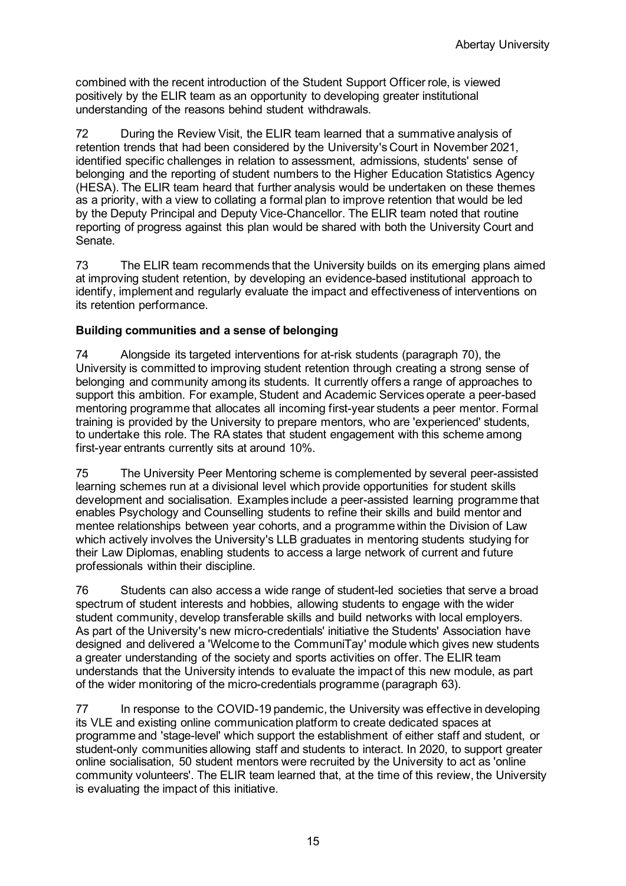combined with the recent introduction of the Student Support Officer role, is viewed positively by the ELIR team as an opportunity to developing greater institutional understanding of the reasons behind student withdrawals.

72 During the Review Visit, the ELIR team learned that a summative analysis of retention trends that had been considered by the University's Court in November 2021, identified specific challenges in relation to assessment, admissions, students' sense of belonging and the reporting of student numbers to the Higher Education Statistics Agency (HESA). The ELIR team heard that further analysis would be undertaken on these themes as a priority, with a view to collating a formal plan to improve retention that would be led by the Deputy Principal and Deputy Vice-Chancellor. The ELIR team noted that routine reporting of progress against this plan would be shared with both the University Court and Senate.

73 The ELIR team recommends that the University builds on its emerging plans aimed at improving student retention, by developing an evidence-based institutional approach to identify, implement and regularly evaluate the impact and effectiveness of interventions on its retention performance.

**Building communities and a sense of belonging**

74 Alongside its targeted interventions for at-risk students (paragraph 70), the University is committed to improving student retention through creating a strong sense of belonging and community among its students. It currently offers a range of approaches to support this ambition. For example, Student and Academic Services operate a peer-based mentoring programme that allocates all incoming first-year students a peer mentor. Formal training is provided by the University to prepare mentors, who are 'experienced' students, to undertake this role. The RA states that student engagement with this scheme among first-year entrants currently sits at around 10%.

75 The University Peer Mentoring scheme is complemented by several peer-assisted learning schemes run at a divisional level which provide opportunities for student skills development and socialisation. Examples include a peer-assisted learning programme that enables Psychology and Counselling students to refine their skills and build mentor and mentee relationships between year cohorts, and a programme within the Division of Law which actively involves the University's LLB graduates in mentoring students studying for their Law Diplomas, enabling students to access a large network of current and future professionals within their discipline.

76 Students can also access a wide range of student-led societies that serve a broad spectrum of student interests and hobbies, allowing students to engage with the wider student community, develop transferable skills and build networks with local employers. As part of the University's new micro-credentials' initiative the Students' Association have designed and delivered a 'Welcome to the CommuniTay' module which gives new students a greater understanding of the society and sports activities on offer. The ELIR team understands that the University intends to evaluate the impact of this new module, as part of the wider monitoring of the micro-credentials programme (paragraph 63).

77 In response to the COVID-19 pandemic, the University was effective in developing its VLE and existing online communication platform to create dedicated spaces at programme and 'stage-level' which support the establishment of either staff and student, or student-only communities allowing staff and students to interact. In 2020, to support greater online socialisation, 50 student mentors were recruited by the University to act as 'online community volunteers'. The ELIR team learned that, at the time of this review, the University is evaluating the impact of this initiative.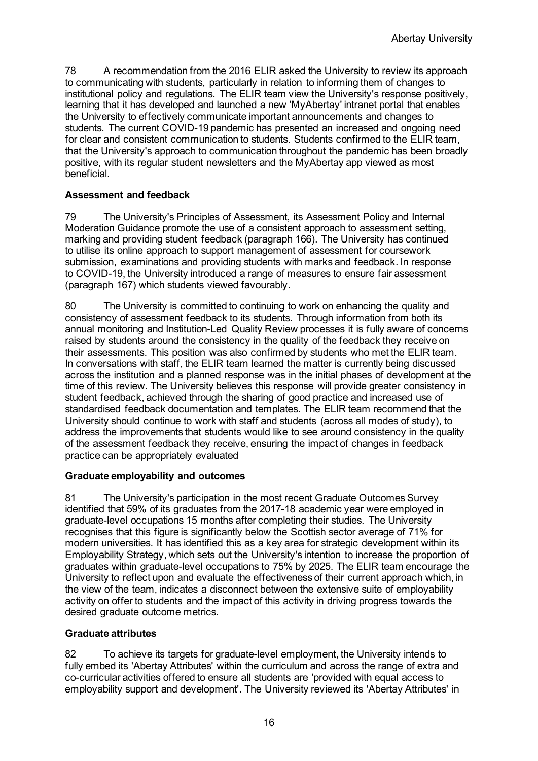78 A recommendation from the 2016 ELIR asked the University to review its approach to communicating with students, particularly in relation to informing them of changes to institutional policy and regulations. The ELIR team view the University's response positively, learning that it has developed and launched a new 'MyAbertay' intranet portal that enables the University to effectively communicate important announcements and changes to students. The current COVID-19 pandemic has presented an increased and ongoing need for clear and consistent communication to students. Students confirmed to the ELIR team, that the University's approach to communication throughout the pandemic has been broadly positive, with its regular student newsletters and the MyAbertay app viewed as most beneficial.

**Assessment and feedback**

79 The University's Principles of Assessment, its Assessment Policy and Internal Moderation Guidance promote the use of a consistent approach to assessment setting, marking and providing student feedback (paragraph 166). The University has continued to utilise its online approach to support management of assessment for coursework submission, examinations and providing students with marks and feedback. In response to COVID-19, the University introduced a range of measures to ensure fair assessment (paragraph 167) which students viewed favourably.

80 The University is committed to continuing to work on enhancing the quality and consistency of assessment feedback to its students. Through information from both its annual monitoring and Institution-Led Quality Review processes it is fully aware of concerns raised by students around the consistency in the quality of the feedback they receive on their assessments. This position was also confirmed by students who met the ELIR team. In conversations with staff, the ELIR team learned the matter is currently being discussed across the institution and a planned response was in the initial phases of development at the time of this review. The University believes this response will provide greater consistency in student feedback, achieved through the sharing of good practice and increased use of standardised feedback documentation and templates. The ELIR team recommend that the University should continue to work with staff and students (across all modes of study), to address the improvements that students would like to see around consistency in the quality of the assessment feedback they receive, ensuring the impact of changes in feedback practice can be appropriately evaluated

**Graduate employability and outcomes**

81 The University's participation in the most recent Graduate Outcomes Survey identified that 59% of its graduates from the 2017-18 academic year were employed in graduate-level occupations 15 months after completing their studies. The University recognises that this figure is significantly below the Scottish sector average of 71% for modern universities. It has identified this as a key area for strategic development within its Employability Strategy, which sets out the University's intention to increase the proportion of graduates within graduate-level occupations to 75% by 2025. The ELIR team encourage the University to reflect upon and evaluate the effectiveness of their current approach which, in the view of the team, indicates a disconnect between the extensive suite of employability activity on offer to students and the impact of this activity in driving progress towards the desired graduate outcome metrics.

**Graduate attributes**

82 To achieve its targets for graduate-level employment, the University intends to fully embed its 'Abertay Attributes' within the curriculum and across the range of extra and co-curricular activities offered to ensure all students are 'provided with equal access to employability support and development'. The University reviewed its 'Abertay Attributes' in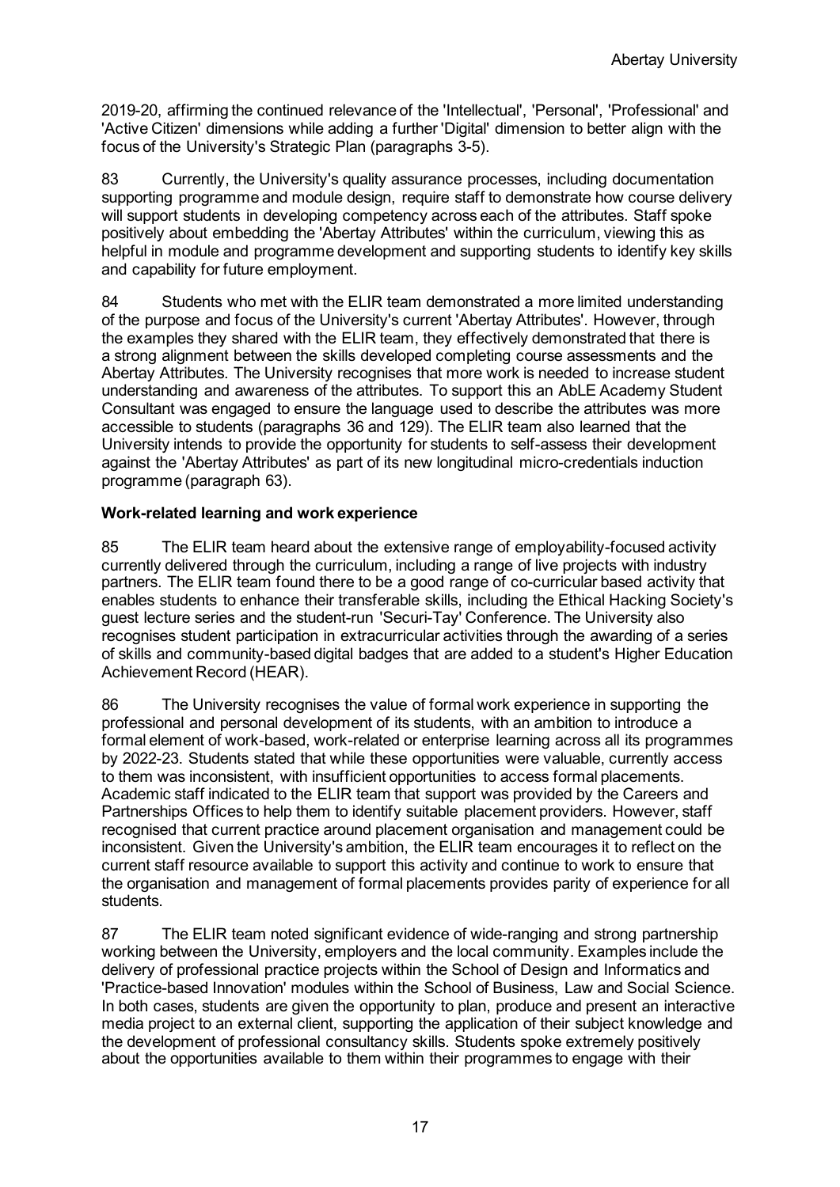2019-20, affirming the continued relevance of the 'Intellectual', 'Personal', 'Professional' and 'Active Citizen' dimensions while adding a further 'Digital' dimension to better align with the focus of the University's Strategic Plan (paragraphs 3-5).

83 Currently, the University's quality assurance processes, including documentation supporting programme and module design, require staff to demonstrate how course delivery will support students in developing competency across each of the attributes. Staff spoke positively about embedding the 'Abertay Attributes' within the curriculum, viewing this as helpful in module and programme development and supporting students to identify key skills and capability for future employment.

84 Students who met with the ELIR team demonstrated a more limited understanding of the purpose and focus of the University's current 'Abertay Attributes'. However, through the examples they shared with the ELIR team, they effectively demonstrated that there is a strong alignment between the skills developed completing course assessments and the Abertay Attributes. The University recognises that more work is needed to increase student understanding and awareness of the attributes. To support this an AbLE Academy Student Consultant was engaged to ensure the language used to describe the attributes was more accessible to students (paragraphs 36 and 129). The ELIR team also learned that the University intends to provide the opportunity for students to self-assess their development against the 'Abertay Attributes' as part of its new longitudinal micro-credentials induction programme (paragraph 63).

**Work-related learning and work experience**

85 The ELIR team heard about the extensive range of employability-focused activity currently delivered through the curriculum, including a range of live projects with industry partners. The ELIR team found there to be a good range of co-curricular based activity that enables students to enhance their transferable skills, including the Ethical Hacking Society's guest lecture series and the student-run 'Securi-Tay' Conference. The University also recognises student participation in extracurricular activities through the awarding of a series of skills and community-based digital badges that are added to a student's Higher Education Achievement Record (HEAR).

86 The University recognises the value of formal work experience in supporting the professional and personal development of its students, with an ambition to introduce a formal element of work-based, work-related or enterprise learning across all its programmes by 2022-23. Students stated that while these opportunities were valuable, currently access to them was inconsistent, with insufficient opportunities to access formal placements. Academic staff indicated to the ELIR team that support was provided by the Careers and Partnerships Offices to help them to identify suitable placement providers. However, staff recognised that current practice around placement organisation and management could be inconsistent. Given the University's ambition, the ELIR team encourages it to reflect on the current staff resource available to support this activity and continue to work to ensure that the organisation and management of formal placements provides parity of experience for all students.

87 The ELIR team noted significant evidence of wide-ranging and strong partnership working between the University, employers and the local community. Examples include the delivery of professional practice projects within the School of Design and Informatics and 'Practice-based Innovation' modules within the School of Business, Law and Social Science. In both cases, students are given the opportunity to plan, produce and present an interactive media project to an external client, supporting the application of their subject knowledge and the development of professional consultancy skills. Students spoke extremely positively about the opportunities available to them within their programmes to engage with their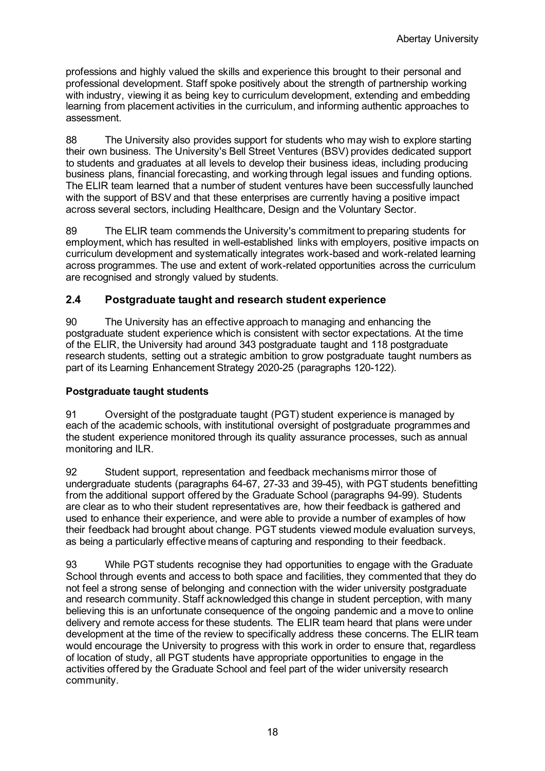professions and highly valued the skills and experience this brought to their personal and professional development. Staff spoke positively about the strength of partnership working with industry, viewing it as being key to curriculum development, extending and embedding learning from placement activities in the curriculum, and informing authentic approaches to assessment.

88 The University also provides support for students who may wish to explore starting their own business. The University's Bell Street Ventures (BSV) provides dedicated support to students and graduates at all levels to develop their business ideas, including producing business plans, financial forecasting, and working through legal issues and funding options. The ELIR team learned that a number of student ventures have been successfully launched with the support of BSV and that these enterprises are currently having a positive impact across several sectors, including Healthcare, Design and the Voluntary Sector.

89 The ELIR team commends the University's commitment to preparing students for employment, which has resulted in well-established links with employers, positive impacts on curriculum development and systematically integrates work-based and work-related learning across programmes. The use and extent of work-related opportunities across the curriculum are recognised and strongly valued by students.

## 2.4 Postgraduate taught and research student experience

90 The University has an effective approach to managing and enhancing the postgraduate student experience which is consistent with sector expectations. At the time of the ELIR, the University had around 343 postgraduate taught and 118 postgraduate research students, setting out a strategic ambition to grow postgraduate taught numbers as part of its Learning Enhancement Strategy 2020-25 (paragraphs 120-122).

### Postgraduate taught students

91 Oversight of the postgraduate taught (PGT) student experience is managed by each of the academic schools, with institutional oversight of postgraduate programmes and the student experience monitored through its quality assurance processes, such as annual monitoring and ILR.

92 Student support, representation and feedback mechanisms mirror those of undergraduate students (paragraphs 64-67, 27-33 and 39-45), with PGT students benefitting from the additional support offered by the Graduate School (paragraphs 94-99). Students are clear as to who their student representatives are, how their feedback is gathered and used to enhance their experience, and were able to provide a number of examples of how their feedback had brought about change. PGT students viewed module evaluation surveys, as being a particularly effective means of capturing and responding to their feedback.

93 While PGT students recognise they had opportunities to engage with the Graduate School through events and access to both space and facilities, they commented that they do not feel a strong sense of belonging and connection with the wider university postgraduate and research community. Staff acknowledged this change in student perception, with many believing this is an unfortunate consequence of the ongoing pandemic and a move to online delivery and remote access for these students. The ELIR team heard that plans were under development at the time of the review to specifically address these concerns. The ELIR team would encourage the University to progress with this work in order to ensure that, regardless of location of study, all PGT students have appropriate opportunities to engage in the activities offered by the Graduate School and feel part of the wider university research community.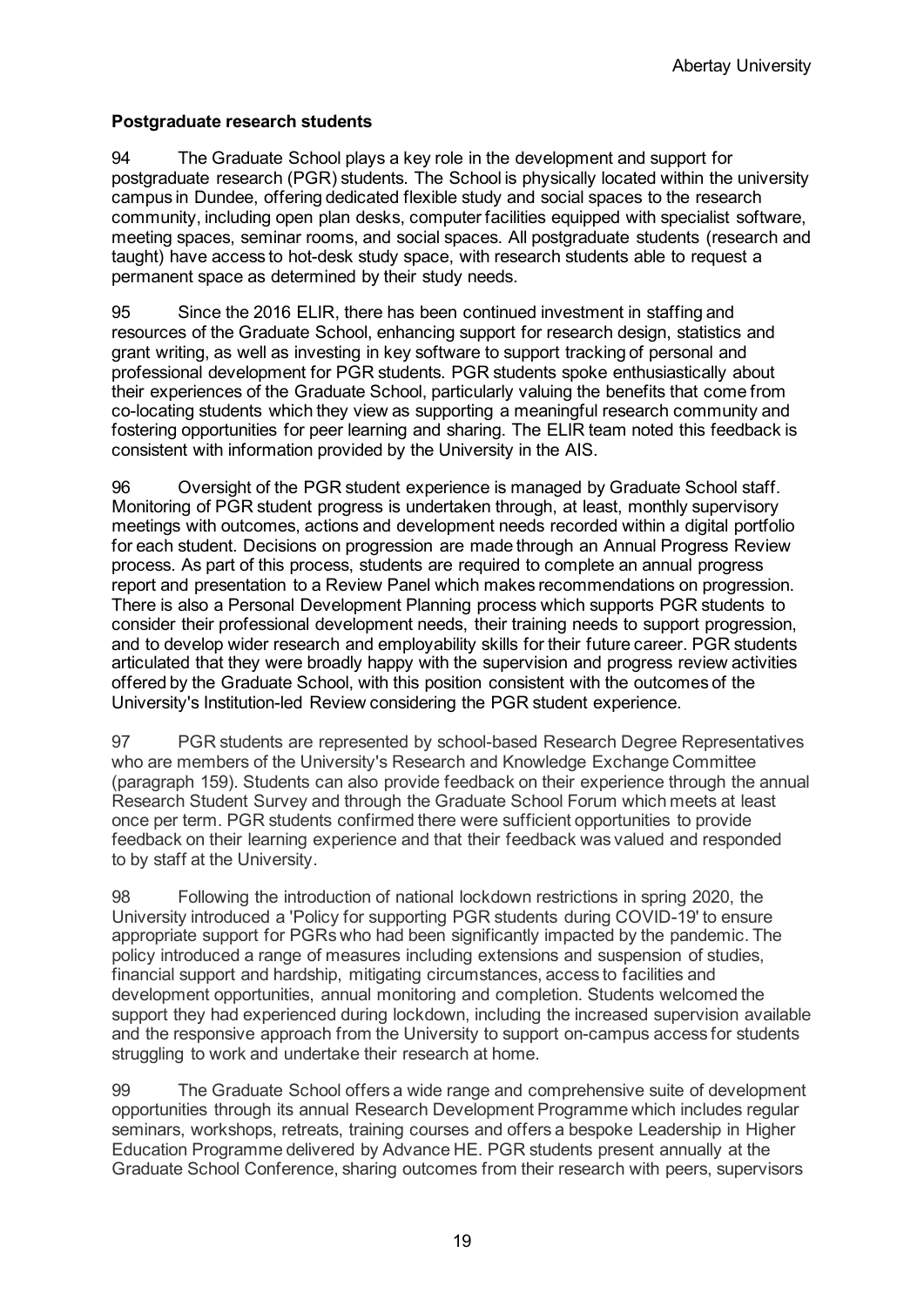**Postgraduate research students**

94 The Graduate School plays a key role in the development and support for postgraduate research (PGR) students. The School is physically located within the university campus in Dundee, offering dedicated flexible study and social spaces to the research community, including open plan desks, computer facilities equipped with specialist software, meeting spaces, seminar rooms, and social spaces. All postgraduate students (research and taught) have access to hot-desk study space, with research students able to request a permanent space as determined by their study needs.

95 Since the 2016 ELIR, there has been continued investment in staffing and resources of the Graduate School, enhancing support for research design, statistics and grant writing, as well as investing in key software to support tracking of personal and professional development for PGR students. PGR students spoke enthusiastically about their experiences of the Graduate School, particularly valuing the benefits that come from co-locating students which they view as supporting a meaningful research community and fostering opportunities for peer learning and sharing. The ELIR team noted this feedback is consistent with information provided by the University in the AIS.

96 Oversight of the PGR student experience is managed by Graduate School staff. Monitoring of PGR student progress is undertaken through, at least, monthly supervisory meetings with outcomes, actions and development needs recorded within a digital portfolio for each student. Decisions on progression are made through an Annual Progress Review process. As part of this process, students are required to complete an annual progress report and presentation to a Review Panel which makes recommendations on progression. There is also a Personal Development Planning process which supports PGR students to consider their professional development needs, their training needs to support progression, and to develop wider research and employability skills for their future career. PGR students articulated that they were broadly happy with the supervision and progress review activities offered by the Graduate School, with this position consistent with the outcomes of the University's Institution-led Review considering the PGR student experience.

97 PGR students are represented by school-based Research Degree Representatives who are members of the University's Research and Knowledge Exchange Committee (paragraph 159). Students can also provide feedback on their experience through the annual Research Student Survey and through the Graduate School Forum which meets at least once per term. PGR students confirmed there were sufficient opportunities to provide feedback on their learning experience and that their feedback was valued and responded to by staff at the University.

98 Following the introduction of national lockdown restrictions in spring 2020, the University introduced a 'Policy for supporting PGR students during COVID-19' to ensure appropriate support for PGRs who had been significantly impacted by the pandemic. The policy introduced a range of measures including extensions and suspension of studies, financial support and hardship, mitigating circumstances, access to facilities and development opportunities, annual monitoring and completion. Students welcomed the support they had experienced during lockdown, including the increased supervision available and the responsive approach from the University to support on-campus access for students struggling to work and undertake their research at home.

99 The Graduate School offers a wide range and comprehensive suite of development opportunities through its annual Research Development Programme which includes regular seminars, workshops, retreats, training courses and offers a bespoke Leadership in Higher Education Programme delivered by Advance HE. PGR students present annually at the Graduate School Conference, sharing outcomes from their research with peers, supervisors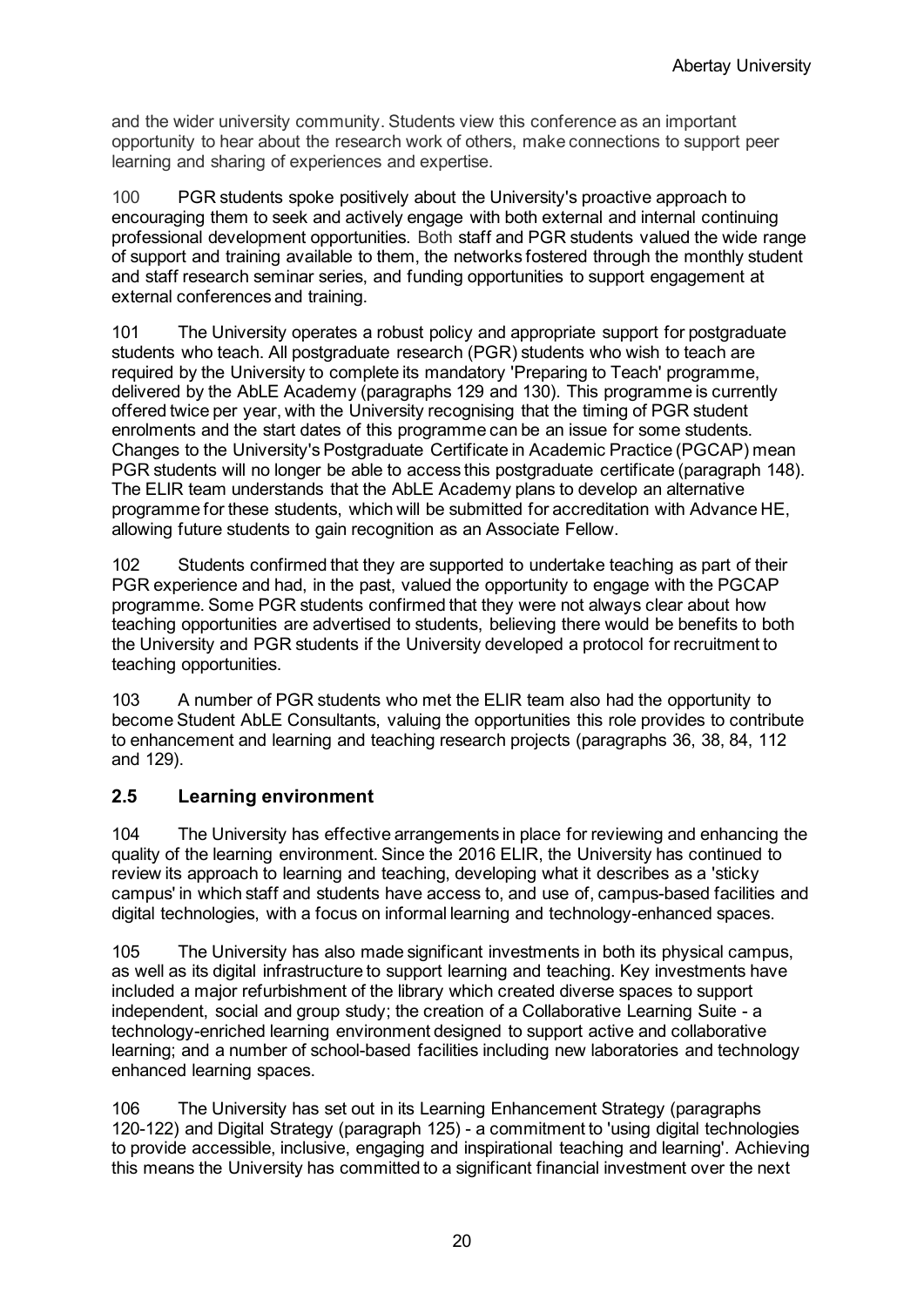and the wider university community. Students view this conference as an important opportunity to hear about the research work of others, make connections to support peer learning and sharing of experiences and expertise.

100 PGR students spoke positively about the University's proactive approach to encouraging them to seek and actively engage with both external and internal continuing professional development opportunities. Both staff and PGR students valued the wide range of support and training available to them, the networks fostered through the monthly student and staff research seminar series, and funding opportunities to support engagement at external conferences and training.

101 The University operates a robust policy and appropriate support for postgraduate students who teach. All postgraduate research (PGR) students who wish to teach are required by the University to complete its mandatory 'Preparing to Teach' programme, delivered by the AbLE Academy (paragraphs 129 and 130). This programme is currently offered twice per year, with the University recognising that the timing of PGR student enrolments and the start dates of this programme can be an issue for some students. Changes to the University's Postgraduate Certificate in Academic Practice (PGCAP) mean PGR students will no longer be able to access this postgraduate certificate (paragraph 148). The ELIR team understands that the AbLE Academy plans to develop an alternative programme for these students, which will be submitted for accreditation with Advance HE, allowing future students to gain recognition as an Associate Fellow.

102 Students confirmed that they are supported to undertake teaching as part of their PGR experience and had, in the past, valued the opportunity to engage with the PGCAP programme. Some PGR students confirmed that they were not always clear about how teaching opportunities are advertised to students, believing there would be benefits to both the University and PGR students if the University developed a protocol for recruitment to teaching opportunities.

103 A number of PGR students who met the ELIR team also had the opportunity to become Student AbLE Consultants, valuing the opportunities this role provides to contribute to enhancement and learning and teaching research projects (paragraphs 36, 38, 84, 112 and 129).

## 2.5 Learning environment

104 The University has effective arrangements in place for reviewing and enhancing the quality of the learning environment. Since the 2016 ELIR, the University has continued to review its approach to learning and teaching, developing what it describes as a 'sticky campus' in which staff and students have access to, and use of, campus-based facilities and digital technologies, with a focus on informal learning and technology-enhanced spaces.

105 The University has also made significant investments in both its physical campus, as well as its digital infrastructure to support learning and teaching. Key investments have included a major refurbishment of the library which created diverse spaces to support independent, social and group study; the creation of a Collaborative Learning Suite - a technology-enriched learning environment designed to support active and collaborative learning; and a number of school-based facilities including new laboratories and technology enhanced learning spaces.

106 The University has set out in its Learning Enhancement Strategy (paragraphs 120-122) and Digital Strategy (paragraph 125) - a commitment to 'using digital technologies to provide accessible, inclusive, engaging and inspirational teaching and learning'. Achieving this means the University has committed to a significant financial investment over the next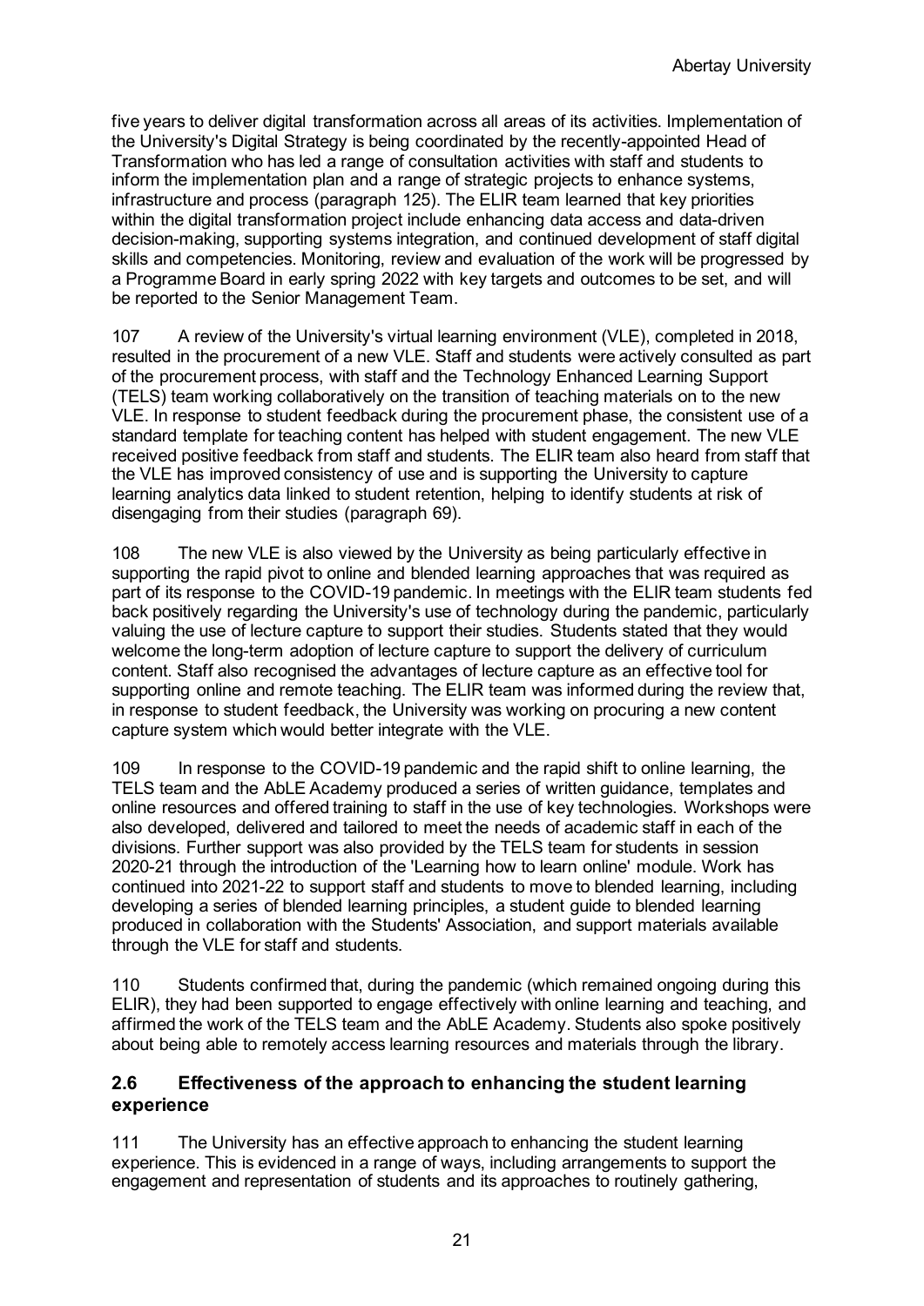five years to deliver digital transformation across all areas of its activities. Implementation of the University's Digital Strategy is being coordinated by the recently-appointed Head of Transformation who has led a range of consultation activities with staff and students to inform the implementation plan and a range of strategic projects to enhance systems, infrastructure and process (paragraph 125). The ELIR team learned that key priorities within the digital transformation project include enhancing data access and data-driven decision-making, supporting systems integration, and continued development of staff digital skills and competencies. Monitoring, review and evaluation of the work will be progressed by a Programme Board in early spring 2022 with key targets and outcomes to be set, and will be reported to the Senior Management Team.

107 A review of the University's virtual learning environment (VLE), completed in 2018, resulted in the procurement of a new VLE. Staff and students were actively consulted as part of the procurement process, with staff and the Technology Enhanced Learning Support (TELS) team working collaboratively on the transition of teaching materials on to the new VLE. In response to student feedback during the procurement phase, the consistent use of a standard template for teaching content has helped with student engagement. The new VLE received positive feedback from staff and students. The ELIR team also heard from staff that the VLE has improved consistency of use and is supporting the University to capture learning analytics data linked to student retention, helping to identify students at risk of disengaging from their studies (paragraph 69).

108 The new VLE is also viewed by the University as being particularly effective in supporting the rapid pivot to online and blended learning approaches that was required as part of its response to the COVID-19 pandemic. In meetings with the ELIR team students fed back positively regarding the University's use of technology during the pandemic, particularly valuing the use of lecture capture to support their studies. Students stated that they would welcome the long-term adoption of lecture capture to support the delivery of curriculum content. Staff also recognised the advantages of lecture capture as an effective tool for supporting online and remote teaching. The ELIR team was informed during the review that, in response to student feedback, the University was working on procuring a new content capture system which would better integrate with the VLE.

109 In response to the COVID-19 pandemic and the rapid shift to online learning, the TELS team and the AbLE Academy produced a series of written guidance, templates and online resources and offered training to staff in the use of key technologies. Workshops were also developed, delivered and tailored to meet the needs of academic staff in each of the divisions. Further support was also provided by the TELS team for students in session 2020-21 through the introduction of the 'Learning how to learn online' module. Work has continued into 2021-22 to support staff and students to move to blended learning, including developing a series of blended learning principles, a student guide to blended learning produced in collaboration with the Students' Association, and support materials available through the VLE for staff and students.

110 Students confirmed that, during the pandemic (which remained ongoing during this ELIR), they had been supported to engage effectively with online learning and teaching, and affirmed the work of the TELS team and the AbLE Academy. Students also spoke positively about being able to remotely access learning resources and materials through the library.

## 2.6 Effectiveness of the approach to enhancing the student learning experience

111 The University has an effective approach to enhancing the student learning experience. This is evidenced in a range of ways, including arrangements to support the engagement and representation of students and its approaches to routinely gathering,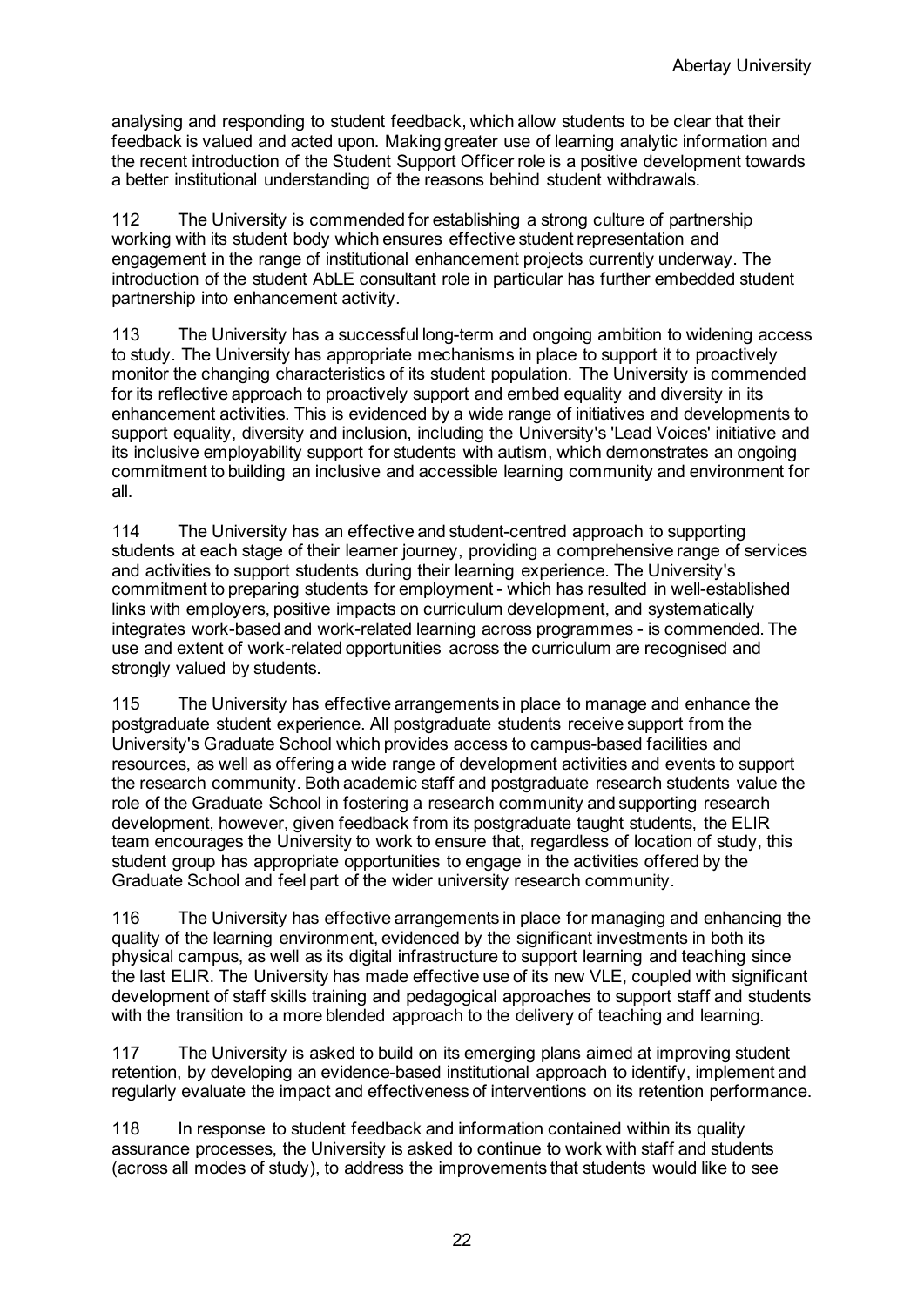analysing and responding to student feedback, which allow students to be clear that their feedback is valued and acted upon. Making greater use of learning analytic information and the recent introduction of the Student Support Officer role is a positive development towards a better institutional understanding of the reasons behind student withdrawals.

112 The University is commended for establishing a strong culture of partnership working with its student body which ensures effective student representation and engagement in the range of institutional enhancement projects currently underway. The introduction of the student AbLE consultant role in particular has further embedded student partnership into enhancement activity.

113 The University has a successful long-term and ongoing ambition to widening access to study. The University has appropriate mechanisms in place to support it to proactively monitor the changing characteristics of its student population. The University is commended for its reflective approach to proactively support and embed equality and diversity in its enhancement activities. This is evidenced by a wide range of initiatives and developments to support equality, diversity and inclusion, including the University's 'Lead Voices' initiative and its inclusive employability support for students with autism, which demonstrates an ongoing commitment to building an inclusive and accessible learning community and environment for all.

114 The University has an effective and student-centred approach to supporting students at each stage of their learner journey, providing a comprehensive range of services and activities to support students during their learning experience. The University's commitment to preparing students for employment - which has resulted in well-established links with employers, positive impacts on curriculum development, and systematically integrates work-based and work-related learning across programmes - is commended. The use and extent of work-related opportunities across the curriculum are recognised and strongly valued by students.

115 The University has effective arrangements in place to manage and enhance the postgraduate student experience. All postgraduate students receive support from the University's Graduate School which provides access to campus-based facilities and resources, as well as offering a wide range of development activities and events to support the research community. Both academic staff and postgraduate research students value the role of the Graduate School in fostering a research community and supporting research development, however, given feedback from its postgraduate taught students, the ELIR team encourages the University to work to ensure that, regardless of location of study, this student group has appropriate opportunities to engage in the activities offered by the Graduate School and feel part of the wider university research community.

116 The University has effective arrangements in place for managing and enhancing the quality of the learning environment, evidenced by the significant investments in both its physical campus, as well as its digital infrastructure to support learning and teaching since the last ELIR. The University has made effective use of its new VLE, coupled with significant development of staff skills training and pedagogical approaches to support staff and students with the transition to a more blended approach to the delivery of teaching and learning.

117 The University is asked to build on its emerging plans aimed at improving student retention, by developing an evidence-based institutional approach to identify, implement and regularly evaluate the impact and effectiveness of interventions on its retention performance.

118 In response to student feedback and information contained within its quality assurance processes, the University is asked to continue to work with staff and students (across all modes of study), to address the improvements that students would like to see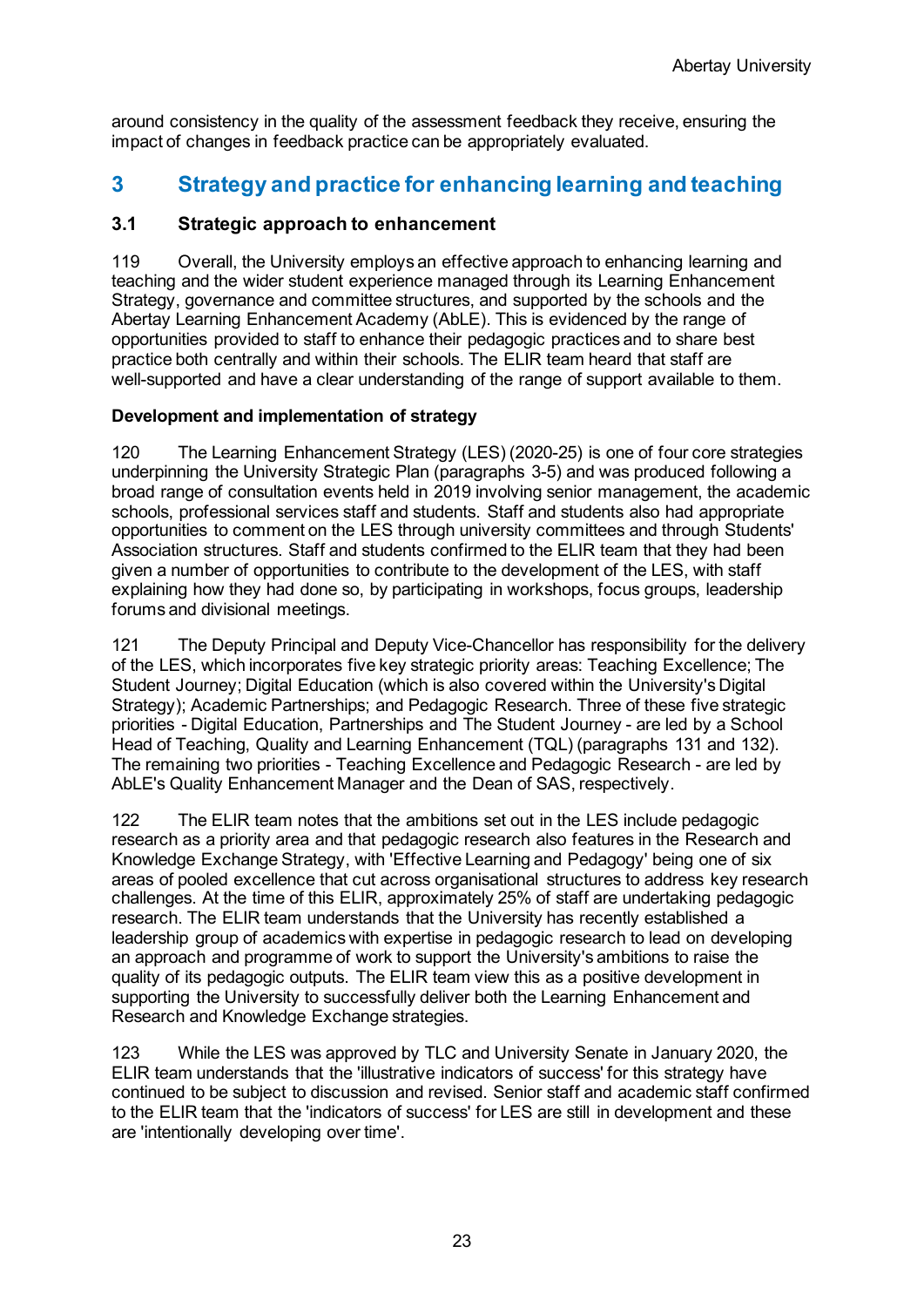around consistency in the quality of the assessment feedback they receive, ensuring the impact of changes in feedback practice can be appropriately evaluated.

## 3 Strategy and practice for enhancing learning and teaching

### 3.1 Strategic approach to enhancement

119 Overall, the University employs an effective approach to enhancing learning and teaching and the wider student experience managed through its Learning Enhancement Strategy, governance and committee structures, and supported by the schools and the Abertay Learning Enhancement Academy (AbLE). This is evidenced by the range of opportunities provided to staff to enhance their pedagogic practices and to share best practice both centrally and within their schools. The ELIR team heard that staff are well-supported and have a clear understanding of the range of support available to them.

**Development and implementation of strategy**

120 The Learning Enhancement Strategy (LES) (2020-25) is one of four core strategies underpinning the University Strategic Plan (paragraphs 3-5) and was produced following a broad range of consultation events held in 2019 involving senior management, the academic schools, professional services staff and students. Staff and students also had appropriate opportunities to comment on the LES through university committees and through Students' Association structures. Staff and students confirmed to the ELIR team that they had been given a number of opportunities to contribute to the development of the LES, with staff explaining how they had done so, by participating in workshops, focus groups, leadership forums and divisional meetings.

121 The Deputy Principal and Deputy Vice-Chancellor has responsibility for the delivery of the LES, which incorporates five key strategic priority areas: Teaching Excellence; The Student Journey; Digital Education (which is also covered within the University's Digital Strategy); Academic Partnerships; and Pedagogic Research. Three of these five strategic priorities - Digital Education, Partnerships and The Student Journey - are led by a School Head of Teaching, Quality and Learning Enhancement (TQL) (paragraphs 131 and 132). The remaining two priorities - Teaching Excellence and Pedagogic Research - are led by AbLE's Quality Enhancement Manager and the Dean of SAS, respectively.

122 The ELIR team notes that the ambitions set out in the LES include pedagogic research as a priority area and that pedagogic research also features in the Research and Knowledge Exchange Strategy, with 'Effective Learning and Pedagogy' being one of six areas of pooled excellence that cut across organisational structures to address key research challenges. At the time of this ELIR, approximately 25% of staff are undertaking pedagogic research. The ELIR team understands that the University has recently established a leadership group of academics with expertise in pedagogic research to lead on developing an approach and programme of work to support the University's ambitions to raise the quality of its pedagogic outputs. The ELIR team view this as a positive development in supporting the University to successfully deliver both the Learning Enhancement and Research and Knowledge Exchange strategies.

123 While the LES was approved by TLC and University Senate in January 2020, the ELIR team understands that the 'illustrative indicators of success' for this strategy have continued to be subject to discussion and revised. Senior staff and academic staff confirmed to the ELIR team that the 'indicators of success' for LES are still in development and these are 'intentionally developing over time'.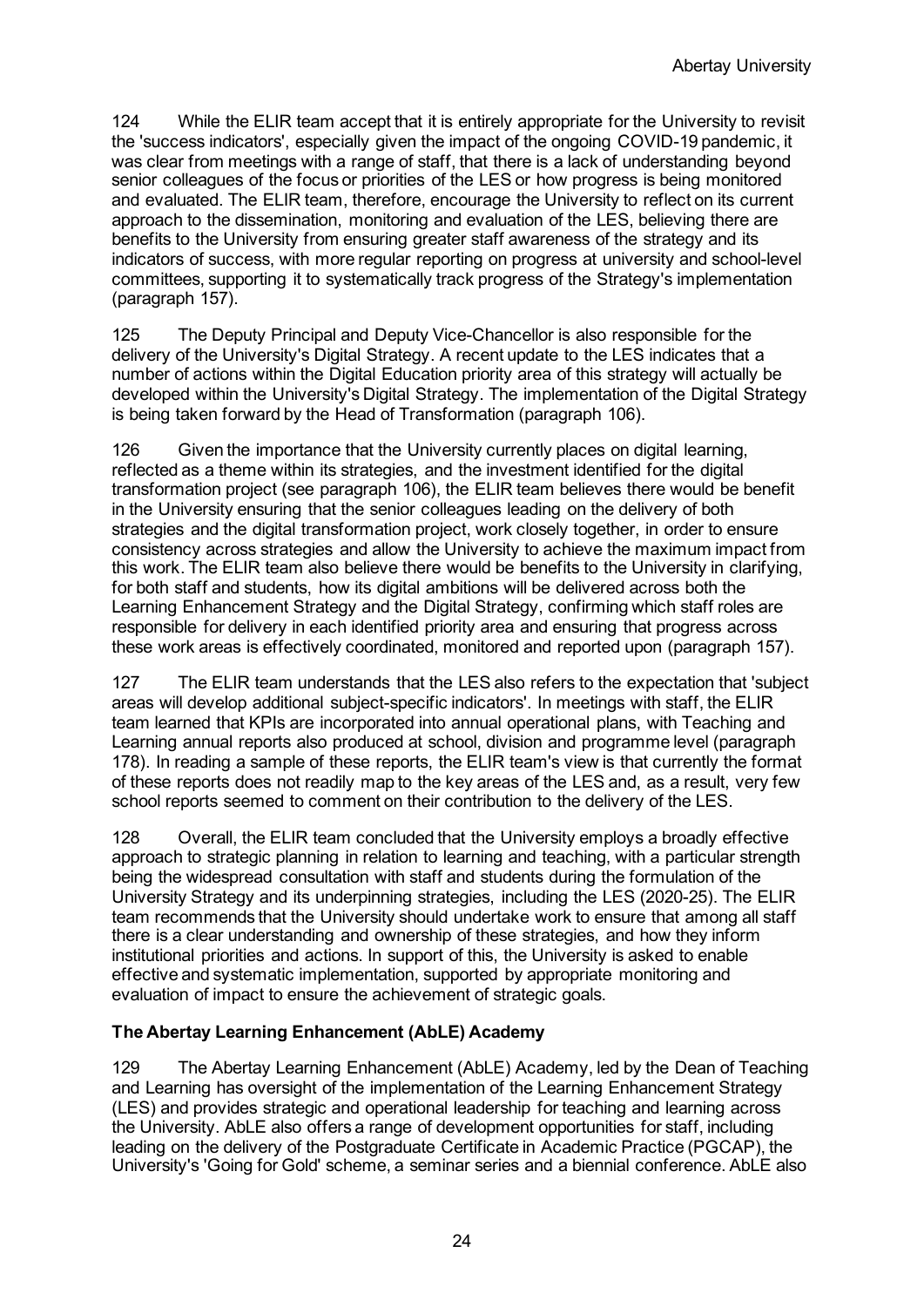124 While the ELIR team accept that it is entirely appropriate for the University to revisit the 'success indicators', especially given the impact of the ongoing COVID-19 pandemic, it was clear from meetings with a range of staff, that there is a lack of understanding beyond senior colleagues of the focus or priorities of the LES or how progress is being monitored and evaluated. The ELIR team, therefore, encourage the University to reflect on its current approach to the dissemination, monitoring and evaluation of the LES, believing there are benefits to the University from ensuring greater staff awareness of the strategy and its indicators of success, with more regular reporting on progress at university and school-level committees, supporting it to systematically track progress of the Strategy's implementation (paragraph 157).

125 The Deputy Principal and Deputy Vice-Chancellor is also responsible for the delivery of the University's Digital Strategy. A recent update to the LES indicates that a number of actions within the Digital Education priority area of this strategy will actually be developed within the University's Digital Strategy. The implementation of the Digital Strategy is being taken forward by the Head of Transformation (paragraph 106).

126 Given the importance that the University currently places on digital learning, reflected as a theme within its strategies, and the investment identified for the digital transformation project (see paragraph 106), the ELIR team believes there would be benefit in the University ensuring that the senior colleagues leading on the delivery of both strategies and the digital transformation project, work closely together, in order to ensure consistency across strategies and allow the University to achieve the maximum impact from this work. The ELIR team also believe there would be benefits to the University in clarifying, for both staff and students, how its digital ambitions will be delivered across both the Learning Enhancement Strategy and the Digital Strategy, confirming which staff roles are responsible for delivery in each identified priority area and ensuring that progress across these work areas is effectively coordinated, monitored and reported upon (paragraph 157).

127 The ELIR team understands that the LES also refers to the expectation that 'subject areas will develop additional subject-specific indicators'. In meetings with staff, the ELIR team learned that KPIs are incorporated into annual operational plans, with Teaching and Learning annual reports also produced at school, division and programme level (paragraph 178). In reading a sample of these reports, the ELIR team's view is that currently the format of these reports does not readily map to the key areas of the LES and, as a result, very few school reports seemed to comment on their contribution to the delivery of the LES.

128 Overall, the ELIR team concluded that the University employs a broadly effective approach to strategic planning in relation to learning and teaching, with a particular strength being the widespread consultation with staff and students during the formulation of the University Strategy and its underpinning strategies, including the LES (2020-25). The ELIR team recommends that the University should undertake work to ensure that among all staff there is a clear understanding and ownership of these strategies, and how they inform institutional priorities and actions. In support of this, the University is asked to enable effective and systematic implementation, supported by appropriate monitoring and evaluation of impact to ensure the achievement of strategic goals.

**The Abertay Learning Enhancement (AbLE) Academy**

129 The Abertay Learning Enhancement (AbLE) Academy, led by the Dean of Teaching and Learning has oversight of the implementation of the Learning Enhancement Strategy (LES) and provides strategic and operational leadership for teaching and learning across the University. AbLE also offers a range of development opportunities for staff, including leading on the delivery of the Postgraduate Certificate in Academic Practice (PGCAP), the University's 'Going for Gold' scheme, a seminar series and a biennial conference. AbLE also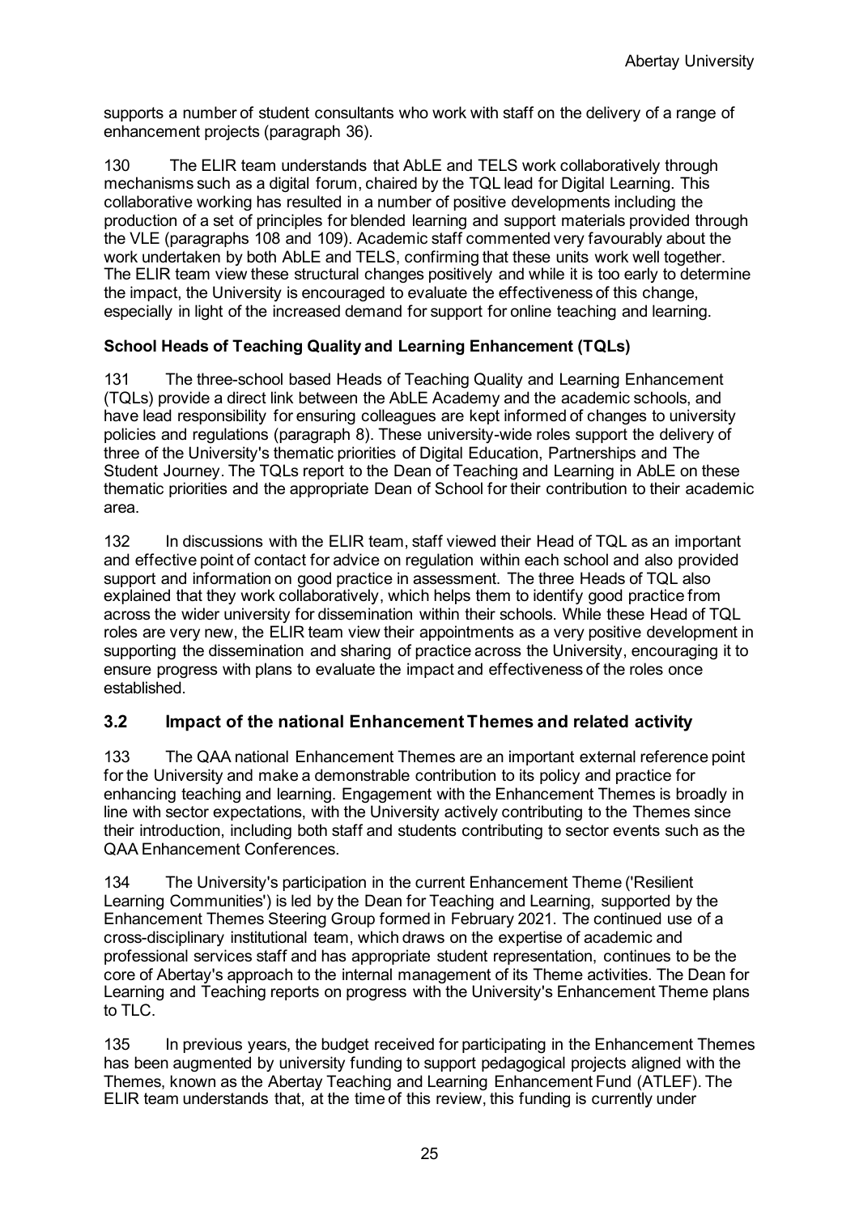supports a number of student consultants who work with staff on the delivery of a range of enhancement projects (paragraph 36).

130 The ELIR team understands that AbLE and TELS work collaboratively through mechanisms such as a digital forum, chaired by the TQL lead for Digital Learning. This collaborative working has resulted in a number of positive developments including the production of a set of principles for blended learning and support materials provided through the VLE (paragraphs 108 and 109). Academic staff commented very favourably about the work undertaken by both AbLE and TELS, confirming that these units work well together. The ELIR team view these structural changes positively and while it is too early to determine the impact, the University is encouraged to evaluate the effectiveness of this change, especially in light of the increased demand for support for online teaching and learning.

**School Heads of Teaching Quality and Learning Enhancement (TQLs)**

131 The three-school based Heads of Teaching Quality and Learning Enhancement (TQLs) provide a direct link between the AbLE Academy and the academic schools, and have lead responsibility for ensuring colleagues are kept informed of changes to university policies and regulations (paragraph 8). These university-wide roles support the delivery of three of the University's thematic priorities of Digital Education, Partnerships and The Student Journey. The TQLs report to the Dean of Teaching and Learning in AbLE on these thematic priorities and the appropriate Dean of School for their contribution to their academic area.

132 In discussions with the ELIR team, staff viewed their Head of TQL as an important and effective point of contact for advice on regulation within each school and also provided support and information on good practice in assessment. The three Heads of TQL also explained that they work collaboratively, which helps them to identify good practice from across the wider university for dissemination within their schools. While these Head of TQL roles are very new, the ELIR team view their appointments as a very positive development in supporting the dissemination and sharing of practice across the University, encouraging it to ensure progress with plans to evaluate the impact and effectiveness of the roles once established.

## 3.2 Impact of the national Enhancement Themes and related activity

133 The QAA national Enhancement Themes are an important external reference point for the University and make a demonstrable contribution to its policy and practice for enhancing teaching and learning. Engagement with the Enhancement Themes is broadly in line with sector expectations, with the University actively contributing to the Themes since their introduction, including both staff and students contributing to sector events such as the QAA Enhancement Conferences.

134 The University's participation in the current Enhancement Theme ('Resilient Learning Communities') is led by the Dean for Teaching and Learning, supported by the Enhancement Themes Steering Group formed in February 2021. The continued use of a cross-disciplinary institutional team, which draws on the expertise of academic and professional services staff and has appropriate student representation, continues to be the core of Abertay's approach to the internal management of its Theme activities. The Dean for Learning and Teaching reports on progress with the University's Enhancement Theme plans to TLC.

135 In previous years, the budget received for participating in the Enhancement Themes has been augmented by university funding to support pedagogical projects aligned with the Themes, known as the Abertay Teaching and Learning Enhancement Fund (ATLEF). The ELIR team understands that, at the time of this review, this funding is currently under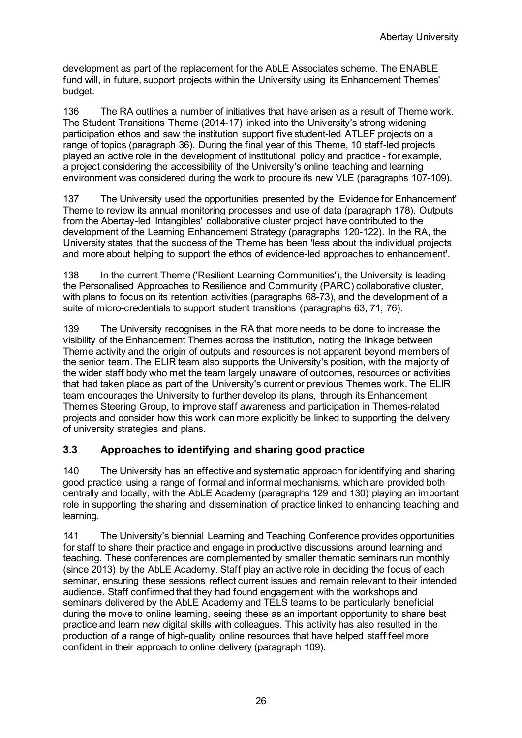development as part of the replacement for the AbLE Associates scheme. The ENABLE fund will, in future, support projects within the University using its Enhancement Themes' budget.

136 The RA outlines a number of initiatives that have arisen as a result of Theme work. The Student Transitions Theme (2014-17) linked into the University's strong widening participation ethos and saw the institution support five student-led ATLEF projects on a range of topics (paragraph 36). During the final year of this Theme, 10 staff-led projects played an active role in the development of institutional policy and practice - for example, a project considering the accessibility of the University's online teaching and learning environment was considered during the work to procure its new VLE (paragraphs 107-109).

137 The University used the opportunities presented by the 'Evidence for Enhancement' Theme to review its annual monitoring processes and use of data (paragraph 178). Outputs from the Abertay-led 'Intangibles' collaborative cluster project have contributed to the development of the Learning Enhancement Strategy (paragraphs 120-122). In the RA, the University states that the success of the Theme has been 'less about the individual projects and more about helping to support the ethos of evidence-led approaches to enhancement'.

138 In the current Theme ('Resilient Learning Communities'), the University is leading the Personalised Approaches to Resilience and Community (PARC) collaborative cluster, with plans to focus on its retention activities (paragraphs 68-73), and the development of a suite of micro-credentials to support student transitions (paragraphs 63, 71, 76).

139 The University recognises in the RA that more needs to be done to increase the visibility of the Enhancement Themes across the institution, noting the linkage between Theme activity and the origin of outputs and resources is not apparent beyond members of the senior team. The ELIR team also supports the University's position, with the majority of the wider staff body who met the team largely unaware of outcomes, resources or activities that had taken place as part of the University's current or previous Themes work. The ELIR team encourages the University to further develop its plans, through its Enhancement Themes Steering Group, to improve staff awareness and participation in Themes-related projects and consider how this work can more explicitly be linked to supporting the delivery of university strategies and plans.

### 3.3 Approaches to identifying and sharing good practice

140 The University has an effective and systematic approach for identifying and sharing good practice, using a range of formal and informal mechanisms, which are provided both centrally and locally, with the AbLE Academy (paragraphs 129 and 130) playing an important role in supporting the sharing and dissemination of practice linked to enhancing teaching and learning.

141 The University's biennial Learning and Teaching Conference provides opportunities for staff to share their practice and engage in productive discussions around learning and teaching. These conferences are complemented by smaller thematic seminars run monthly (since 2013) by the AbLE Academy. Staff play an active role in deciding the focus of each seminar, ensuring these sessions reflect current issues and remain relevant to their intended audience. Staff confirmed that they had found engagement with the workshops and seminars delivered by the AbLE Academy and TELS teams to be particularly beneficial during the move to online learning, seeing these as an important opportunity to share best practice and learn new digital skills with colleagues. This activity has also resulted in the production of a range of high-quality online resources that have helped staff feel more confident in their approach to online delivery (paragraph 109).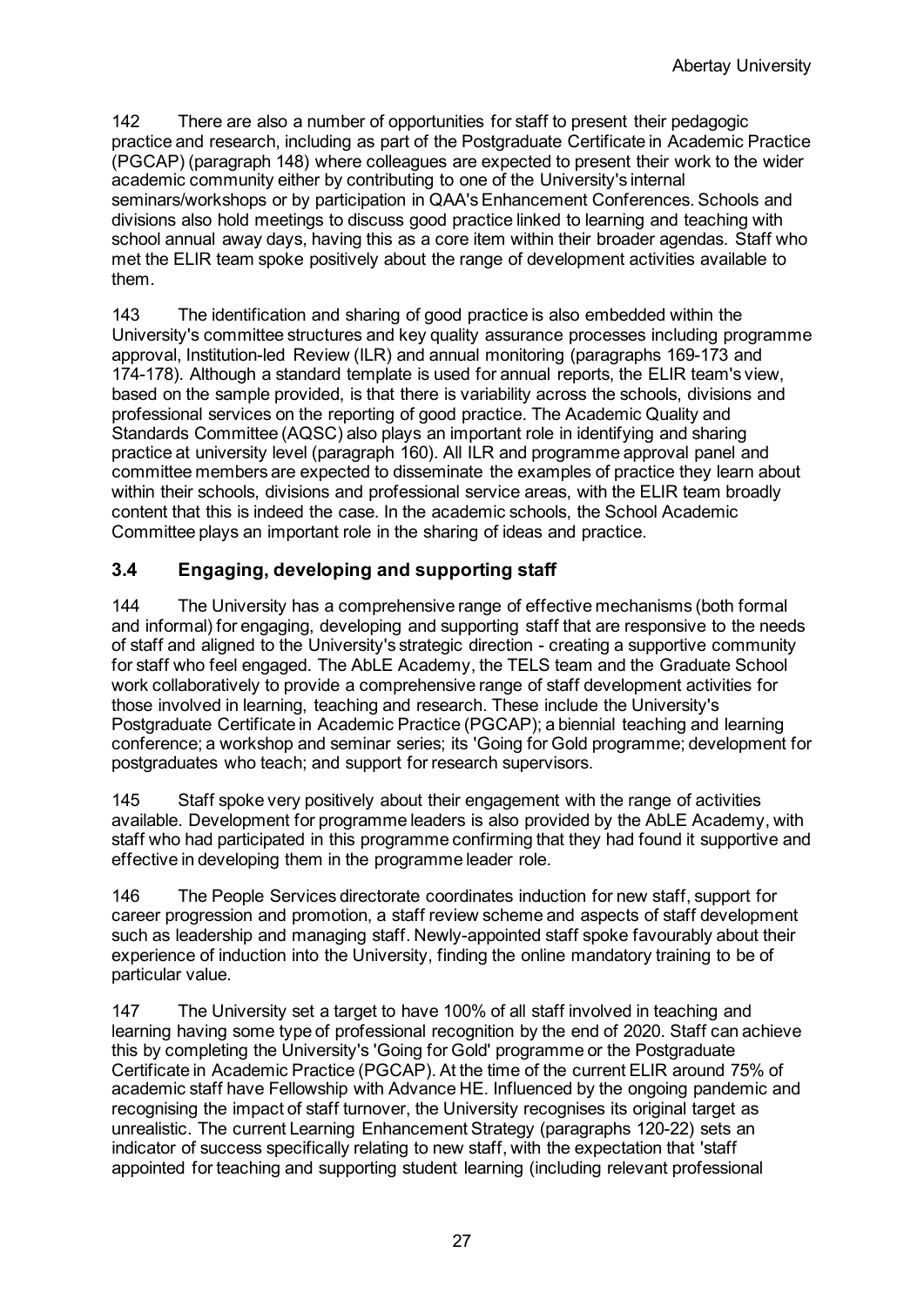142 There are also a number of opportunities for staff to present their pedagogic practice and research, including as part of the Postgraduate Certificate in Academic Practice (PGCAP) (paragraph 148) where colleagues are expected to present their work to the wider academic community either by contributing to one of the University's internal seminars/workshops or by participation in QAA's Enhancement Conferences. Schools and divisions also hold meetings to discuss good practice linked to learning and teaching with school annual away days, having this as a core item within their broader agendas. Staff who met the ELIR team spoke positively about the range of development activities available to them.

143 The identification and sharing of good practice is also embedded within the University's committee structures and key quality assurance processes including programme approval, Institution-led Review (ILR) and annual monitoring (paragraphs 169-173 and 174-178). Although a standard template is used for annual reports, the ELIR team's view, based on the sample provided, is that there is variability across the schools, divisions and professional services on the reporting of good practice. The Academic Quality and Standards Committee (AQSC) also plays an important role in identifying and sharing practice at university level (paragraph 160). All ILR and programme approval panel and committee members are expected to disseminate the examples of practice they learn about within their schools, divisions and professional service areas, with the ELIR team broadly content that this is indeed the case. In the academic schools, the School Academic Committee plays an important role in the sharing of ideas and practice.

### 3.4 Engaging, developing and supporting staff

144 The University has a comprehensive range of effective mechanisms (both formal and informal) for engaging, developing and supporting staff that are responsive to the needs of staff and aligned to the University's strategic direction - creating a supportive community for staff who feel engaged. The AbLE Academy, the TELS team and the Graduate School work collaboratively to provide a comprehensive range of staff development activities for those involved in learning, teaching and research. These include the University's Postgraduate Certificate in Academic Practice (PGCAP); a biennial teaching and learning conference; a workshop and seminar series; its 'Going for Gold programme; development for postgraduates who teach; and support for research supervisors.

145 Staff spoke very positively about their engagement with the range of activities available. Development for programme leaders is also provided by the AbLE Academy, with staff who had participated in this programme confirming that they had found it supportive and effective in developing them in the programme leader role.

146 The People Services directorate coordinates induction for new staff, support for career progression and promotion, a staff review scheme and aspects of staff development such as leadership and managing staff. Newly-appointed staff spoke favourably about their experience of induction into the University, finding the online mandatory training to be of particular value.

147 The University set a target to have 100% of all staff involved in teaching and learning having some type of professional recognition by the end of 2020. Staff can achieve this by completing the University's 'Going for Gold' programme or the Postgraduate Certificate in Academic Practice (PGCAP). At the time of the current ELIR around 75% of academic staff have Fellowship with Advance HE. Influenced by the ongoing pandemic and recognising the impact of staff turnover, the University recognises its original target as unrealistic. The current Learning Enhancement Strategy (paragraphs 120-22) sets an indicator of success specifically relating to new staff, with the expectation that 'staff appointed for teaching and supporting student learning (including relevant professional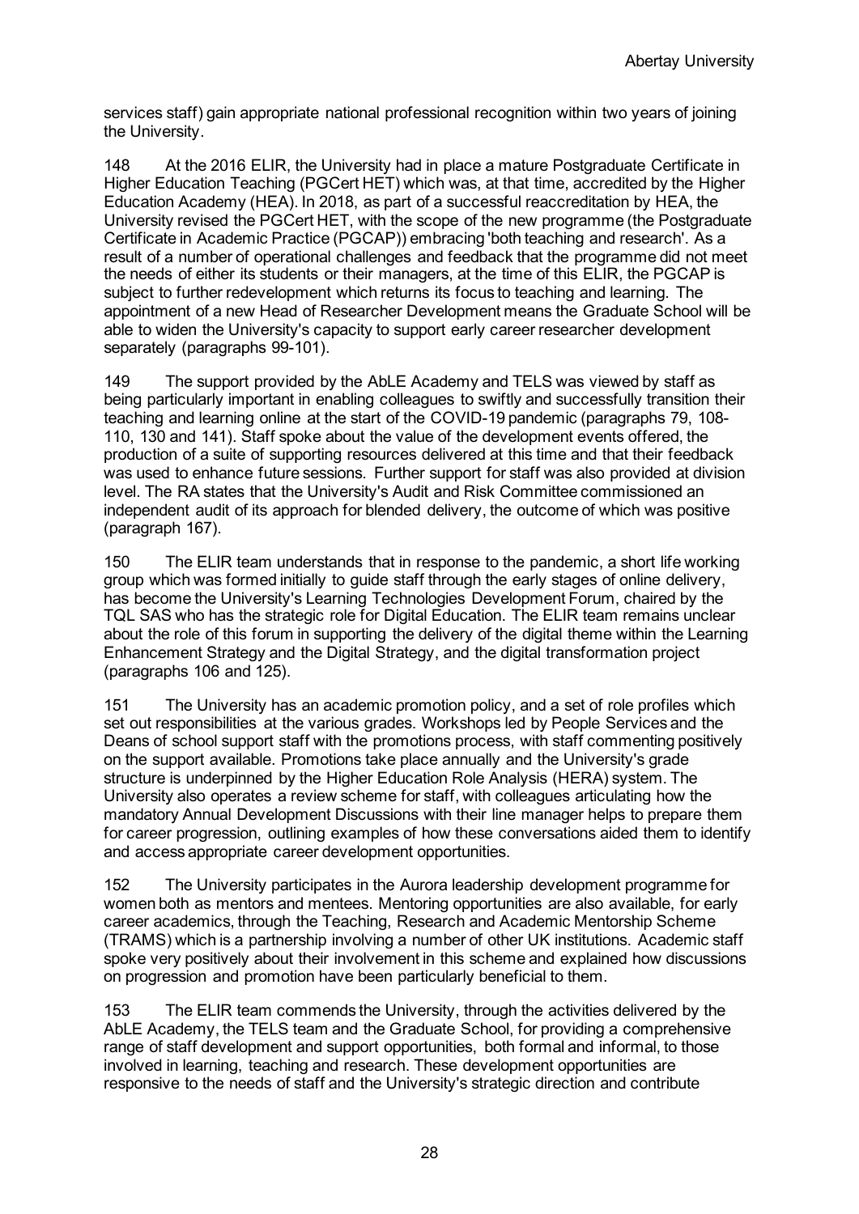services staff) gain appropriate national professional recognition within two years of joining the University.

148 At the 2016 ELIR, the University had in place a mature Postgraduate Certificate in Higher Education Teaching (PGCert HET) which was, at that time, accredited by the Higher Education Academy (HEA). In 2018, as part of a successful reaccreditation by HEA, the University revised the PGCert HET, with the scope of the new programme (the Postgraduate Certificate in Academic Practice (PGCAP)) embracing 'both teaching and research'. As a result of a number of operational challenges and feedback that the programme did not meet the needs of either its students or their managers, at the time of this ELIR, the PGCAP is subject to further redevelopment which returns its focus to teaching and learning. The appointment of a new Head of Researcher Development means the Graduate School will be able to widen the University's capacity to support early career researcher development separately (paragraphs 99-101).

149 The support provided by the AbLE Academy and TELS was viewed by staff as being particularly important in enabling colleagues to swiftly and successfully transition their teaching and learning online at the start of the COVID-19 pandemic (paragraphs 79, 108-110, 130 and 141). Staff spoke about the value of the development events offered, the production of a suite of supporting resources delivered at this time and that their feedback was used to enhance future sessions. Further support for staff was also provided at division level. The RA states that the University's Audit and Risk Committee commissioned an independent audit of its approach for blended delivery, the outcome of which was positive (paragraph 167).

150 The ELIR team understands that in response to the pandemic, a short life working group which was formed initially to guide staff through the early stages of online delivery, has become the University's Learning Technologies Development Forum, chaired by the TQL SAS who has the strategic role for Digital Education. The ELIR team remains unclear about the role of this forum in supporting the delivery of the digital theme within the Learning Enhancement Strategy and the Digital Strategy, and the digital transformation project (paragraphs 106 and 125).

151 The University has an academic promotion policy, and a set of role profiles which set out responsibilities at the various grades. Workshops led by People Services and the Deans of school support staff with the promotions process, with staff commenting positively on the support available. Promotions take place annually and the University's grade structure is underpinned by the Higher Education Role Analysis (HERA) system. The University also operates a review scheme for staff, with colleagues articulating how the mandatory Annual Development Discussions with their line manager helps to prepare them for career progression, outlining examples of how these conversations aided them to identify and access appropriate career development opportunities.

152 The University participates in the Aurora leadership development programme for women both as mentors and mentees. Mentoring opportunities are also available, for early career academics, through the Teaching, Research and Academic Mentorship Scheme (TRAMS) which is a partnership involving a number of other UK institutions. Academic staff spoke very positively about their involvement in this scheme and explained how discussions on progression and promotion have been particularly beneficial to them.

153 The ELIR team commends the University, through the activities delivered by the AbLE Academy, the TELS team and the Graduate School, for providing a comprehensive range of staff development and support opportunities, both formal and informal, to those involved in learning, teaching and research. These development opportunities are responsive to the needs of staff and the University's strategic direction and contribute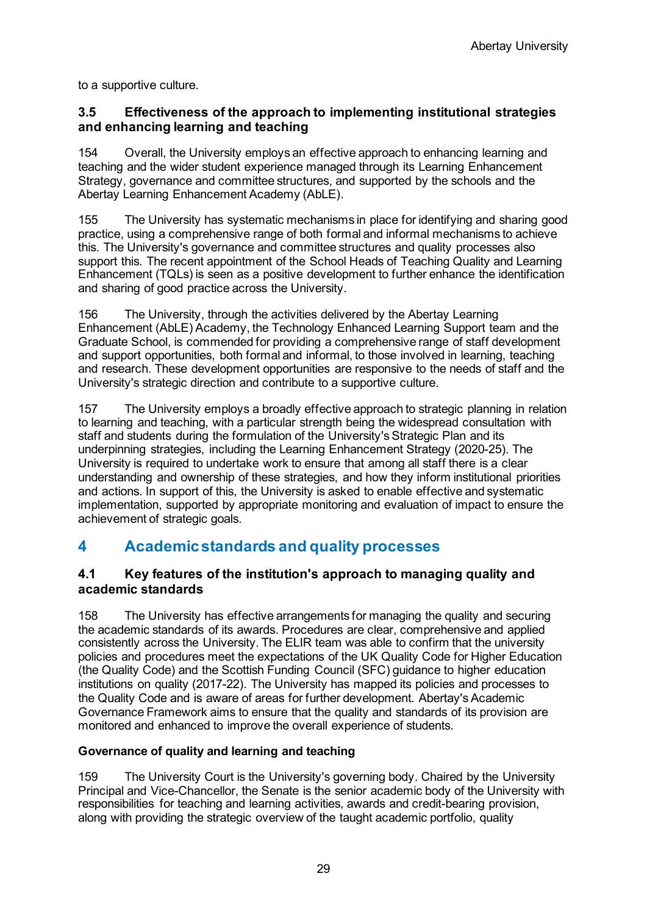to a supportive culture.

### 3.5 Effectiveness of the approach to implementing institutional strategies and enhancing learning and teaching

154 Overall, the University employs an effective approach to enhancing learning and teaching and the wider student experience managed through its Learning Enhancement Strategy, governance and committee structures, and supported by the schools and the Abertay Learning Enhancement Academy (AbLE).

155 The University has systematic mechanisms in place for identifying and sharing good practice, using a comprehensive range of both formal and informal mechanisms to achieve this. The University's governance and committee structures and quality processes also support this. The recent appointment of the School Heads of Teaching Quality and Learning Enhancement (TQLs) is seen as a positive development to further enhance the identification and sharing of good practice across the University.

156 The University, through the activities delivered by the Abertay Learning Enhancement (AbLE) Academy, the Technology Enhanced Learning Support team and the Graduate School, is commended for providing a comprehensive range of staff development and support opportunities, both formal and informal, to those involved in learning, teaching and research. These development opportunities are responsive to the needs of staff and the University's strategic direction and contribute to a supportive culture.

157 The University employs a broadly effective approach to strategic planning in relation to learning and teaching, with a particular strength being the widespread consultation with staff and students during the formulation of the University's Strategic Plan and its underpinning strategies, including the Learning Enhancement Strategy (2020-25). The University is required to undertake work to ensure that among all staff there is a clear understanding and ownership of these strategies, and how they inform institutional priorities and actions. In support of this, the University is asked to enable effective and systematic implementation, supported by appropriate monitoring and evaluation of impact to ensure the achievement of strategic goals.

## 4 Academic standards and quality processes

### 4.1 Key features of the institution's approach to managing quality and academic standards

158 The University has effective arrangements for managing the quality and securing the academic standards of its awards. Procedures are clear, comprehensive and applied consistently across the University. The ELIR team was able to confirm that the university policies and procedures meet the expectations of the UK Quality Code for Higher Education (the Quality Code) and the Scottish Funding Council (SFC) guidance to higher education institutions on quality (2017-22). The University has mapped its policies and processes to the Quality Code and is aware of areas for further development. Abertay's Academic Governance Framework aims to ensure that the quality and standards of its provision are monitored and enhanced to improve the overall experience of students.

**Governance of quality and learning and teaching**

159 The University Court is the University's governing body. Chaired by the University Principal and Vice-Chancellor, the Senate is the senior academic body of the University with responsibilities for teaching and learning activities, awards and credit-bearing provision, along with providing the strategic overview of the taught academic portfolio, quality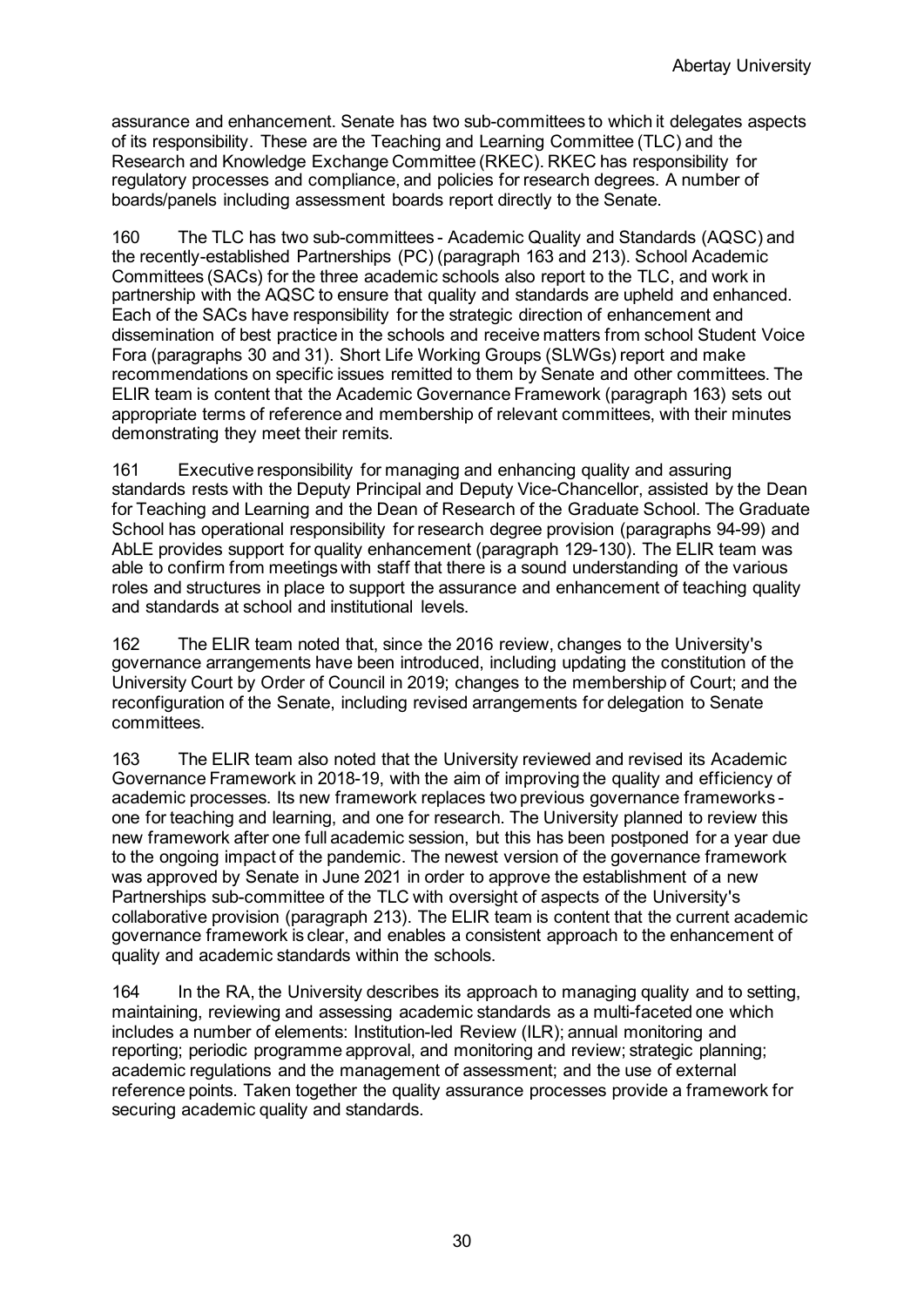assurance and enhancement. Senate has two sub-committees to which it delegates aspects of its responsibility. These are the Teaching and Learning Committee (TLC) and the Research and Knowledge Exchange Committee (RKEC). RKEC has responsibility for regulatory processes and compliance, and policies for research degrees. A number of boards/panels including assessment boards report directly to the Senate.

160 The TLC has two sub-committees - Academic Quality and Standards (AQSC) and the recently-established Partnerships (PC) (paragraph 163 and 213). School Academic Committees (SACs) for the three academic schools also report to the TLC, and work in partnership with the AQSC to ensure that quality and standards are upheld and enhanced. Each of the SACs have responsibility for the strategic direction of enhancement and dissemination of best practice in the schools and receive matters from school Student Voice Fora (paragraphs 30 and 31). Short Life Working Groups (SLWGs) report and make recommendations on specific issues remitted to them by Senate and other committees. The ELIR team is content that the Academic Governance Framework (paragraph 163) sets out appropriate terms of reference and membership of relevant committees, with their minutes demonstrating they meet their remits.

161 Executive responsibility for managing and enhancing quality and assuring standards rests with the Deputy Principal and Deputy Vice-Chancellor, assisted by the Dean for Teaching and Learning and the Dean of Research of the Graduate School. The Graduate School has operational responsibility for research degree provision (paragraphs 94-99) and AbLE provides support for quality enhancement (paragraph 129-130). The ELIR team was able to confirm from meetings with staff that there is a sound understanding of the various roles and structures in place to support the assurance and enhancement of teaching quality and standards at school and institutional levels.

162 The ELIR team noted that, since the 2016 review, changes to the University's governance arrangements have been introduced, including updating the constitution of the University Court by Order of Council in 2019; changes to the membership of Court; and the reconfiguration of the Senate, including revised arrangements for delegation to Senate committees.

163 The ELIR team also noted that the University reviewed and revised its Academic Governance Framework in 2018-19, with the aim of improving the quality and efficiency of academic processes. Its new framework replaces two previous governance frameworks - one for teaching and learning, and one for research. The University planned to review this new framework after one full academic session, but this has been postponed for a year due to the ongoing impact of the pandemic. The newest version of the governance framework was approved by Senate in June 2021 in order to approve the establishment of a new Partnerships sub-committee of the TLC with oversight of aspects of the University's collaborative provision (paragraph 213). The ELIR team is content that the current academic governance framework is clear, and enables a consistent approach to the enhancement of quality and academic standards within the schools.

164 In the RA, the University describes its approach to managing quality and to setting, maintaining, reviewing and assessing academic standards as a multi-faceted one which includes a number of elements: Institution-led Review (ILR); annual monitoring and reporting; periodic programme approval, and monitoring and review; strategic planning; academic regulations and the management of assessment; and the use of external reference points. Taken together the quality assurance processes provide a framework for securing academic quality and standards.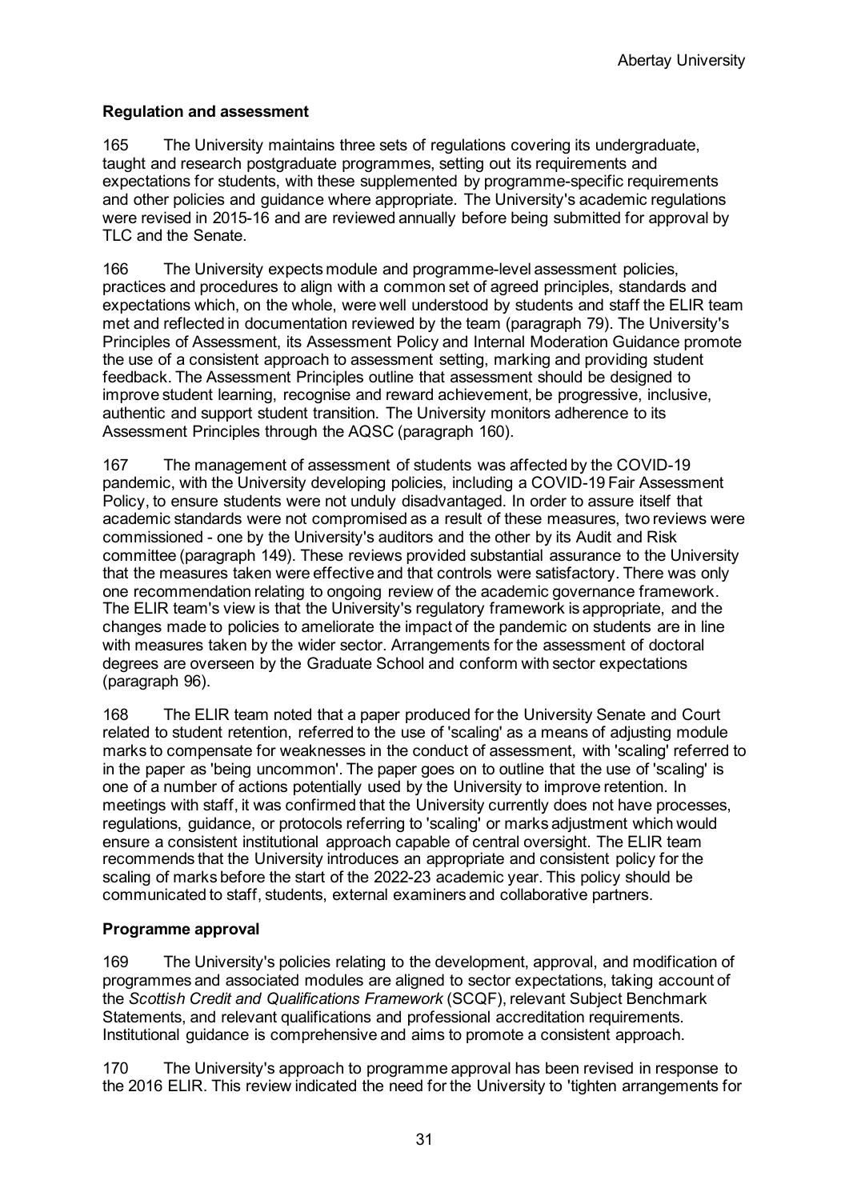### Regulation and assessment

165 The University maintains three sets of regulations covering its undergraduate, taught and research postgraduate programmes, setting out its requirements and expectations for students, with these supplemented by programme-specific requirements and other policies and guidance where appropriate. The University's academic regulations were revised in 2015-16 and are reviewed annually before being submitted for approval by TLC and the Senate.

166 The University expects module and programme-level assessment policies, practices and procedures to align with a common set of agreed principles, standards and expectations which, on the whole, were well understood by students and staff the ELIR team met and reflected in documentation reviewed by the team (paragraph 79). The University's Principles of Assessment, its Assessment Policy and Internal Moderation Guidance promote the use of a consistent approach to assessment setting, marking and providing student feedback. The Assessment Principles outline that assessment should be designed to improve student learning, recognise and reward achievement, be progressive, inclusive, authentic and support student transition. The University monitors adherence to its Assessment Principles through the AQSC (paragraph 160).

167 The management of assessment of students was affected by the COVID-19 pandemic, with the University developing policies, including a COVID-19 Fair Assessment Policy, to ensure students were not unduly disadvantaged. In order to assure itself that academic standards were not compromised as a result of these measures, two reviews were commissioned - one by the University's auditors and the other by its Audit and Risk committee (paragraph 149). These reviews provided substantial assurance to the University that the measures taken were effective and that controls were satisfactory. There was only one recommendation relating to ongoing review of the academic governance framework. The ELIR team's view is that the University's regulatory framework is appropriate, and the changes made to policies to ameliorate the impact of the pandemic on students are in line with measures taken by the wider sector. Arrangements for the assessment of doctoral degrees are overseen by the Graduate School and conform with sector expectations (paragraph 96).

168 The ELIR team noted that a paper produced for the University Senate and Court related to student retention, referred to the use of 'scaling' as a means of adjusting module marks to compensate for weaknesses in the conduct of assessment, with 'scaling' referred to in the paper as 'being uncommon'. The paper goes on to outline that the use of 'scaling' is one of a number of actions potentially used by the University to improve retention. In meetings with staff, it was confirmed that the University currently does not have processes, regulations, guidance, or protocols referring to 'scaling' or marks adjustment which would ensure a consistent institutional approach capable of central oversight. The ELIR team recommends that the University introduces an appropriate and consistent policy for the scaling of marks before the start of the 2022-23 academic year. This policy should be communicated to staff, students, external examiners and collaborative partners.

### Programme approval

169 The University's policies relating to the development, approval, and modification of programmes and associated modules are aligned to sector expectations, taking account of the *Scottish Credit and Qualifications Framework* (SCQF), relevant Subject Benchmark Statements, and relevant qualifications and professional accreditation requirements. Institutional guidance is comprehensive and aims to promote a consistent approach.

170 The University's approach to programme approval has been revised in response to the 2016 ELIR. This review indicated the need for the University to 'tighten arrangements for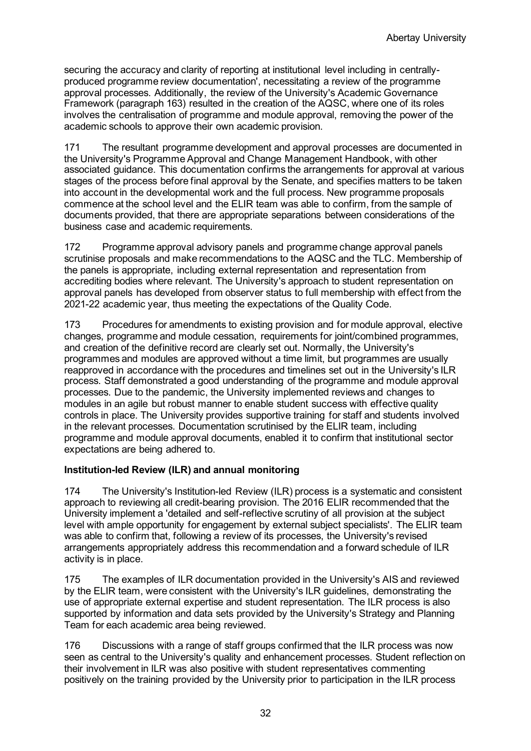securing the accuracy and clarity of reporting at institutional level including in centrally-produced programme review documentation', necessitating a review of the programme approval processes. Additionally, the review of the University's Academic Governance Framework (paragraph 163) resulted in the creation of the AQSC, where one of its roles involves the centralisation of programme and module approval, removing the power of the academic schools to approve their own academic provision.

171 The resultant programme development and approval processes are documented in the University's Programme Approval and Change Management Handbook, with other associated guidance. This documentation confirms the arrangements for approval at various stages of the process before final approval by the Senate, and specifies matters to be taken into account in the developmental work and the full process. New programme proposals commence at the school level and the ELIR team was able to confirm, from the sample of documents provided, that there are appropriate separations between considerations of the business case and academic requirements.

172 Programme approval advisory panels and programme change approval panels scrutinise proposals and make recommendations to the AQSC and the TLC. Membership of the panels is appropriate, including external representation and representation from accrediting bodies where relevant. The University's approach to student representation on approval panels has developed from observer status to full membership with effect from the 2021-22 academic year, thus meeting the expectations of the Quality Code.

173 Procedures for amendments to existing provision and for module approval, elective changes, programme and module cessation, requirements for joint/combined programmes, and creation of the definitive record are clearly set out. Normally, the University's programmes and modules are approved without a time limit, but programmes are usually reapproved in accordance with the procedures and timelines set out in the University's ILR process. Staff demonstrated a good understanding of the programme and module approval processes. Due to the pandemic, the University implemented reviews and changes to modules in an agile but robust manner to enable student success with effective quality controls in place. The University provides supportive training for staff and students involved in the relevant processes. Documentation scrutinised by the ELIR team, including programme and module approval documents, enabled it to confirm that institutional sector expectations are being adhered to.

**Institution-led Review (ILR) and annual monitoring**

174 The University's Institution-led Review (ILR) process is a systematic and consistent approach to reviewing all credit-bearing provision. The 2016 ELIR recommended that the University implement a 'detailed and self-reflective scrutiny of all provision at the subject level with ample opportunity for engagement by external subject specialists'. The ELIR team was able to confirm that, following a review of its processes, the University's revised arrangements appropriately address this recommendation and a forward schedule of ILR activity is in place.

175 The examples of ILR documentation provided in the University's AIS and reviewed by the ELIR team, were consistent with the University's ILR guidelines, demonstrating the use of appropriate external expertise and student representation. The ILR process is also supported by information and data sets provided by the University's Strategy and Planning Team for each academic area being reviewed.

176 Discussions with a range of staff groups confirmed that the ILR process was now seen as central to the University's quality and enhancement processes. Student reflection on their involvement in ILR was also positive with student representatives commenting positively on the training provided by the University prior to participation in the ILR process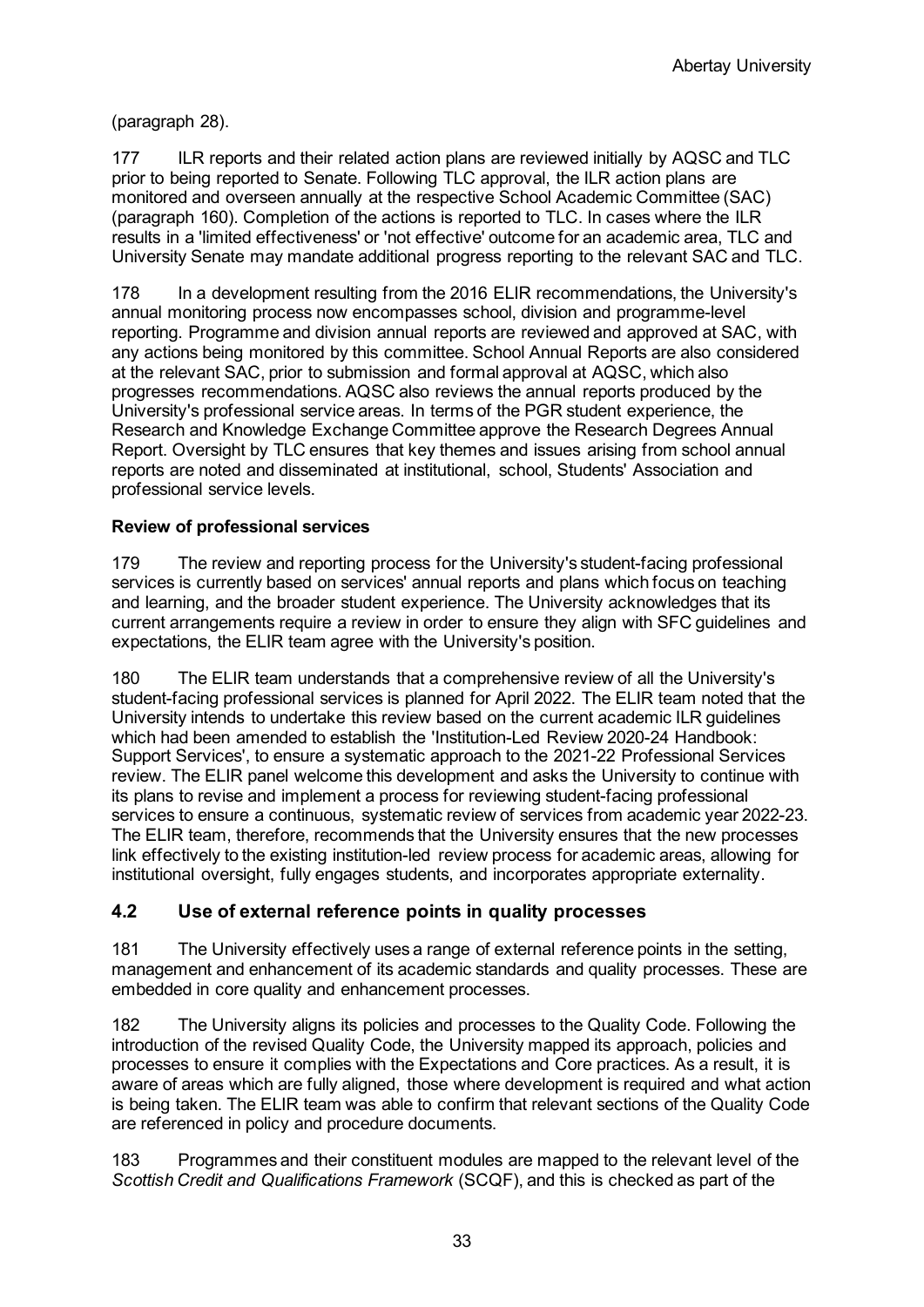(paragraph 28).

177 ILR reports and their related action plans are reviewed initially by AQSC and TLC prior to being reported to Senate. Following TLC approval, the ILR action plans are monitored and overseen annually at the respective School Academic Committee (SAC) (paragraph 160). Completion of the actions is reported to TLC. In cases where the ILR results in a 'limited effectiveness' or 'not effective' outcome for an academic area, TLC and University Senate may mandate additional progress reporting to the relevant SAC and TLC.

178 In a development resulting from the 2016 ELIR recommendations, the University's annual monitoring process now encompasses school, division and programme-level reporting. Programme and division annual reports are reviewed and approved at SAC, with any actions being monitored by this committee. School Annual Reports are also considered at the relevant SAC, prior to submission and formal approval at AQSC, which also progresses recommendations. AQSC also reviews the annual reports produced by the University's professional service areas. In terms of the PGR student experience, the Research and Knowledge Exchange Committee approve the Research Degrees Annual Report. Oversight by TLC ensures that key themes and issues arising from school annual reports are noted and disseminated at institutional, school, Students' Association and professional service levels.

**Review of professional services**

179 The review and reporting process for the University's student-facing professional services is currently based on services' annual reports and plans which focus on teaching and learning, and the broader student experience. The University acknowledges that its current arrangements require a review in order to ensure they align with SFC guidelines and expectations, the ELIR team agree with the University's position.

180 The ELIR team understands that a comprehensive review of all the University's student-facing professional services is planned for April 2022. The ELIR team noted that the University intends to undertake this review based on the current academic ILR guidelines which had been amended to establish the 'Institution-Led Review 2020-24 Handbook: Support Services', to ensure a systematic approach to the 2021-22 Professional Services review. The ELIR panel welcome this development and asks the University to continue with its plans to revise and implement a process for reviewing student-facing professional services to ensure a continuous, systematic review of services from academic year 2022-23. The ELIR team, therefore, recommends that the University ensures that the new processes link effectively to the existing institution-led review process for academic areas, allowing for institutional oversight, fully engages students, and incorporates appropriate externality.

## 4.2 Use of external reference points in quality processes

181 The University effectively uses a range of external reference points in the setting, management and enhancement of its academic standards and quality processes. These are embedded in core quality and enhancement processes.

182 The University aligns its policies and processes to the Quality Code. Following the introduction of the revised Quality Code, the University mapped its approach, policies and processes to ensure it complies with the Expectations and Core practices. As a result, it is aware of areas which are fully aligned, those where development is required and what action is being taken. The ELIR team was able to confirm that relevant sections of the Quality Code are referenced in policy and procedure documents.

183 Programmes and their constituent modules are mapped to the relevant level of the *Scottish Credit and Qualifications Framework* (SCQF), and this is checked as part of the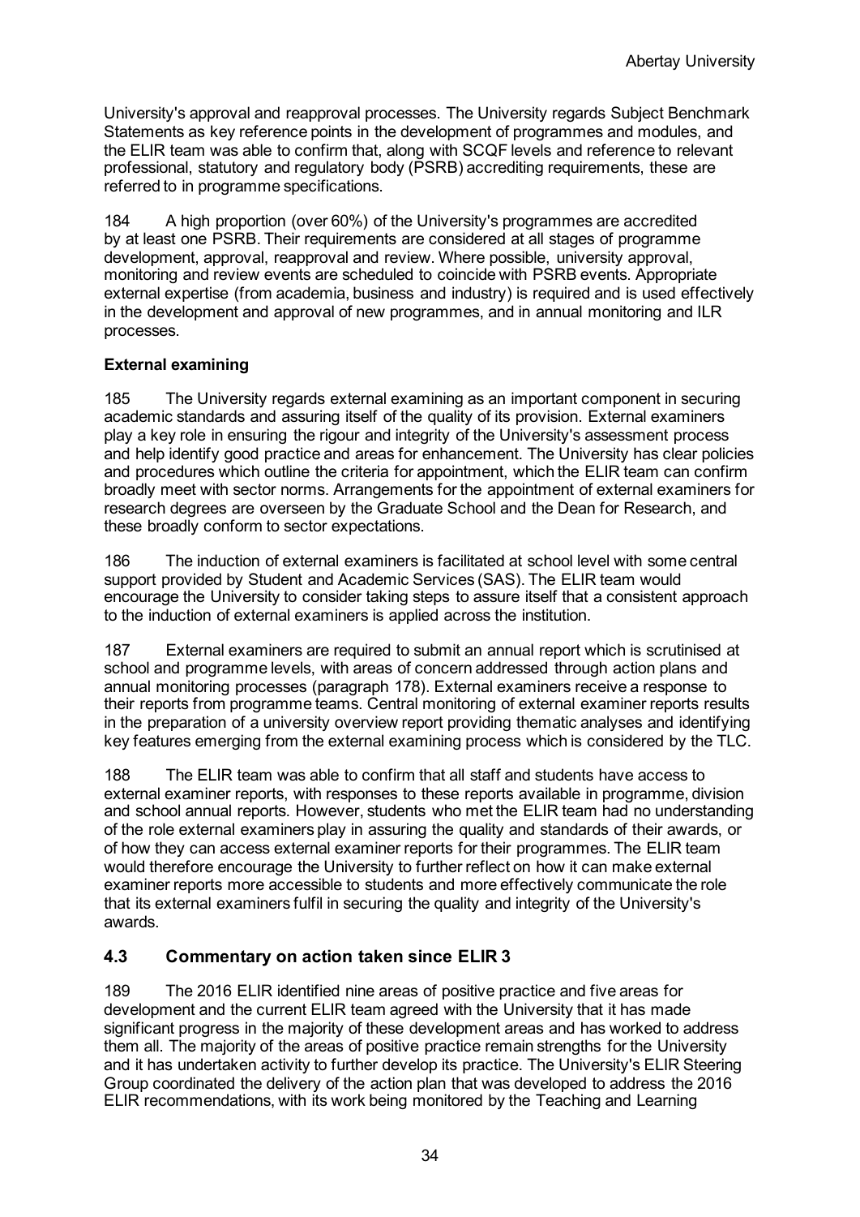University's approval and reapproval processes. The University regards Subject Benchmark Statements as key reference points in the development of programmes and modules, and the ELIR team was able to confirm that, along with SCQF levels and reference to relevant professional, statutory and regulatory body (PSRB) accrediting requirements, these are referred to in programme specifications.

184 A high proportion (over 60%) of the University's programmes are accredited by at least one PSRB. Their requirements are considered at all stages of programme development, approval, reapproval and review. Where possible, university approval, monitoring and review events are scheduled to coincide with PSRB events. Appropriate external expertise (from academia, business and industry) is required and is used effectively in the development and approval of new programmes, and in annual monitoring and ILR processes.

**External examining**

185 The University regards external examining as an important component in securing academic standards and assuring itself of the quality of its provision. External examiners play a key role in ensuring the rigour and integrity of the University's assessment process and help identify good practice and areas for enhancement. The University has clear policies and procedures which outline the criteria for appointment, which the ELIR team can confirm broadly meet with sector norms. Arrangements for the appointment of external examiners for research degrees are overseen by the Graduate School and the Dean for Research, and these broadly conform to sector expectations.

186 The induction of external examiners is facilitated at school level with some central support provided by Student and Academic Services (SAS). The ELIR team would encourage the University to consider taking steps to assure itself that a consistent approach to the induction of external examiners is applied across the institution.

187 External examiners are required to submit an annual report which is scrutinised at school and programme levels, with areas of concern addressed through action plans and annual monitoring processes (paragraph 178). External examiners receive a response to their reports from programme teams. Central monitoring of external examiner reports results in the preparation of a university overview report providing thematic analyses and identifying key features emerging from the external examining process which is considered by the TLC.

188 The ELIR team was able to confirm that all staff and students have access to external examiner reports, with responses to these reports available in programme, division and school annual reports. However, students who met the ELIR team had no understanding of the role external examiners play in assuring the quality and standards of their awards, or of how they can access external examiner reports for their programmes. The ELIR team would therefore encourage the University to further reflect on how it can make external examiner reports more accessible to students and more effectively communicate the role that its external examiners fulfil in securing the quality and integrity of the University's awards.

## 4.3 Commentary on action taken since ELIR 3

189 The 2016 ELIR identified nine areas of positive practice and five areas for development and the current ELIR team agreed with the University that it has made significant progress in the majority of these development areas and has worked to address them all. The majority of the areas of positive practice remain strengths for the University and it has undertaken activity to further develop its practice. The University's ELIR Steering Group coordinated the delivery of the action plan that was developed to address the 2016 ELIR recommendations, with its work being monitored by the Teaching and Learning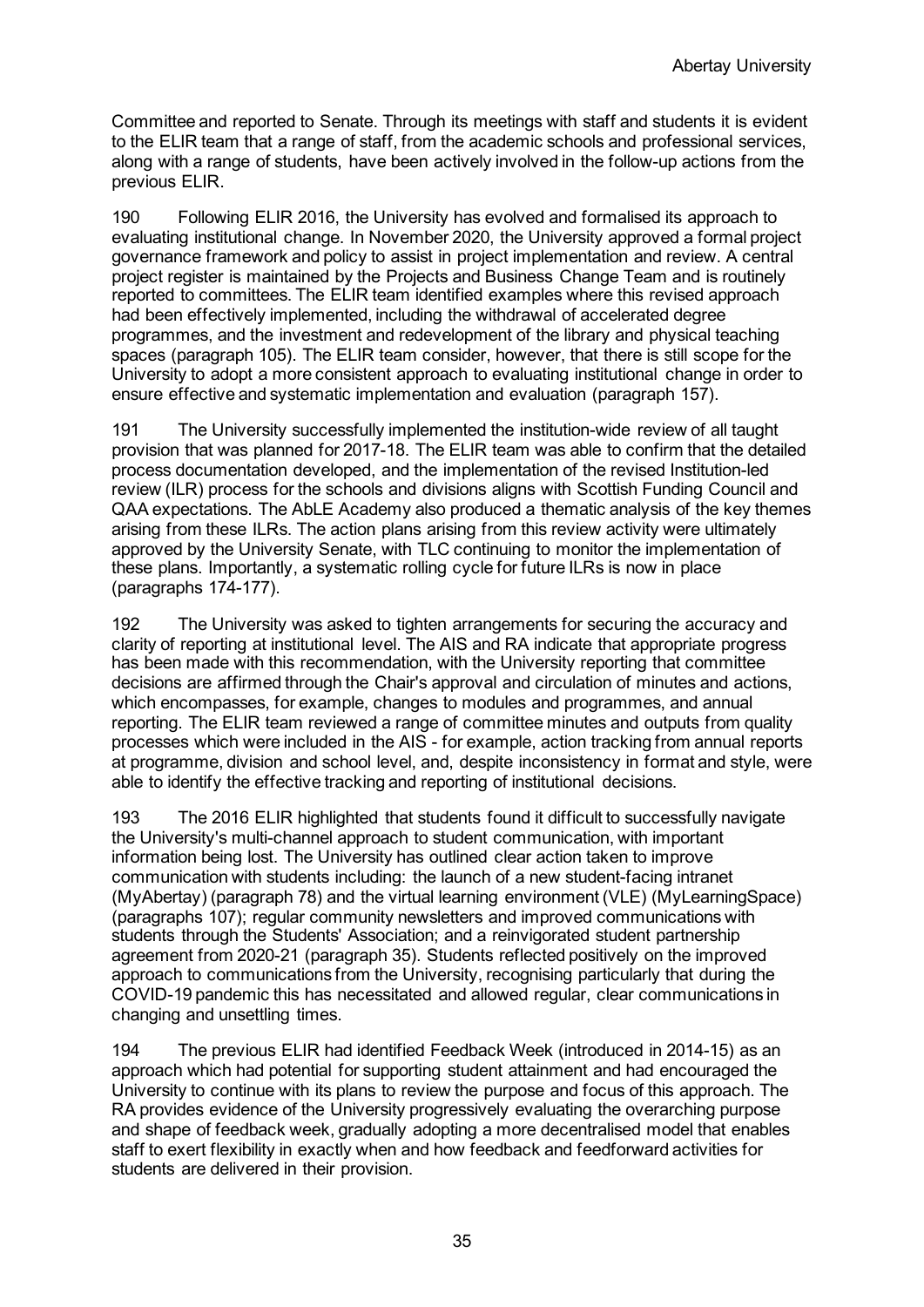Committee and reported to Senate. Through its meetings with staff and students it is evident to the ELIR team that a range of staff, from the academic schools and professional services, along with a range of students, have been actively involved in the follow-up actions from the previous ELIR.

190 Following ELIR 2016, the University has evolved and formalised its approach to evaluating institutional change. In November 2020, the University approved a formal project governance framework and policy to assist in project implementation and review. A central project register is maintained by the Projects and Business Change Team and is routinely reported to committees. The ELIR team identified examples where this revised approach had been effectively implemented, including the withdrawal of accelerated degree programmes, and the investment and redevelopment of the library and physical teaching spaces (paragraph 105). The ELIR team consider, however, that there is still scope for the University to adopt a more consistent approach to evaluating institutional change in order to ensure effective and systematic implementation and evaluation (paragraph 157).

191 The University successfully implemented the institution-wide review of all taught provision that was planned for 2017-18. The ELIR team was able to confirm that the detailed process documentation developed, and the implementation of the revised Institution-led review (ILR) process for the schools and divisions aligns with Scottish Funding Council and QAA expectations. The AbLE Academy also produced a thematic analysis of the key themes arising from these ILRs. The action plans arising from this review activity were ultimately approved by the University Senate, with TLC continuing to monitor the implementation of these plans. Importantly, a systematic rolling cycle for future ILRs is now in place (paragraphs 174-177).

192 The University was asked to tighten arrangements for securing the accuracy and clarity of reporting at institutional level. The AIS and RA indicate that appropriate progress has been made with this recommendation, with the University reporting that committee decisions are affirmed through the Chair's approval and circulation of minutes and actions, which encompasses, for example, changes to modules and programmes, and annual reporting. The ELIR team reviewed a range of committee minutes and outputs from quality processes which were included in the AIS - for example, action tracking from annual reports at programme, division and school level, and, despite inconsistency in format and style, were able to identify the effective tracking and reporting of institutional decisions.

193 The 2016 ELIR highlighted that students found it difficult to successfully navigate the University's multi-channel approach to student communication, with important information being lost. The University has outlined clear action taken to improve communication with students including: the launch of a new student-facing intranet (MyAbertay) (paragraph 78) and the virtual learning environment (VLE) (MyLearningSpace) (paragraphs 107); regular community newsletters and improved communications with students through the Students' Association; and a reinvigorated student partnership agreement from 2020-21 (paragraph 35). Students reflected positively on the improved approach to communications from the University, recognising particularly that during the COVID-19 pandemic this has necessitated and allowed regular, clear communications in changing and unsettling times.

194 The previous ELIR had identified Feedback Week (introduced in 2014-15) as an approach which had potential for supporting student attainment and had encouraged the University to continue with its plans to review the purpose and focus of this approach. The RA provides evidence of the University progressively evaluating the overarching purpose and shape of feedback week, gradually adopting a more decentralised model that enables staff to exert flexibility in exactly when and how feedback and feedforward activities for students are delivered in their provision.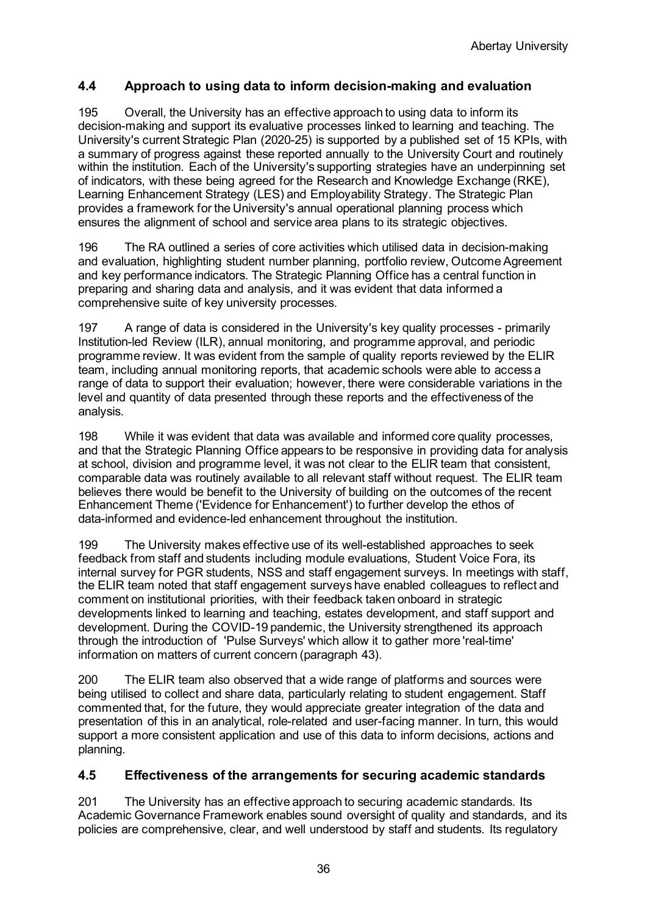## 4.4 Approach to using data to inform decision-making and evaluation

195 Overall, the University has an effective approach to using data to inform its decision-making and support its evaluative processes linked to learning and teaching. The University's current Strategic Plan (2020-25) is supported by a published set of 15 KPIs, with a summary of progress against these reported annually to the University Court and routinely within the institution. Each of the University's supporting strategies have an underpinning set of indicators, with these being agreed for the Research and Knowledge Exchange (RKE), Learning Enhancement Strategy (LES) and Employability Strategy. The Strategic Plan provides a framework for the University's annual operational planning process which ensures the alignment of school and service area plans to its strategic objectives.

196 The RA outlined a series of core activities which utilised data in decision-making and evaluation, highlighting student number planning, portfolio review, Outcome Agreement and key performance indicators. The Strategic Planning Office has a central function in preparing and sharing data and analysis, and it was evident that data informed a comprehensive suite of key university processes.

197 A range of data is considered in the University's key quality processes - primarily Institution-led Review (ILR), annual monitoring, and programme approval, and periodic programme review. It was evident from the sample of quality reports reviewed by the ELIR team, including annual monitoring reports, that academic schools were able to access a range of data to support their evaluation; however, there were considerable variations in the level and quantity of data presented through these reports and the effectiveness of the analysis.

198 While it was evident that data was available and informed core quality processes, and that the Strategic Planning Office appears to be responsive in providing data for analysis at school, division and programme level, it was not clear to the ELIR team that consistent, comparable data was routinely available to all relevant staff without request. The ELIR team believes there would be benefit to the University of building on the outcomes of the recent Enhancement Theme ('Evidence for Enhancement') to further develop the ethos of data-informed and evidence-led enhancement throughout the institution.

199 The University makes effective use of its well-established approaches to seek feedback from staff and students including module evaluations, Student Voice Fora, its internal survey for PGR students, NSS and staff engagement surveys. In meetings with staff, the ELIR team noted that staff engagement surveys have enabled colleagues to reflect and comment on institutional priorities, with their feedback taken onboard in strategic developments linked to learning and teaching, estates development, and staff support and development. During the COVID-19 pandemic, the University strengthened its approach through the introduction of 'Pulse Surveys' which allow it to gather more 'real-time' information on matters of current concern (paragraph 43).

200 The ELIR team also observed that a wide range of platforms and sources were being utilised to collect and share data, particularly relating to student engagement. Staff commented that, for the future, they would appreciate greater integration of the data and presentation of this in an analytical, role-related and user-facing manner. In turn, this would support a more consistent application and use of this data to inform decisions, actions and planning.

## 4.5 Effectiveness of the arrangements for securing academic standards

201 The University has an effective approach to securing academic standards. Its Academic Governance Framework enables sound oversight of quality and standards, and its policies are comprehensive, clear, and well understood by staff and students. Its regulatory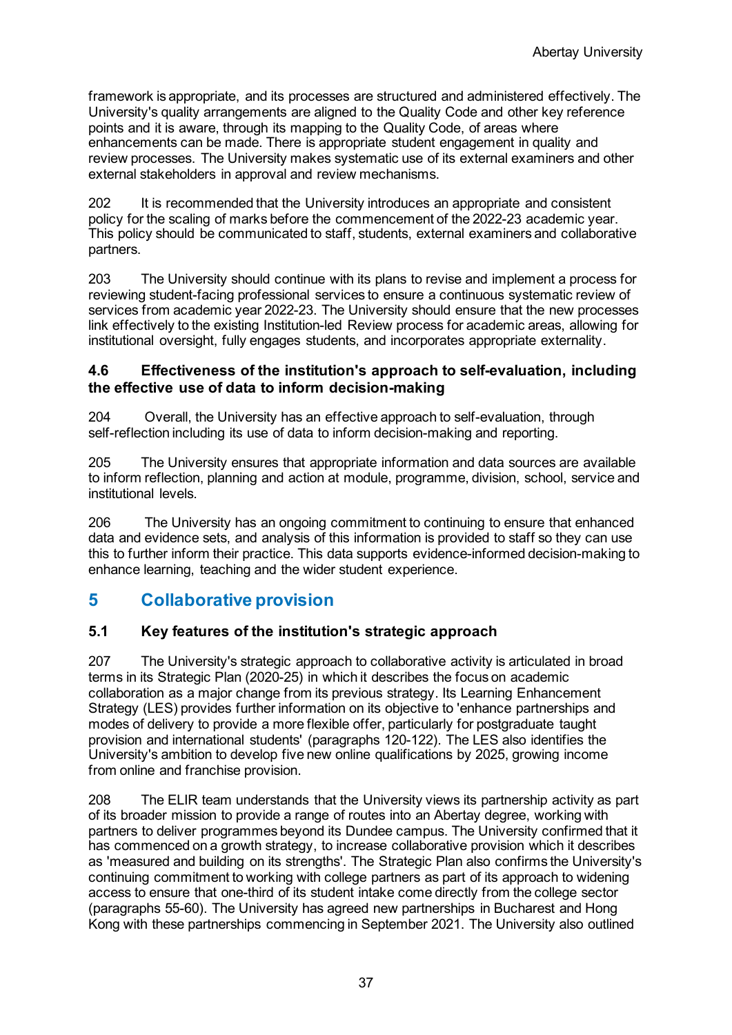framework is appropriate, and its processes are structured and administered effectively. The University's quality arrangements are aligned to the Quality Code and other key reference points and it is aware, through its mapping to the Quality Code, of areas where enhancements can be made. There is appropriate student engagement in quality and review processes. The University makes systematic use of its external examiners and other external stakeholders in approval and review mechanisms.

202 It is recommended that the University introduces an appropriate and consistent policy for the scaling of marks before the commencement of the 2022-23 academic year. This policy should be communicated to staff, students, external examiners and collaborative partners.

203 The University should continue with its plans to revise and implement a process for reviewing student-facing professional services to ensure a continuous systematic review of services from academic year 2022-23. The University should ensure that the new processes link effectively to the existing Institution-led Review process for academic areas, allowing for institutional oversight, fully engages students, and incorporates appropriate externality.

### 4.6 Effectiveness of the institution's approach to self-evaluation, including the effective use of data to inform decision-making

204 Overall, the University has an effective approach to self-evaluation, through self-reflection including its use of data to inform decision-making and reporting.

205 The University ensures that appropriate information and data sources are available to inform reflection, planning and action at module, programme, division, school, service and institutional levels.

206 The University has an ongoing commitment to continuing to ensure that enhanced data and evidence sets, and analysis of this information is provided to staff so they can use this to further inform their practice. This data supports evidence-informed decision-making to enhance learning, teaching and the wider student experience.

## 5 Collaborative provision

### 5.1 Key features of the institution's strategic approach

207 The University's strategic approach to collaborative activity is articulated in broad terms in its Strategic Plan (2020-25) in which it describes the focus on academic collaboration as a major change from its previous strategy. Its Learning Enhancement Strategy (LES) provides further information on its objective to 'enhance partnerships and modes of delivery to provide a more flexible offer, particularly for postgraduate taught provision and international students' (paragraphs 120-122). The LES also identifies the University's ambition to develop five new online qualifications by 2025, growing income from online and franchise provision.

208 The ELIR team understands that the University views its partnership activity as part of its broader mission to provide a range of routes into an Abertay degree, working with partners to deliver programmes beyond its Dundee campus. The University confirmed that it has commenced on a growth strategy, to increase collaborative provision which it describes as 'measured and building on its strengths'. The Strategic Plan also confirms the University's continuing commitment to working with college partners as part of its approach to widening access to ensure that one-third of its student intake come directly from the college sector (paragraphs 55-60). The University has agreed new partnerships in Bucharest and Hong Kong with these partnerships commencing in September 2021. The University also outlined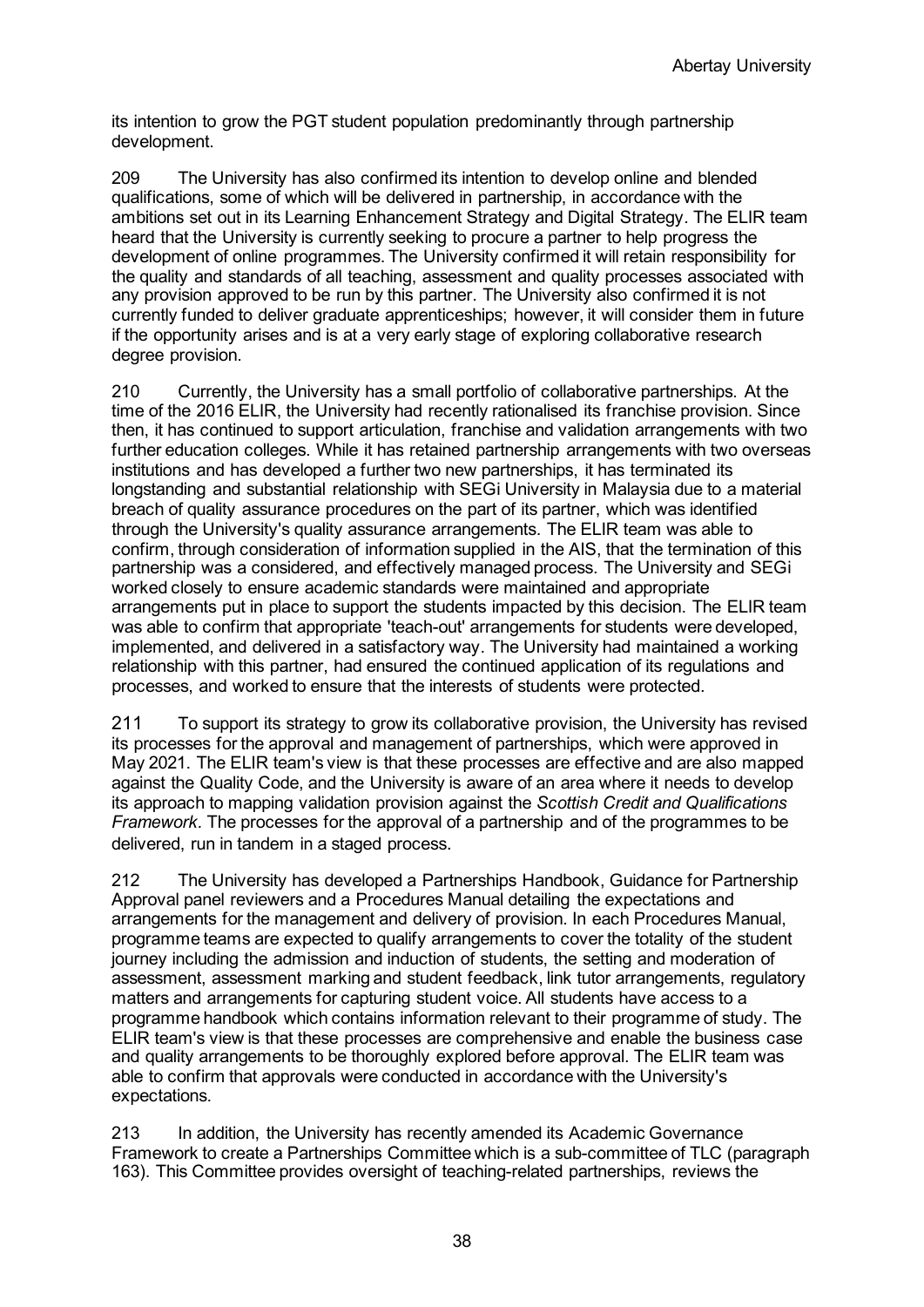its intention to grow the PGT student population predominantly through partnership development.

209 The University has also confirmed its intention to develop online and blended qualifications, some of which will be delivered in partnership, in accordance with the ambitions set out in its Learning Enhancement Strategy and Digital Strategy. The ELIR team heard that the University is currently seeking to procure a partner to help progress the development of online programmes. The University confirmed it will retain responsibility for the quality and standards of all teaching, assessment and quality processes associated with any provision approved to be run by this partner. The University also confirmed it is not currently funded to deliver graduate apprenticeships; however, it will consider them in future if the opportunity arises and is at a very early stage of exploring collaborative research degree provision.

210 Currently, the University has a small portfolio of collaborative partnerships. At the time of the 2016 ELIR, the University had recently rationalised its franchise provision. Since then, it has continued to support articulation, franchise and validation arrangements with two further education colleges. While it has retained partnership arrangements with two overseas institutions and has developed a further two new partnerships, it has terminated its longstanding and substantial relationship with SEGi University in Malaysia due to a material breach of quality assurance procedures on the part of its partner, which was identified through the University's quality assurance arrangements. The ELIR team was able to confirm, through consideration of information supplied in the AIS, that the termination of this partnership was a considered, and effectively managed process. The University and SEGi worked closely to ensure academic standards were maintained and appropriate arrangements put in place to support the students impacted by this decision. The ELIR team was able to confirm that appropriate 'teach-out' arrangements for students were developed, implemented, and delivered in a satisfactory way. The University had maintained a working relationship with this partner, had ensured the continued application of its regulations and processes, and worked to ensure that the interests of students were protected.

211 To support its strategy to grow its collaborative provision, the University has revised its processes for the approval and management of partnerships, which were approved in May 2021. The ELIR team's view is that these processes are effective and are also mapped against the Quality Code, and the University is aware of an area where it needs to develop its approach to mapping validation provision against the *Scottish Credit and Qualifications Framework.* The processes for the approval of a partnership and of the programmes to be delivered, run in tandem in a staged process.

212 The University has developed a Partnerships Handbook, Guidance for Partnership Approval panel reviewers and a Procedures Manual detailing the expectations and arrangements for the management and delivery of provision. In each Procedures Manual, programme teams are expected to qualify arrangements to cover the totality of the student journey including the admission and induction of students, the setting and moderation of assessment, assessment marking and student feedback, link tutor arrangements, regulatory matters and arrangements for capturing student voice. All students have access to a programme handbook which contains information relevant to their programme of study. The ELIR team's view is that these processes are comprehensive and enable the business case and quality arrangements to be thoroughly explored before approval. The ELIR team was able to confirm that approvals were conducted in accordance with the University's expectations.

213 In addition, the University has recently amended its Academic Governance Framework to create a Partnerships Committee which is a sub-committee of TLC (paragraph 163). This Committee provides oversight of teaching-related partnerships, reviews the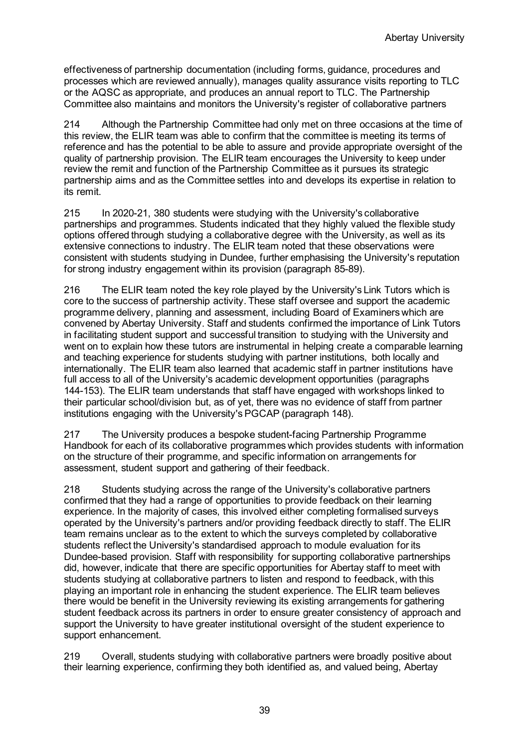effectiveness of partnership documentation (including forms, guidance, procedures and processes which are reviewed annually), manages quality assurance visits reporting to TLC or the AQSC as appropriate, and produces an annual report to TLC. The Partnership Committee also maintains and monitors the University's register of collaborative partners

214 Although the Partnership Committee had only met on three occasions at the time of this review, the ELIR team was able to confirm that the committee is meeting its terms of reference and has the potential to be able to assure and provide appropriate oversight of the quality of partnership provision. The ELIR team encourages the University to keep under review the remit and function of the Partnership Committee as it pursues its strategic partnership aims and as the Committee settles into and develops its expertise in relation to its remit.

215 In 2020-21, 380 students were studying with the University's collaborative partnerships and programmes. Students indicated that they highly valued the flexible study options offered through studying a collaborative degree with the University, as well as its extensive connections to industry. The ELIR team noted that these observations were consistent with students studying in Dundee, further emphasising the University's reputation for strong industry engagement within its provision (paragraph 85-89).

216 The ELIR team noted the key role played by the University's Link Tutors which is core to the success of partnership activity. These staff oversee and support the academic programme delivery, planning and assessment, including Board of Examiners which are convened by Abertay University. Staff and students confirmed the importance of Link Tutors in facilitating student support and successful transition to studying with the University and went on to explain how these tutors are instrumental in helping create a comparable learning and teaching experience for students studying with partner institutions, both locally and internationally. The ELIR team also learned that academic staff in partner institutions have full access to all of the University's academic development opportunities (paragraphs 144-153). The ELIR team understands that staff have engaged with workshops linked to their particular school/division but, as of yet, there was no evidence of staff from partner institutions engaging with the University's PGCAP (paragraph 148).

217 The University produces a bespoke student-facing Partnership Programme Handbook for each of its collaborative programmes which provides students with information on the structure of their programme, and specific information on arrangements for assessment, student support and gathering of their feedback.

218 Students studying across the range of the University's collaborative partners confirmed that they had a range of opportunities to provide feedback on their learning experience. In the majority of cases, this involved either completing formalised surveys operated by the University's partners and/or providing feedback directly to staff. The ELIR team remains unclear as to the extent to which the surveys completed by collaborative students reflect the University's standardised approach to module evaluation for its Dundee-based provision. Staff with responsibility for supporting collaborative partnerships did, however, indicate that there are specific opportunities for Abertay staff to meet with students studying at collaborative partners to listen and respond to feedback, with this playing an important role in enhancing the student experience. The ELIR team believes there would be benefit in the University reviewing its existing arrangements for gathering student feedback across its partners in order to ensure greater consistency of approach and support the University to have greater institutional oversight of the student experience to support enhancement.

219 Overall, students studying with collaborative partners were broadly positive about their learning experience, confirming they both identified as, and valued being, Abertay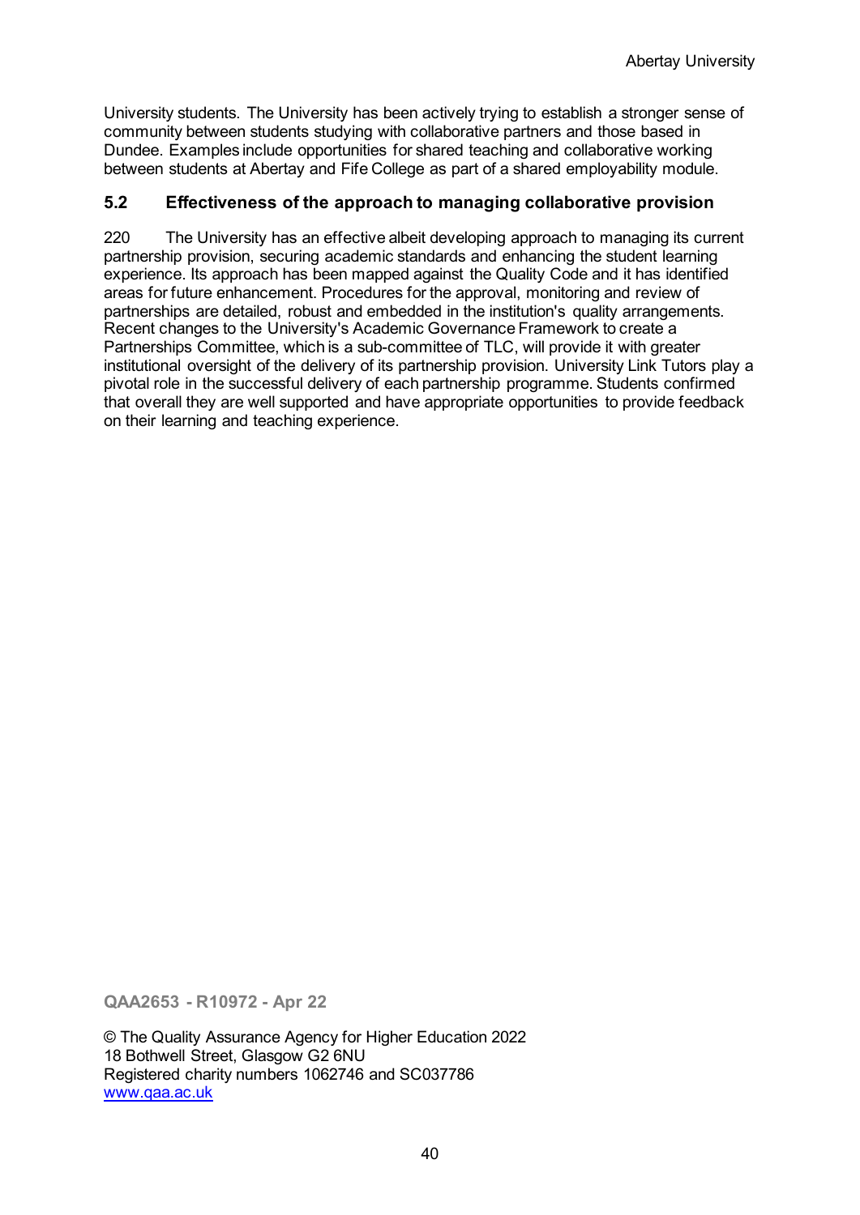University students. The University has been actively trying to establish a stronger sense of community between students studying with collaborative partners and those based in Dundee. Examples include opportunities for shared teaching and collaborative working between students at Abertay and Fife College as part of a shared employability module.

### 5.2 Effectiveness of the approach to managing collaborative provision

220 The University has an effective albeit developing approach to managing its current partnership provision, securing academic standards and enhancing the student learning experience. Its approach has been mapped against the Quality Code and it has identified areas for future enhancement. Procedures for the approval, monitoring and review of partnerships are detailed, robust and embedded in the institution's quality arrangements. Recent changes to the University's Academic Governance Framework to create a Partnerships Committee, which is a sub-committee of TLC, will provide it with greater institutional oversight of the delivery of its partnership provision. University Link Tutors play a pivotal role in the successful delivery of each partnership programme. Students confirmed that overall they are well supported and have appropriate opportunities to provide feedback on their learning and teaching experience.

**QAA2653 - R10972 - Apr 22**

© The Quality Assurance Agency for Higher Education 2022
18 Bothwell Street, Glasgow G2 6NU
Registered charity numbers 1062746 and SC037786
[www.qaa.ac.uk](http://www.qaa.ac.uk)